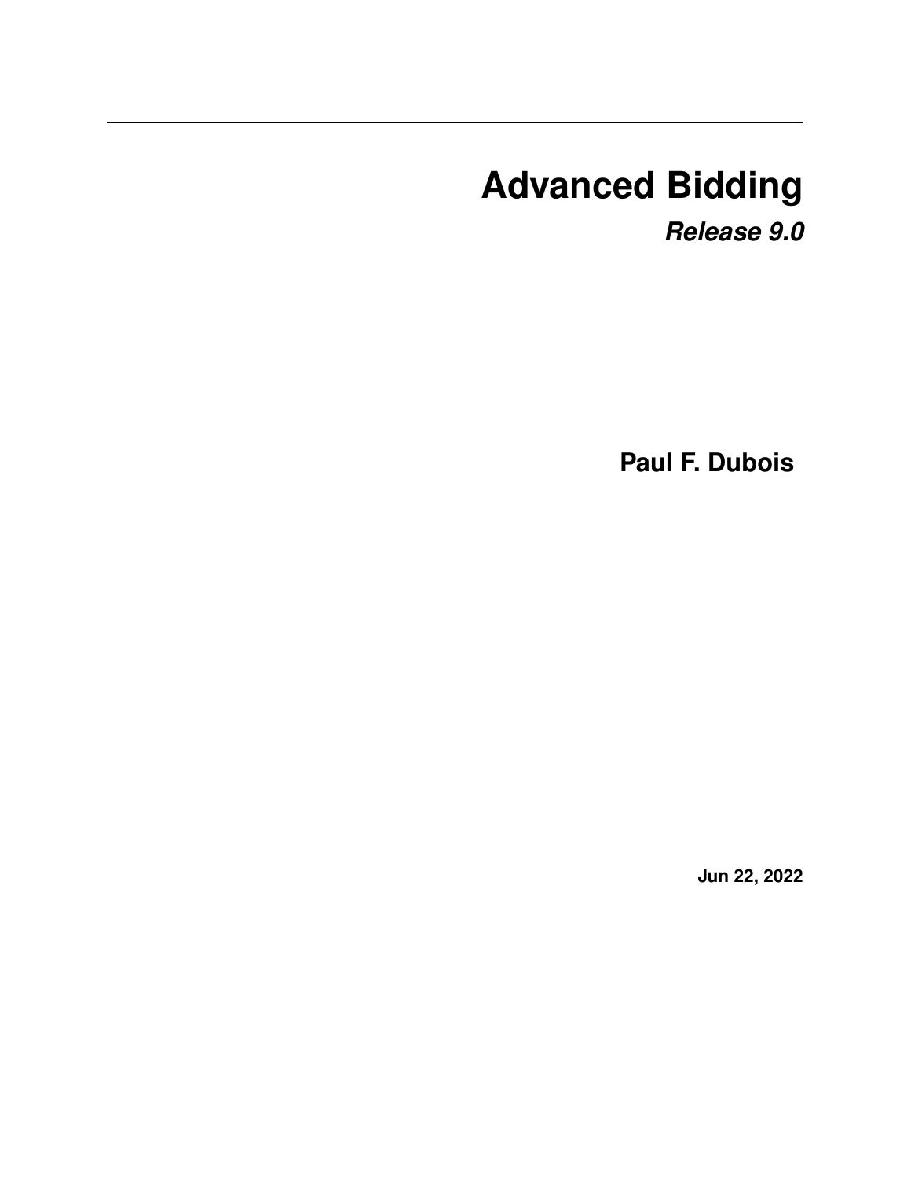# Advanced Bidding

***Release 9.0***

**Paul F. Dubois**

**Jun 22, 2022**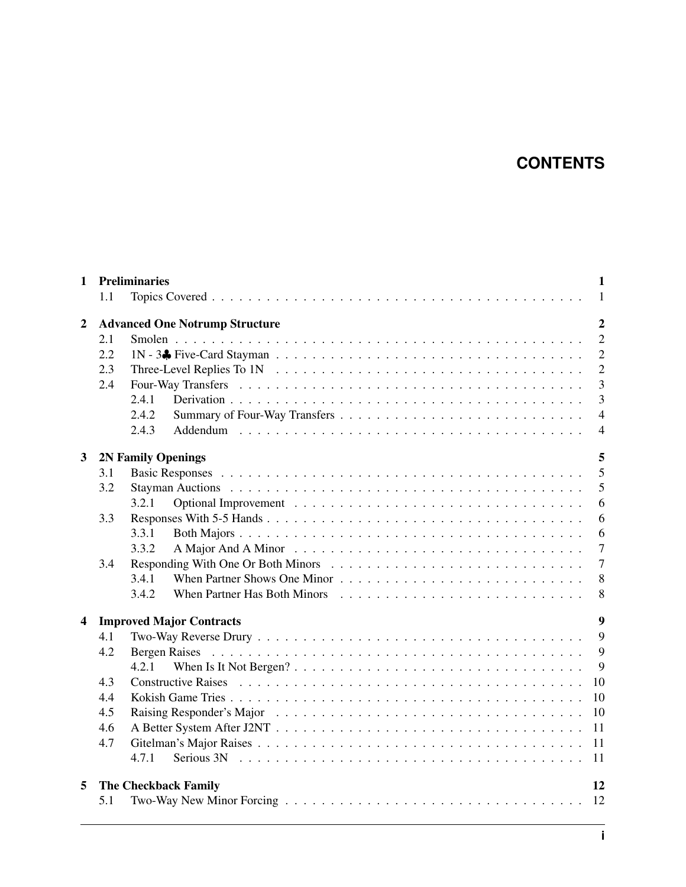# CONTENTS

| | | | |
|---|---|---|---|
| **1** | **Preliminaries** | | **1** |
| | 1.1 | Topics Covered | 1 |
| **2** | **Advanced One Notrump Structure** | | **2** |
| | 2.1 | Smolen | 2 |
| | 2.2 | 1N - 3♣ Five-Card Stayman | 2 |
| | 2.3 | Three-Level Replies To 1N | 2 |
| | 2.4 | Four-Way Transfers | 3 |
| | | 2.4.1 Derivation | 3 |
| | | 2.4.2 Summary of Four-Way Transfers | 4 |
| | | 2.4.3 Addendum | 4 |
| **3** | **2N Family Openings** | | **5** |
| | 3.1 | Basic Responses | 5 |
| | 3.2 | Stayman Auctions | 5 |
| | | 3.2.1 Optional Improvement | 6 |
| | 3.3 | Responses With 5-5 Hands | 6 |
| | | 3.3.1 Both Majors | 6 |
| | | 3.3.2 A Major And A Minor | 7 |
| | 3.4 | Responding With One Or Both Minors | 7 |
| | | 3.4.1 When Partner Shows One Minor | 8 |
| | | 3.4.2 When Partner Has Both Minors | 8 |
| **4** | **Improved Major Contracts** | | **9** |
| | 4.1 | Two-Way Reverse Drury | 9 |
| | 4.2 | Bergen Raises | 9 |
| | | 4.2.1 When Is It Not Bergen? | 9 |
| | 4.3 | Constructive Raises | 10 |
| | 4.4 | Kokish Game Tries | 10 |
| | 4.5 | Raising Responder's Major | 10 |
| | 4.6 | A Better System After J2NT | 11 |
| | 4.7 | Gitelman's Major Raises | 11 |
| | | 4.7.1 Serious 3N | 11 |
| **5** | **The Checkback Family** | | **12** |
| | 5.1 | Two-Way New Minor Forcing | 12 |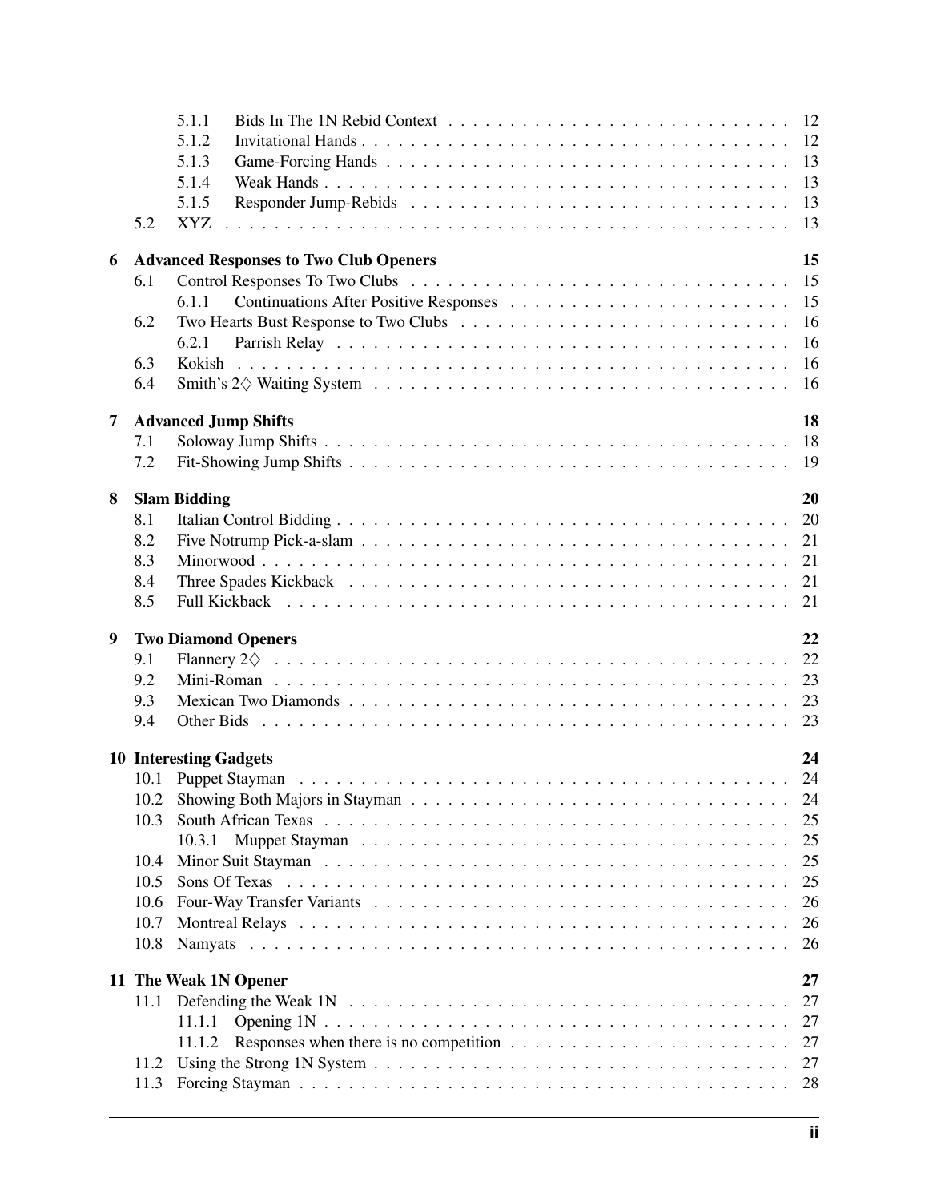5.1.1 Bids In The 1N Rebid Context . . . . . . . . . . . . . . . . . . . . . . . . . . . 12
5.1.2 Invitational Hands . . . . . . . . . . . . . . . . . . . . . . . . . . . . . . . . . . 12
5.1.3 Game-Forcing Hands . . . . . . . . . . . . . . . . . . . . . . . . . . . . . . . . 13
5.1.4 Weak Hands . . . . . . . . . . . . . . . . . . . . . . . . . . . . . . . . . . . . . 13
5.1.5 Responder Jump-Rebids . . . . . . . . . . . . . . . . . . . . . . . . . . . . . . 13

5.2 XYZ . . . . . . . . . . . . . . . . . . . . . . . . . . . . . . . . . . . . . . . . . . . 13

**6 Advanced Responses to Two Club Openers** **15**

6.1 Control Responses To Two Clubs . . . . . . . . . . . . . . . . . . . . . . . . . . . 15
6.1.1 Continuations After Positive Responses . . . . . . . . . . . . . . . . . . . . . . 15

6.2 Two Hearts Bust Response to Two Clubs . . . . . . . . . . . . . . . . . . . . . . . . 16
6.2.1 Parrish Relay . . . . . . . . . . . . . . . . . . . . . . . . . . . . . . . . . . . . 16

6.3 Kokish . . . . . . . . . . . . . . . . . . . . . . . . . . . . . . . . . . . . . . . . . . 16

6.4 Smith's 2♢ Waiting System . . . . . . . . . . . . . . . . . . . . . . . . . . . . . . . 16

**7 Advanced Jump Shifts** **18**

7.1 Soloway Jump Shifts . . . . . . . . . . . . . . . . . . . . . . . . . . . . . . . . . . . 18

7.2 Fit-Showing Jump Shifts . . . . . . . . . . . . . . . . . . . . . . . . . . . . . . . . . 19

**8 Slam Bidding** **20**

8.1 Italian Control Bidding . . . . . . . . . . . . . . . . . . . . . . . . . . . . . . . . . . 20

8.2 Five Notrump Pick-a-slam . . . . . . . . . . . . . . . . . . . . . . . . . . . . . . . . 21

8.3 Minorwood . . . . . . . . . . . . . . . . . . . . . . . . . . . . . . . . . . . . . . . . 21

8.4 Three Spades Kickback . . . . . . . . . . . . . . . . . . . . . . . . . . . . . . . . . . 21

8.5 Full Kickback . . . . . . . . . . . . . . . . . . . . . . . . . . . . . . . . . . . . . . . 21

**9 Two Diamond Openers** **22**

9.1 Flannery 2♢ . . . . . . . . . . . . . . . . . . . . . . . . . . . . . . . . . . . . . . . . 22

9.2 Mini-Roman . . . . . . . . . . . . . . . . . . . . . . . . . . . . . . . . . . . . . . . . 23

9.3 Mexican Two Diamonds . . . . . . . . . . . . . . . . . . . . . . . . . . . . . . . . . . 23

9.4 Other Bids . . . . . . . . . . . . . . . . . . . . . . . . . . . . . . . . . . . . . . . . . 23

**10 Interesting Gadgets** **24**

10.1 Puppet Stayman . . . . . . . . . . . . . . . . . . . . . . . . . . . . . . . . . . . . . . 24

10.2 Showing Both Majors in Stayman . . . . . . . . . . . . . . . . . . . . . . . . . . . . 24

10.3 South African Texas . . . . . . . . . . . . . . . . . . . . . . . . . . . . . . . . . . . . 25
10.3.1 Muppet Stayman . . . . . . . . . . . . . . . . . . . . . . . . . . . . . . . . . . 25

10.4 Minor Suit Stayman . . . . . . . . . . . . . . . . . . . . . . . . . . . . . . . . . . . . 25

10.5 Sons Of Texas . . . . . . . . . . . . . . . . . . . . . . . . . . . . . . . . . . . . . . . 25

10.6 Four-Way Transfer Variants . . . . . . . . . . . . . . . . . . . . . . . . . . . . . . . . 26

10.7 Montreal Relays . . . . . . . . . . . . . . . . . . . . . . . . . . . . . . . . . . . . . . 26

10.8 Namyats . . . . . . . . . . . . . . . . . . . . . . . . . . . . . . . . . . . . . . . . . . 26

**11 The Weak 1N Opener** **27**

11.1 Defending the Weak 1N . . . . . . . . . . . . . . . . . . . . . . . . . . . . . . . . . . 27
11.1.1 Opening 1N . . . . . . . . . . . . . . . . . . . . . . . . . . . . . . . . . . . . . 27
11.1.2 Responses when there is no competition . . . . . . . . . . . . . . . . . . . . . . 27

11.2 Using the Strong 1N System . . . . . . . . . . . . . . . . . . . . . . . . . . . . . . . 27

11.3 Forcing Stayman . . . . . . . . . . . . . . . . . . . . . . . . . . . . . . . . . . . . . . 28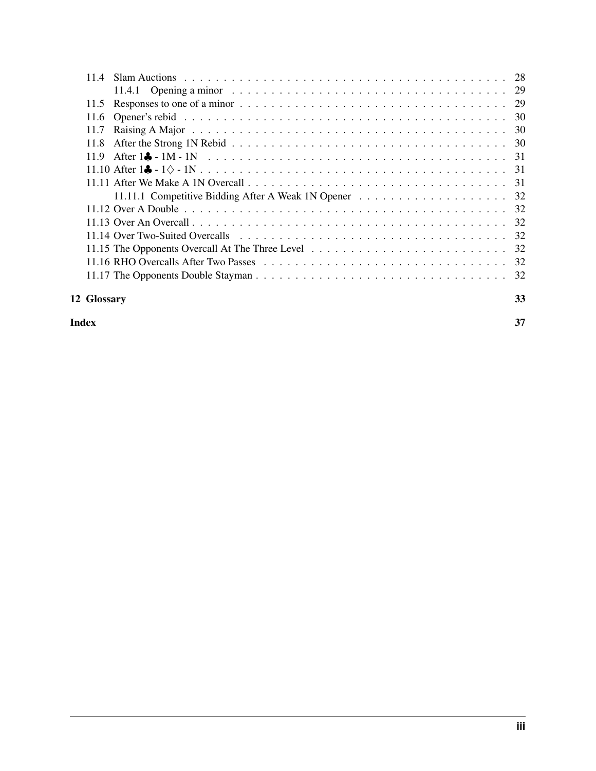- 11.4 Slam Auctions . . . 28
  - 11.4.1 Opening a minor . . . 29
- 11.5 Responses to one of a minor . . . 29
- 11.6 Opener's rebid . . . 30
- 11.7 Raising A Major . . . 30
- 11.8 After the Strong 1N Rebid . . . 30
- 11.9 After 1♣ - 1M - 1N . . . 31
- 11.10 After 1♣ - 1♢ - 1N . . . 31
- 11.11 After We Make A 1N Overcall . . . 31
  - 11.11.1 Competitive Bidding After A Weak 1N Opener . . . 32
- 11.12 Over A Double . . . 32
- 11.13 Over An Overcall . . . 32
- 11.14 Over Two-Suited Overcalls . . . 32
- 11.15 The Opponents Overcall At The Three Level . . . 32
- 11.16 RHO Overcalls After Two Passes . . . 32
- 11.17 The Opponents Double Stayman . . . 32

**12 Glossary** **33**

**Index** **37**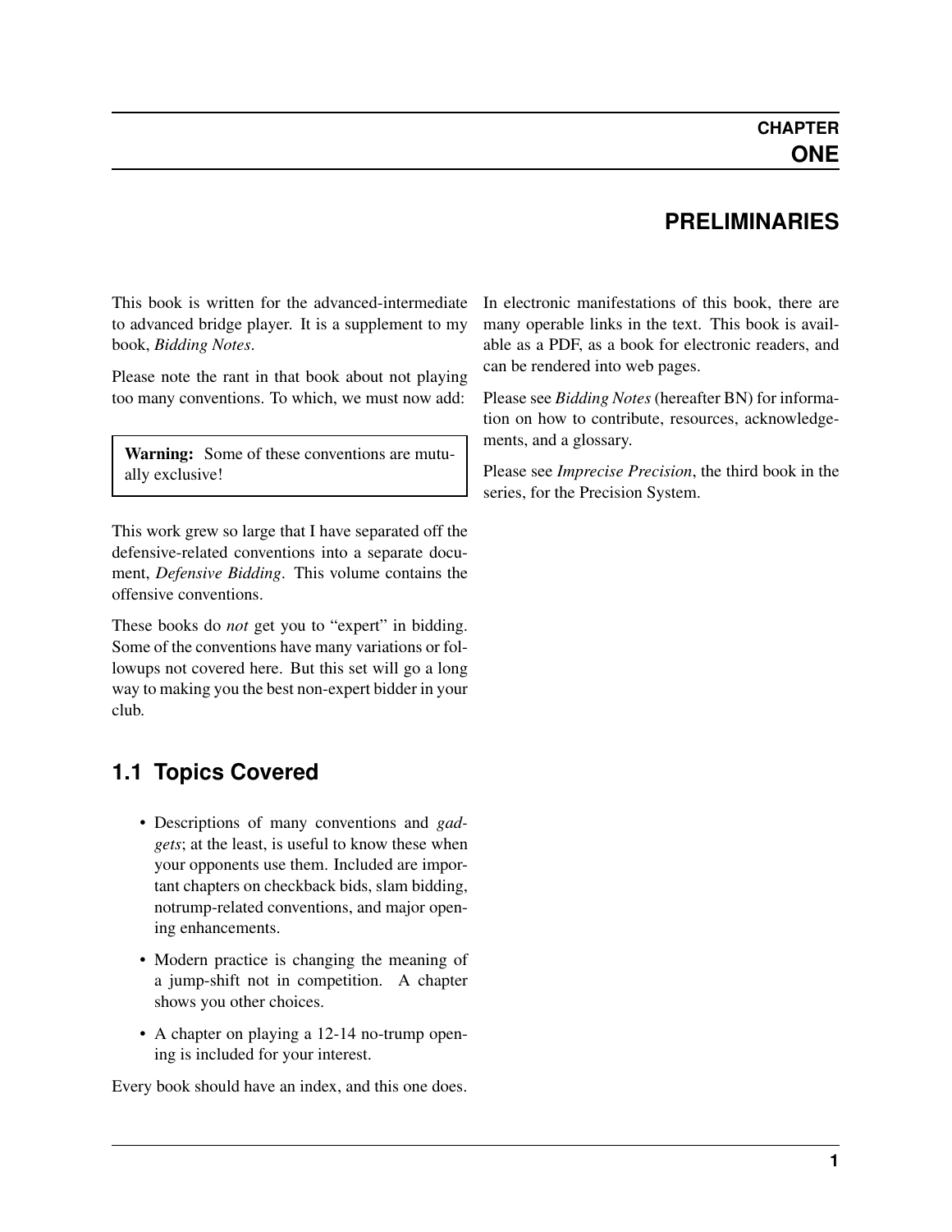# CHAPTER ONE

# PRELIMINARIES

This book is written for the advanced-intermediate to advanced bridge player. It is a supplement to my book, *Bidding Notes*.

Please note the rant in that book about not playing too many conventions. To which, we must now add:

> **Warning:** Some of these conventions are mutually exclusive!

This work grew so large that I have separated off the defensive-related conventions into a separate document, *Defensive Bidding*. This volume contains the offensive conventions.

These books do *not* get you to "expert" in bidding. Some of the conventions have many variations or followups not covered here. But this set will go a long way to making you the best non-expert bidder in your club.

## 1.1 Topics Covered

- Descriptions of many conventions and *gadgets*; at the least, is useful to know these when your opponents use them. Included are important chapters on checkback bids, slam bidding, notrump-related conventions, and major opening enhancements.
- Modern practice is changing the meaning of a jump-shift not in competition. A chapter shows you other choices.
- A chapter on playing a 12-14 no-trump opening is included for your interest.

Every book should have an index, and this one does.

In electronic manifestations of this book, there are many operable links in the text. This book is available as a PDF, as a book for electronic readers, and can be rendered into web pages.

Please see *Bidding Notes* (hereafter BN) for information on how to contribute, resources, acknowledgements, and a glossary.

Please see *Imprecise Precision*, the third book in the series, for the Precision System.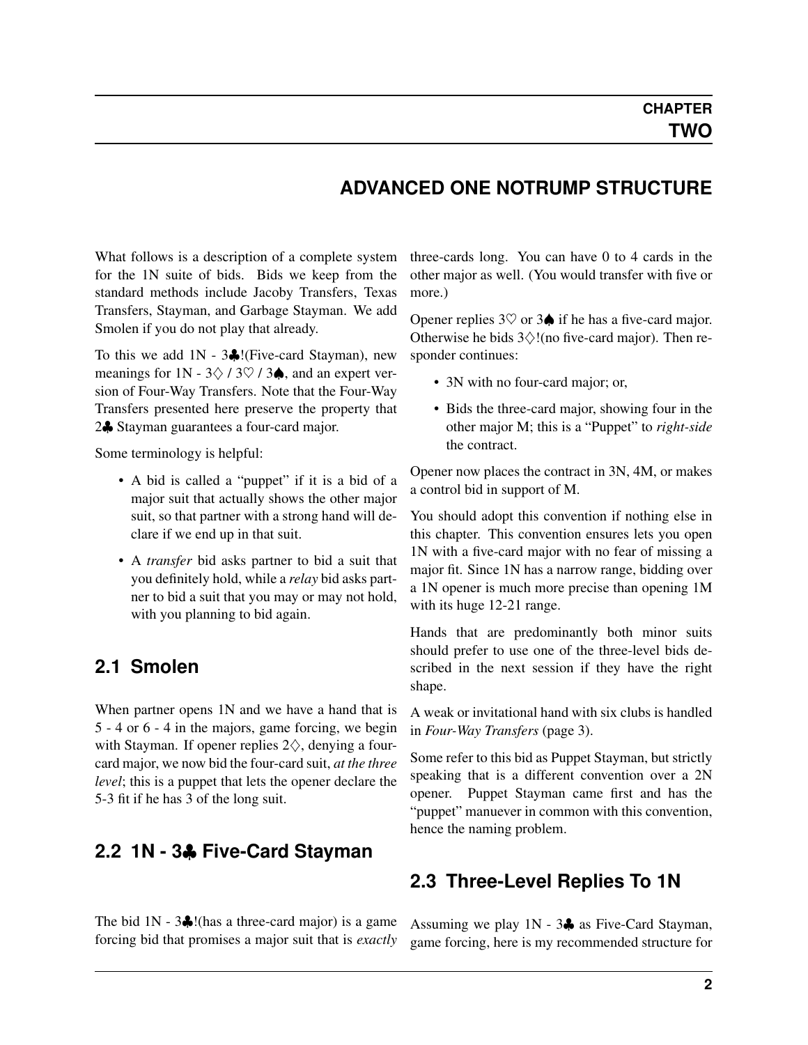# CHAPTER TWO

# ADVANCED ONE NOTRUMP STRUCTURE

What follows is a description of a complete system for the 1N suite of bids. Bids we keep from the standard methods include Jacoby Transfers, Texas Transfers, Stayman, and Garbage Stayman. We add Smolen if you do not play that already.

To this we add 1N - 3♣!(Five-card Stayman), new meanings for 1N - 3♢ / 3♡ / 3♠, and an expert version of Four-Way Transfers. Note that the Four-Way Transfers presented here preserve the property that 2♣ Stayman guarantees a four-card major.

Some terminology is helpful:

- A bid is called a "puppet" if it is a bid of a major suit that actually shows the other major suit, so that partner with a strong hand will declare if we end up in that suit.
- A *transfer* bid asks partner to bid a suit that you definitely hold, while a *relay* bid asks partner to bid a suit that you may or may not hold, with you planning to bid again.

## 2.1 Smolen

When partner opens 1N and we have a hand that is 5 - 4 or 6 - 4 in the majors, game forcing, we begin with Stayman. If opener replies 2♢, denying a four-card major, we now bid the four-card suit, *at the three level*; this is a puppet that lets the opener declare the 5-3 fit if he has 3 of the long suit.

## 2.2 1N - 3♣ Five-Card Stayman

The bid 1N - 3♣!(has a three-card major) is a game forcing bid that promises a major suit that is *exactly* three-cards long. You can have 0 to 4 cards in the other major as well. (You would transfer with five or more.)

Opener replies 3♡ or 3♠ if he has a five-card major. Otherwise he bids 3♢!(no five-card major). Then responder continues:

- 3N with no four-card major; or,
- Bids the three-card major, showing four in the other major M; this is a "Puppet" to *right-side* the contract.

Opener now places the contract in 3N, 4M, or makes a control bid in support of M.

You should adopt this convention if nothing else in this chapter. This convention ensures lets you open 1N with a five-card major with no fear of missing a major fit. Since 1N has a narrow range, bidding over a 1N opener is much more precise than opening 1M with its huge 12-21 range.

Hands that are predominantly both minor suits should prefer to use one of the three-level bids described in the next session if they have the right shape.

A weak or invitational hand with six clubs is handled in *Four-Way Transfers* (page 3).

Some refer to this bid as Puppet Stayman, but strictly speaking that is a different convention over a 2N opener. Puppet Stayman came first and has the "puppet" manuever in common with this convention, hence the naming problem.

## 2.3 Three-Level Replies To 1N

Assuming we play 1N - 3♣ as Five-Card Stayman, game forcing, here is my recommended structure for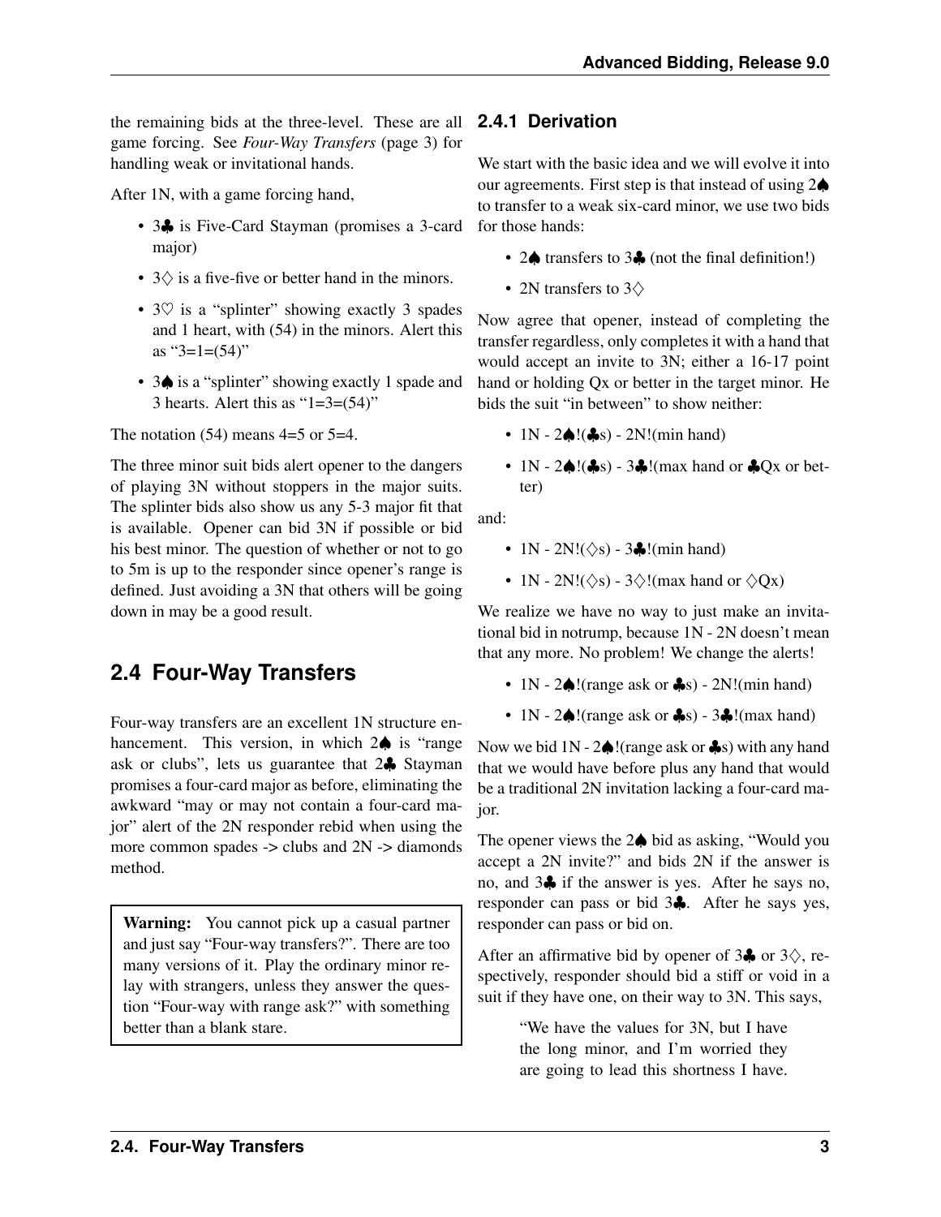the remaining bids at the three-level. These are all game forcing. See *Four-Way Transfers* (page 3) for handling weak or invitational hands.

After 1N, with a game forcing hand,

- 3♣ is Five-Card Stayman (promises a 3-card major)
- 3♢ is a five-five or better hand in the minors.
- 3♡ is a "splinter" showing exactly 3 spades and 1 heart, with (54) in the minors. Alert this as "3=1=(54)"
- 3♠ is a "splinter" showing exactly 1 spade and 3 hearts. Alert this as "1=3=(54)"

The notation (54) means 4=5 or 5=4.

The three minor suit bids alert opener to the dangers of playing 3N without stoppers in the major suits. The splinter bids also show us any 5-3 major fit that is available. Opener can bid 3N if possible or bid his best minor. The question of whether or not to go to 5m is up to the responder since opener's range is defined. Just avoiding a 3N that others will be going down in may be a good result.

## 2.4 Four-Way Transfers

Four-way transfers are an excellent 1N structure enhancement. This version, in which 2♠ is "range ask or clubs", lets us guarantee that 2♣ Stayman promises a four-card major as before, eliminating the awkward "may or may not contain a four-card major" alert of the 2N responder rebid when using the more common spades -> clubs and 2N -> diamonds method.

> **Warning:** You cannot pick up a casual partner and just say "Four-way transfers?". There are too many versions of it. Play the ordinary minor relay with strangers, unless they answer the question "Four-way with range ask?" with something better than a blank stare.

### 2.4.1 Derivation

We start with the basic idea and we will evolve it into our agreements. First step is that instead of using 2♠ to transfer to a weak six-card minor, we use two bids for those hands:

- 2♠ transfers to 3♣ (not the final definition!)
- 2N transfers to 3♢

Now agree that opener, instead of completing the transfer regardless, only completes it with a hand that would accept an invite to 3N; either a 16-17 point hand or holding Qx or better in the target minor. He bids the suit "in between" to show neither:

- 1N - 2♠!(♣s) - 2N!(min hand)
- 1N - 2♠!(♣s) - 3♣!(max hand or ♣Qx or better)

and:

- 1N - 2N!(♢s) - 3♣!(min hand)
- 1N - 2N!(♢s) - 3♢!(max hand or ♢Qx)

We realize we have no way to just make an invitational bid in notrump, because 1N - 2N doesn't mean that any more. No problem! We change the alerts!

- 1N - 2♠!(range ask or ♣s) - 2N!(min hand)
- 1N - 2♠!(range ask or ♣s) - 3♣!(max hand)

Now we bid 1N - 2♠!(range ask or ♣s) with any hand that we would have before plus any hand that would be a traditional 2N invitation lacking a four-card major.

The opener views the 2♠ bid as asking, "Would you accept a 2N invite?" and bids 2N if the answer is no, and 3♣ if the answer is yes. After he says no, responder can pass or bid 3♣. After he says yes, responder can pass or bid on.

After an affirmative bid by opener of 3♣ or 3♢, respectively, responder should bid a stiff or void in a suit if they have one, on their way to 3N. This says,

> "We have the values for 3N, but I have the long minor, and I'm worried they are going to lead this shortness I have.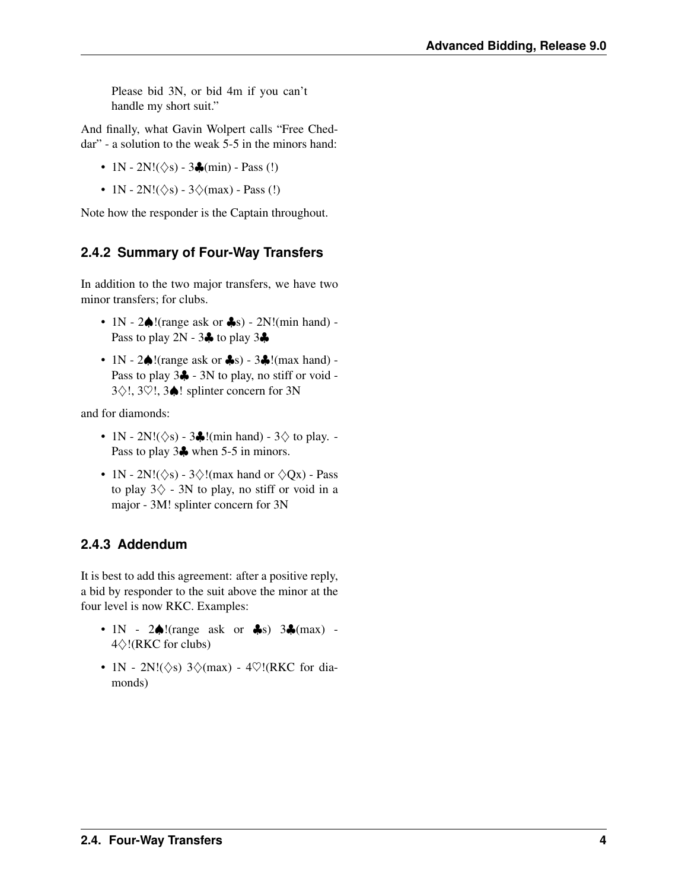Please bid 3N, or bid 4m if you can't handle my short suit."

And finally, what Gavin Wolpert calls "Free Cheddar" - a solution to the weak 5-5 in the minors hand:

- 1N - 2N!(♢s) - 3♣(min) - Pass (!)
- 1N - 2N!(♢s) - 3♢(max) - Pass (!)

Note how the responder is the Captain throughout.

### 2.4.2 Summary of Four-Way Transfers

In addition to the two major transfers, we have two minor transfers; for clubs.

- 1N - 2♠!(range ask or ♣s) - 2N!(min hand) - Pass to play 2N - 3♣ to play 3♣
- 1N - 2♠!(range ask or ♣s) - 3♣!(max hand) - Pass to play 3♣ - 3N to play, no stiff or void - 3♢!, 3♡!, 3♠! splinter concern for 3N

and for diamonds:

- 1N - 2N!(♢s) - 3♣!(min hand) - 3♢ to play. - Pass to play 3♣ when 5-5 in minors.
- 1N - 2N!(♢s) - 3♢!(max hand or ♢Qx) - Pass to play 3♢ - 3N to play, no stiff or void in a major - 3M! splinter concern for 3N

### 2.4.3 Addendum

It is best to add this agreement: after a positive reply, a bid by responder to the suit above the minor at the four level is now RKC. Examples:

- 1N - 2♠!(range ask or ♣s) 3♣(max) - 4♢!(RKC for clubs)
- 1N - 2N!(♢s) 3♢(max) - 4♡!(RKC for diamonds)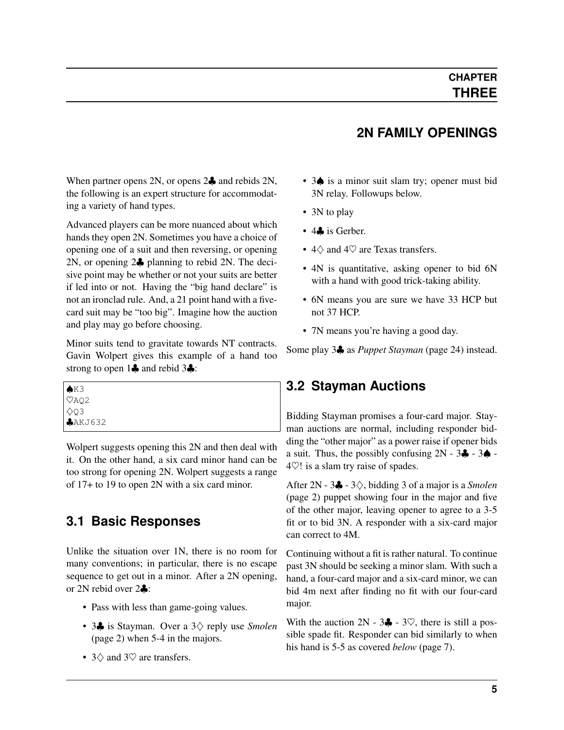# CHAPTER THREE

## 2N FAMILY OPENINGS

When partner opens 2N, or opens 2♣ and rebids 2N, the following is an expert structure for accommodating a variety of hand types.

Advanced players can be more nuanced about which hands they open 2N. Sometimes you have a choice of opening one of a suit and then reversing, or opening 2N, or opening 2♣ planning to rebid 2N. The decisive point may be whether or not your suits are better if led into or not. Having the "big hand declare" is not an ironclad rule. And, a 21 point hand with a five-card suit may be "too big". Imagine how the auction and play may go before choosing.

Minor suits tend to gravitate towards NT contracts. Gavin Wolpert gives this example of a hand too strong to open 1♣ and rebid 3♣:

```
♠K3
♡AQ2
◇Q3
♣AKJ632
```

Wolpert suggests opening this 2N and then deal with it. On the other hand, a six card minor hand can be too strong for opening 2N. Wolpert suggests a range of 17+ to 19 to open 2N with a six card minor.

## 3.1 Basic Responses

Unlike the situation over 1N, there is no room for many conventions; in particular, there is no escape sequence to get out in a minor. After a 2N opening, or 2N rebid over 2♣:

- Pass with less than game-going values.
- 3♣ is Stayman. Over a 3◇ reply use *Smolen* (page 2) when 5-4 in the majors.
- 3◇ and 3♡ are transfers.
- 3♠ is a minor suit slam try; opener must bid 3N relay. Followups below.
- 3N to play
- 4♣ is Gerber.
- 4◇ and 4♡ are Texas transfers.
- 4N is quantitative, asking opener to bid 6N with a hand with good trick-taking ability.
- 6N means you are sure we have 33 HCP but not 37 HCP.
- 7N means you're having a good day.

Some play 3♣ as *Puppet Stayman* (page 24) instead.

## 3.2 Stayman Auctions

Bidding Stayman promises a four-card major. Stayman auctions are normal, including responder bidding the "other major" as a power raise if opener bids a suit. Thus, the possibly confusing 2N - 3♣ - 3♠ - 4♡! is a slam try raise of spades.

After 2N - 3♣ - 3◇, bidding 3 of a major is a *Smolen* (page 2) puppet showing four in the major and five of the other major, leaving opener to agree to a 3-5 fit or to bid 3N. A responder with a six-card major can correct to 4M.

Continuing without a fit is rather natural. To continue past 3N should be seeking a minor slam. With such a hand, a four-card major and a six-card minor, we can bid 4m next after finding no fit with our four-card major.

With the auction 2N - 3♣ - 3♡, there is still a possible spade fit. Responder can bid similarly to when his hand is 5-5 as covered *below* (page 7).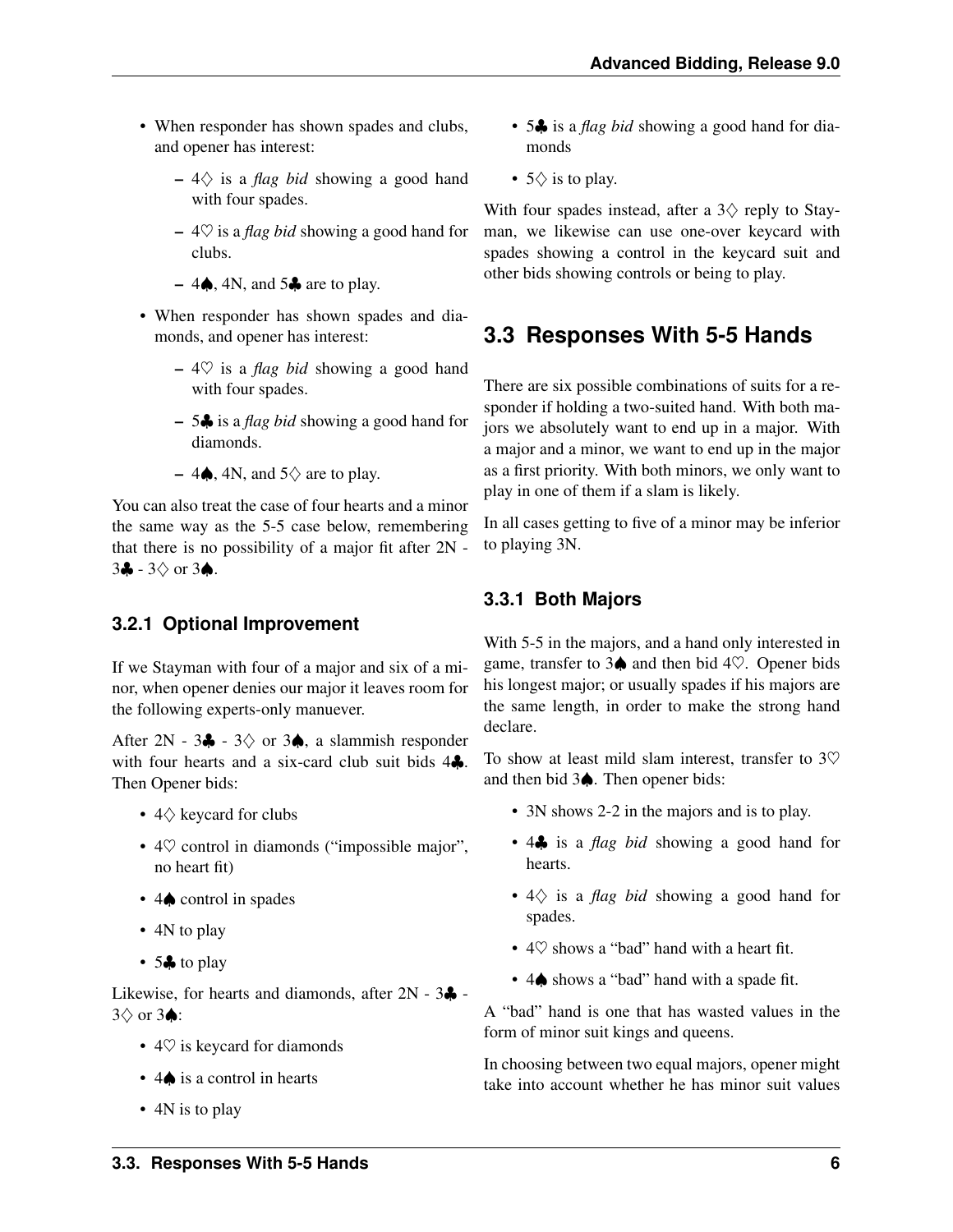- When responder has shown spades and clubs, and opener has interest:
  - 4♢ is a *flag bid* showing a good hand with four spades.
  - 4♡ is a *flag bid* showing a good hand for clubs.
  - 4♠, 4N, and 5♣ are to play.
- When responder has shown spades and diamonds, and opener has interest:
  - 4♡ is a *flag bid* showing a good hand with four spades.
  - 5♣ is a *flag bid* showing a good hand for diamonds.
  - 4♠, 4N, and 5♢ are to play.

You can also treat the case of four hearts and a minor the same way as the 5-5 case below, remembering that there is no possibility of a major fit after 2N - 3♣ - 3♢ or 3♠.

### 3.2.1 Optional Improvement

If we Stayman with four of a major and six of a minor, when opener denies our major it leaves room for the following experts-only manuever.

After 2N - 3♣ - 3♢ or 3♠, a slammish responder with four hearts and a six-card club suit bids 4♣. Then Opener bids:

- 4♢ keycard for clubs
- 4♡ control in diamonds ("impossible major", no heart fit)
- 4♠ control in spades
- 4N to play
- 5♣ to play

Likewise, for hearts and diamonds, after 2N - 3♣ - 3♢ or 3♠:

- 4♡ is keycard for diamonds
- 4♠ is a control in hearts
- 4N is to play
- 5♣ is a *flag bid* showing a good hand for diamonds
- 5♢ is to play.

With four spades instead, after a 3♢ reply to Stayman, we likewise can use one-over keycard with spades showing a control in the keycard suit and other bids showing controls or being to play.

## 3.3 Responses With 5-5 Hands

There are six possible combinations of suits for a responder if holding a two-suited hand. With both majors we absolutely want to end up in a major. With a major and a minor, we want to end up in the major as a first priority. With both minors, we only want to play in one of them if a slam is likely.

In all cases getting to five of a minor may be inferior to playing 3N.

### 3.3.1 Both Majors

With 5-5 in the majors, and a hand only interested in game, transfer to 3♠ and then bid 4♡. Opener bids his longest major; or usually spades if his majors are the same length, in order to make the strong hand declare.

To show at least mild slam interest, transfer to 3♡ and then bid 3♠. Then opener bids:

- 3N shows 2-2 in the majors and is to play.
- 4♣ is a *flag bid* showing a good hand for hearts.
- 4♢ is a *flag bid* showing a good hand for spades.
- 4♡ shows a "bad" hand with a heart fit.
- 4♠ shows a "bad" hand with a spade fit.

A "bad" hand is one that has wasted values in the form of minor suit kings and queens.

In choosing between two equal majors, opener might take into account whether he has minor suit values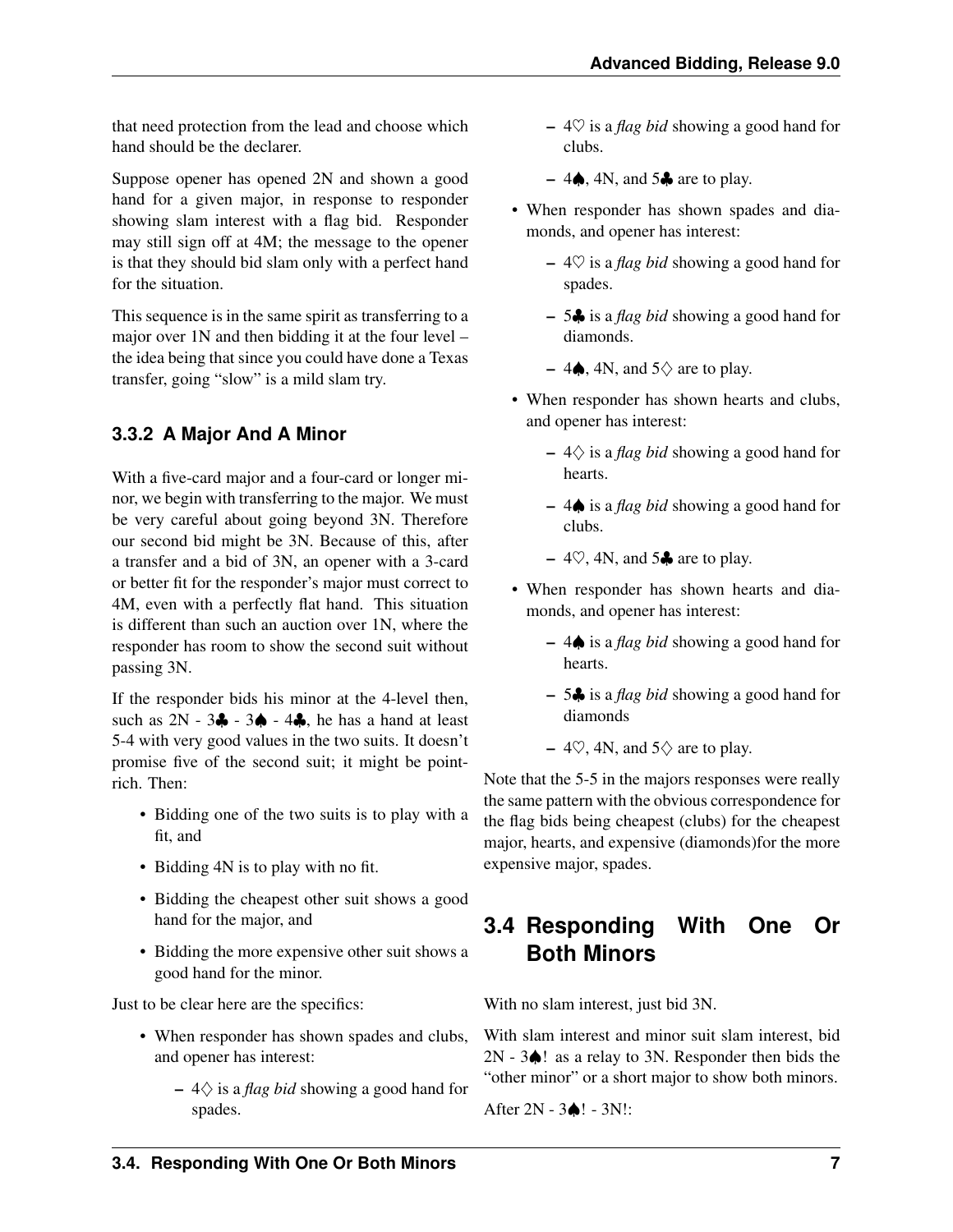that need protection from the lead and choose which hand should be the declarer.

Suppose opener has opened 2N and shown a good hand for a given major, in response to responder showing slam interest with a flag bid. Responder may still sign off at 4M; the message to the opener is that they should bid slam only with a perfect hand for the situation.

This sequence is in the same spirit as transferring to a major over 1N and then bidding it at the four level – the idea being that since you could have done a Texas transfer, going "slow" is a mild slam try.

### 3.3.2 A Major And A Minor

With a five-card major and a four-card or longer minor, we begin with transferring to the major. We must be very careful about going beyond 3N. Therefore our second bid might be 3N. Because of this, after a transfer and a bid of 3N, an opener with a 3-card or better fit for the responder's major must correct to 4M, even with a perfectly flat hand. This situation is different than such an auction over 1N, where the responder has room to show the second suit without passing 3N.

If the responder bids his minor at the 4-level then, such as 2N - 3♣ - 3♠ - 4♣, he has a hand at least 5-4 with very good values in the two suits. It doesn't promise five of the second suit; it might be point-rich. Then:

- Bidding one of the two suits is to play with a fit, and
- Bidding 4N is to play with no fit.
- Bidding the cheapest other suit shows a good hand for the major, and
- Bidding the more expensive other suit shows a good hand for the minor.

Just to be clear here are the specifics:

- When responder has shown spades and clubs, and opener has interest:
  - 4♢ is a *flag bid* showing a good hand for spades.
  - 4♡ is a *flag bid* showing a good hand for clubs.
  - 4♠, 4N, and 5♣ are to play.
- When responder has shown spades and diamonds, and opener has interest:
  - 4♡ is a *flag bid* showing a good hand for spades.
  - 5♣ is a *flag bid* showing a good hand for diamonds.
  - 4♠, 4N, and 5♢ are to play.
- When responder has shown hearts and clubs, and opener has interest:
  - 4♢ is a *flag bid* showing a good hand for hearts.
  - 4♠ is a *flag bid* showing a good hand for clubs.
  - 4♡, 4N, and 5♣ are to play.
- When responder has shown hearts and diamonds, and opener has interest:
  - 4♠ is a *flag bid* showing a good hand for hearts.
  - 5♣ is a *flag bid* showing a good hand for diamonds
  - 4♡, 4N, and 5♢ are to play.

Note that the 5-5 in the majors responses were really the same pattern with the obvious correspondence for the flag bids being cheapest (clubs) for the cheapest major, hearts, and expensive (diamonds)for the more expensive major, spades.

## 3.4 Responding With One Or Both Minors

With no slam interest, just bid 3N.

With slam interest and minor suit slam interest, bid 2N - 3♠! as a relay to 3N. Responder then bids the "other minor" or a short major to show both minors.

After 2N - 3♠! - 3N!: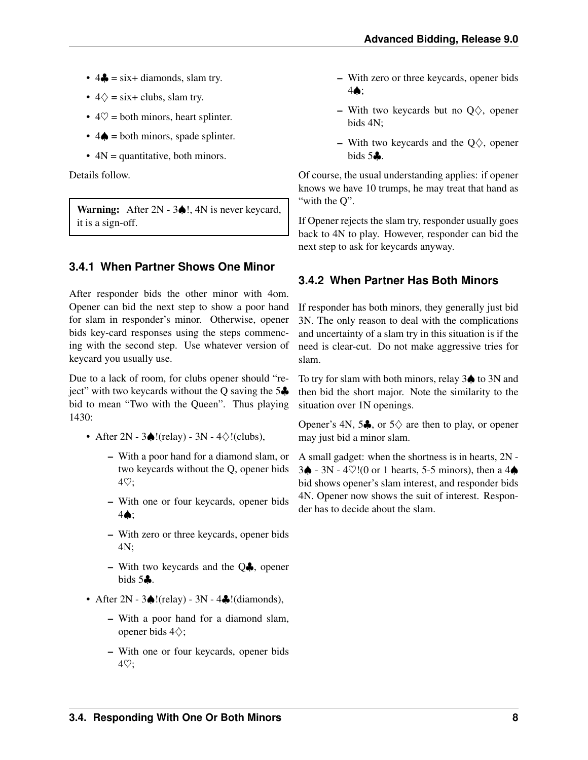- 4♣ = six+ diamonds, slam try.
- 4♢ = six+ clubs, slam try.
- 4♡ = both minors, heart splinter.
- 4♠ = both minors, spade splinter.
- 4N = quantitative, both minors.

Details follow.

> **Warning:** After 2N - 3♠!, 4N is never keycard, it is a sign-off.

### 3.4.1 When Partner Shows One Minor

After responder bids the other minor with 4om. Opener can bid the next step to show a poor hand for slam in responder's minor. Otherwise, opener bids key-card responses using the steps commencing with the second step. Use whatever version of keycard you usually use.

Due to a lack of room, for clubs opener should "reject" with two keycards without the Q saving the 5♣ bid to mean "Two with the Queen". Thus playing 1430:

- After 2N - 3♠!(relay) - 3N - 4♢!(clubs),
  - With a poor hand for a diamond slam, or two keycards without the Q, opener bids 4♡;
  - With one or four keycards, opener bids 4♠;
  - With zero or three keycards, opener bids 4N;
  - With two keycards and the Q♣, opener bids 5♣.
- After 2N - 3♠!(relay) - 3N - 4♣!(diamonds),
  - With a poor hand for a diamond slam, opener bids 4♢;
  - With one or four keycards, opener bids 4♡;
  - With zero or three keycards, opener bids 4♠;
  - With two keycards but no Q♢, opener bids 4N;
  - With two keycards and the Q♢, opener bids 5♣.

Of course, the usual understanding applies: if opener knows we have 10 trumps, he may treat that hand as "with the Q".

If Opener rejects the slam try, responder usually goes back to 4N to play. However, responder can bid the next step to ask for keycards anyway.

### 3.4.2 When Partner Has Both Minors

If responder has both minors, they generally just bid 3N. The only reason to deal with the complications and uncertainty of a slam try in this situation is if the need is clear-cut. Do not make aggressive tries for slam.

To try for slam with both minors, relay 3♠ to 3N and then bid the short major. Note the similarity to the situation over 1N openings.

Opener's 4N, 5♣, or 5♢ are then to play, or opener may just bid a minor slam.

A small gadget: when the shortness is in hearts, 2N - 3♠ - 3N - 4♡!(0 or 1 hearts, 5-5 minors), then a 4♠ bid shows opener's slam interest, and responder bids 4N. Opener now shows the suit of interest. Responder has to decide about the slam.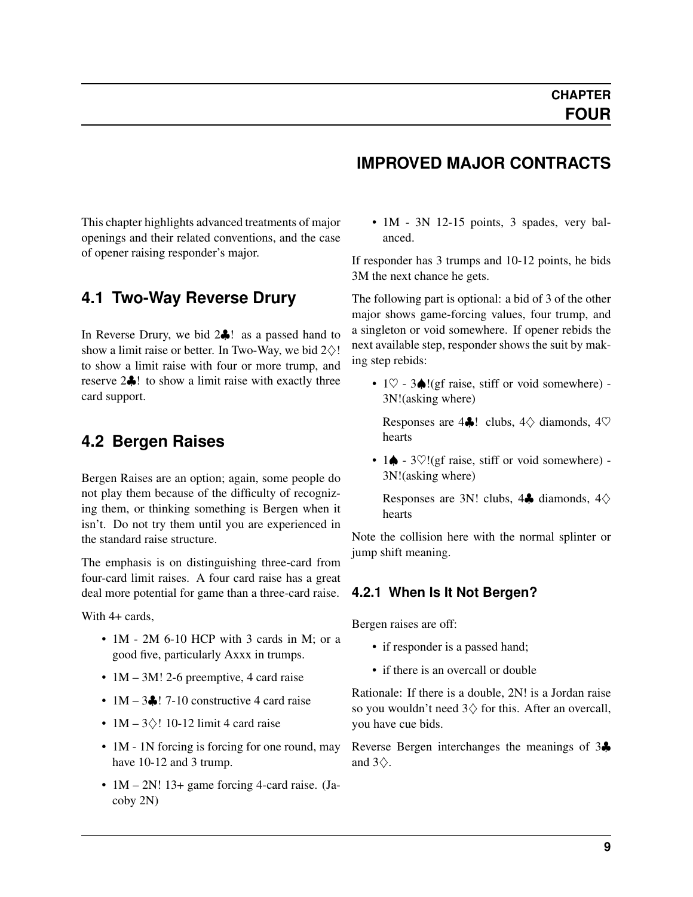# CHAPTER FOUR

# IMPROVED MAJOR CONTRACTS

This chapter highlights advanced treatments of major openings and their related conventions, and the case of opener raising responder's major.

## 4.1 Two-Way Reverse Drury

In Reverse Drury, we bid 2♣! as a passed hand to show a limit raise or better. In Two-Way, we bid 2♢! to show a limit raise with four or more trump, and reserve 2♣! to show a limit raise with exactly three card support.

## 4.2 Bergen Raises

Bergen Raises are an option; again, some people do not play them because of the difficulty of recognizing them, or thinking something is Bergen when it isn't. Do not try them until you are experienced in the standard raise structure.

The emphasis is on distinguishing three-card from four-card limit raises. A four card raise has a great deal more potential for game than a three-card raise.

With 4+ cards,

- 1M - 2M 6-10 HCP with 3 cards in M; or a good five, particularly Axxx in trumps.
- 1M – 3M! 2-6 preemptive, 4 card raise
- 1M – 3♣! 7-10 constructive 4 card raise
- 1M – 3♢! 10-12 limit 4 card raise
- 1M - 1N forcing is forcing for one round, may have 10-12 and 3 trump.
- 1M – 2N! 13+ game forcing 4-card raise. (Jacoby 2N)
- 1M - 3N 12-15 points, 3 spades, very balanced.

If responder has 3 trumps and 10-12 points, he bids 3M the next chance he gets.

The following part is optional: a bid of 3 of the other major shows game-forcing values, four trump, and a singleton or void somewhere. If opener rebids the next available step, responder shows the suit by making step rebids:

- 1♡ - 3♠!(gf raise, stiff or void somewhere) - 3N!(asking where)

  Responses are 4♣! clubs, 4♢ diamonds, 4♡ hearts

- 1♠ - 3♡!(gf raise, stiff or void somewhere) - 3N!(asking where)

  Responses are 3N! clubs, 4♣ diamonds, 4♢ hearts

Note the collision here with the normal splinter or jump shift meaning.

### 4.2.1 When Is It Not Bergen?

Bergen raises are off:

- if responder is a passed hand;
- if there is an overcall or double

Rationale: If there is a double, 2N! is a Jordan raise so you wouldn't need 3♢ for this. After an overcall, you have cue bids.

Reverse Bergen interchanges the meanings of 3♣ and 3♢.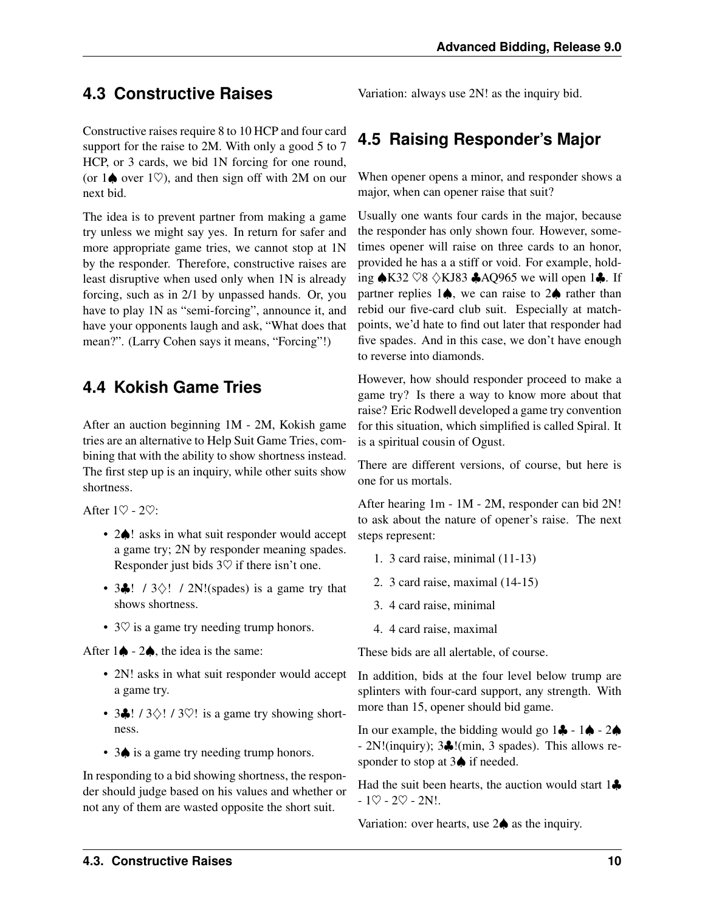## 4.3 Constructive Raises

Constructive raises require 8 to 10 HCP and four card support for the raise to 2M. With only a good 5 to 7 HCP, or 3 cards, we bid 1N forcing for one round, (or 1♠ over 1♡), and then sign off with 2M on our next bid.

The idea is to prevent partner from making a game try unless we might say yes. In return for safer and more appropriate game tries, we cannot stop at 1N by the responder. Therefore, constructive raises are least disruptive when used only when 1N is already forcing, such as in 2/1 by unpassed hands. Or, you have to play 1N as "semi-forcing", announce it, and have your opponents laugh and ask, "What does that mean?". (Larry Cohen says it means, "Forcing"!)

## 4.4 Kokish Game Tries

After an auction beginning 1M - 2M, Kokish game tries are an alternative to Help Suit Game Tries, combining that with the ability to show shortness instead. The first step up is an inquiry, while other suits show shortness.

After 1♡ - 2♡:

- 2♠! asks in what suit responder would accept a game try; 2N by responder meaning spades. Responder just bids 3♡ if there isn't one.
- 3♣! / 3♢! / 2N!(spades) is a game try that shows shortness.
- 3♡ is a game try needing trump honors.

After 1♠ - 2♠, the idea is the same:

- 2N! asks in what suit responder would accept a game try.
- 3♣! / 3♢! / 3♡! is a game try showing shortness.
- 3♠ is a game try needing trump honors.

In responding to a bid showing shortness, the responder should judge based on his values and whether or not any of them are wasted opposite the short suit.

Variation: always use 2N! as the inquiry bid.

## 4.5 Raising Responder's Major

When opener opens a minor, and responder shows a major, when can opener raise that suit?

Usually one wants four cards in the major, because the responder has only shown four. However, sometimes opener will raise on three cards to an honor, provided he has a a stiff or void. For example, holding ♠K32 ♡8 ♢KJ83 ♣AQ965 we will open 1♣. If partner replies 1♠, we can raise to 2♠ rather than rebid our five-card club suit. Especially at matchpoints, we'd hate to find out later that responder had five spades. And in this case, we don't have enough to reverse into diamonds.

However, how should responder proceed to make a game try? Is there a way to know more about that raise? Eric Rodwell developed a game try convention for this situation, which simplified is called Spiral. It is a spiritual cousin of Ogust.

There are different versions, of course, but here is one for us mortals.

After hearing 1m - 1M - 2M, responder can bid 2N! to ask about the nature of opener's raise. The next steps represent:

1. 3 card raise, minimal (11-13)
2. 3 card raise, maximal (14-15)
3. 4 card raise, minimal
4. 4 card raise, maximal

These bids are all alertable, of course.

In addition, bids at the four level below trump are splinters with four-card support, any strength. With more than 15, opener should bid game.

In our example, the bidding would go 1♣ - 1♠ - 2♠ - 2N!(inquiry); 3♣!(min, 3 spades). This allows responder to stop at 3♠ if needed.

Had the suit been hearts, the auction would start 1♣ - 1♡ - 2♡ - 2N!.

Variation: over hearts, use 2♠ as the inquiry.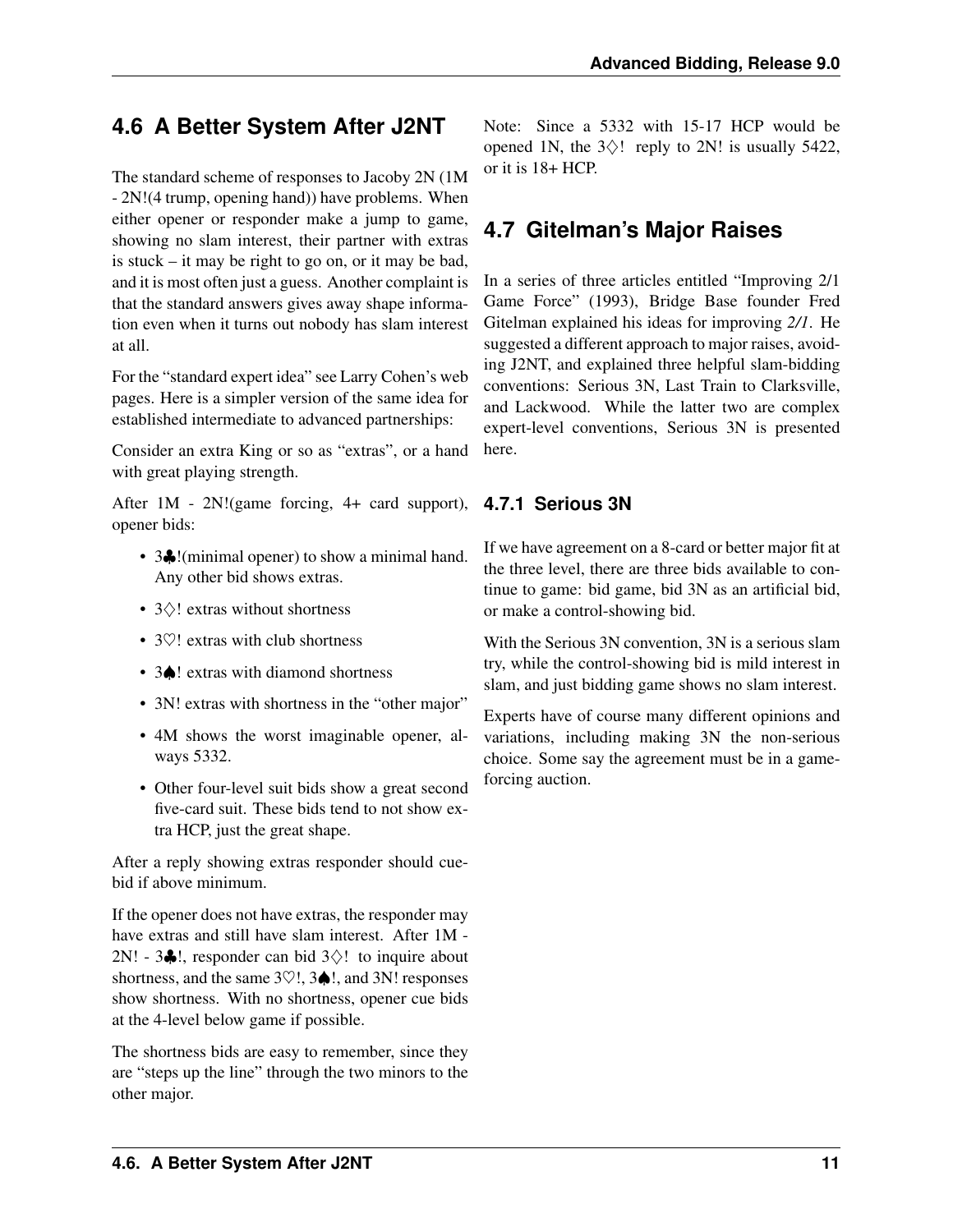## 4.6 A Better System After J2NT

The standard scheme of responses to Jacoby 2N (1M - 2N!(4 trump, opening hand)) have problems. When either opener or responder make a jump to game, showing no slam interest, their partner with extras is stuck – it may be right to go on, or it may be bad, and it is most often just a guess. Another complaint is that the standard answers gives away shape information even when it turns out nobody has slam interest at all.

For the "standard expert idea" see Larry Cohen's web pages. Here is a simpler version of the same idea for established intermediate to advanced partnerships:

Consider an extra King or so as "extras", or a hand with great playing strength.

After 1M - 2N!(game forcing, 4+ card support), opener bids:

- 3♣!(minimal opener) to show a minimal hand. Any other bid shows extras.
- 3♢! extras without shortness
- 3♡! extras with club shortness
- 3♠! extras with diamond shortness
- 3N! extras with shortness in the "other major"
- 4M shows the worst imaginable opener, always 5332.
- Other four-level suit bids show a great second five-card suit. These bids tend to not show extra HCP, just the great shape.

After a reply showing extras responder should cuebid if above minimum.

If the opener does not have extras, the responder may have extras and still have slam interest. After 1M - 2N! - 3♣!, responder can bid 3♢! to inquire about shortness, and the same 3♡!, 3♠!, and 3N! responses show shortness. With no shortness, opener cue bids at the 4-level below game if possible.

The shortness bids are easy to remember, since they are "steps up the line" through the two minors to the other major.

Note: Since a 5332 with 15-17 HCP would be opened 1N, the 3♢! reply to 2N! is usually 5422, or it is 18+ HCP.

## 4.7 Gitelman's Major Raises

In a series of three articles entitled "Improving 2/1 Game Force" (1993), Bridge Base founder Fred Gitelman explained his ideas for improving *2/1*. He suggested a different approach to major raises, avoiding J2NT, and explained three helpful slam-bidding conventions: Serious 3N, Last Train to Clarksville, and Lackwood. While the latter two are complex expert-level conventions, Serious 3N is presented here.

### 4.7.1 Serious 3N

If we have agreement on a 8-card or better major fit at the three level, there are three bids available to continue to game: bid game, bid 3N as an artificial bid, or make a control-showing bid.

With the Serious 3N convention, 3N is a serious slam try, while the control-showing bid is mild interest in slam, and just bidding game shows no slam interest.

Experts have of course many different opinions and variations, including making 3N the non-serious choice. Some say the agreement must be in a game-forcing auction.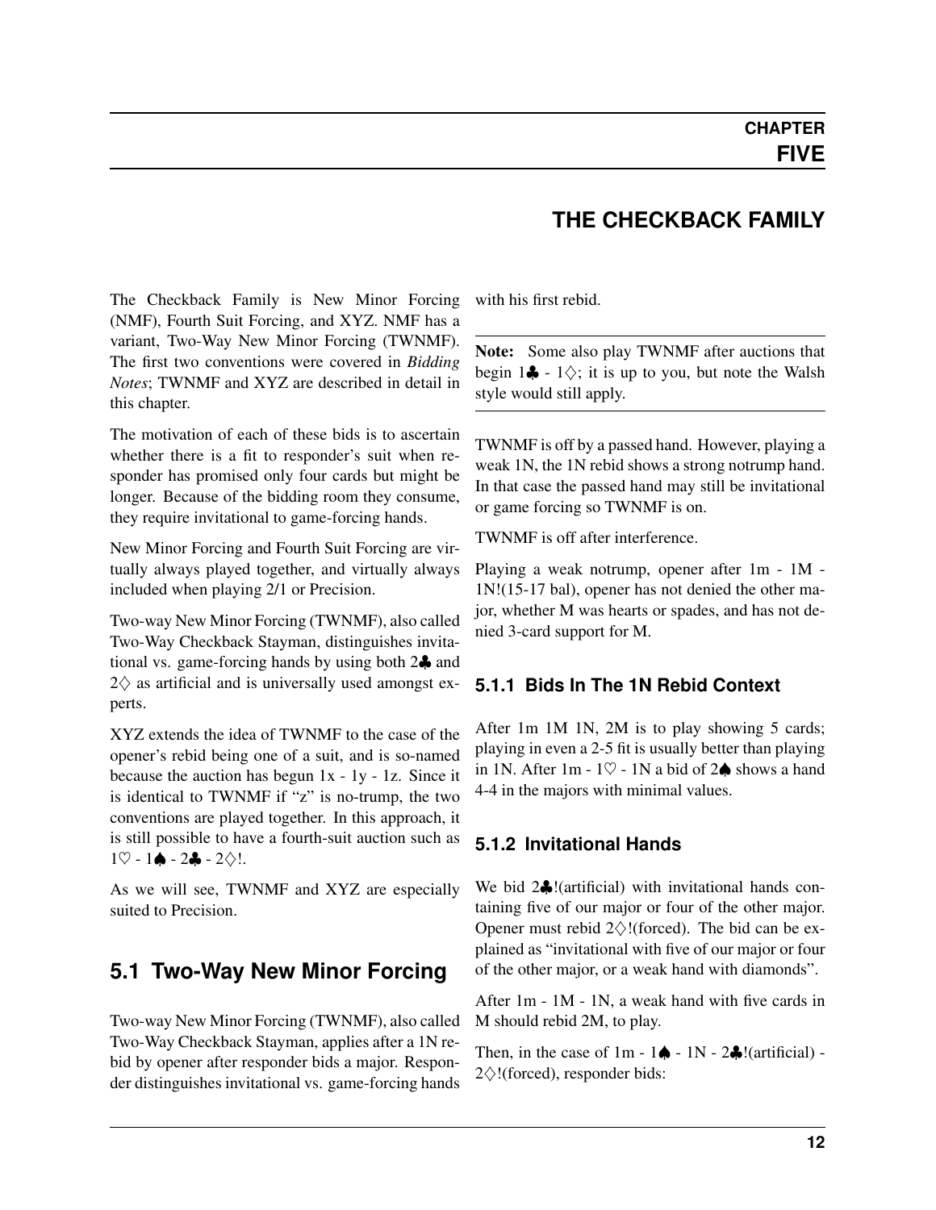# CHAPTER FIVE

# THE CHECKBACK FAMILY

The Checkback Family is New Minor Forcing (NMF), Fourth Suit Forcing, and XYZ. NMF has a variant, Two-Way New Minor Forcing (TWNMF). The first two conventions were covered in *Bidding Notes*; TWNMF and XYZ are described in detail in this chapter.

The motivation of each of these bids is to ascertain whether there is a fit to responder's suit when responder has promised only four cards but might be longer. Because of the bidding room they consume, they require invitational to game-forcing hands.

New Minor Forcing and Fourth Suit Forcing are virtually always played together, and virtually always included when playing 2/1 or Precision.

Two-way New Minor Forcing (TWNMF), also called Two-Way Checkback Stayman, distinguishes invitational vs. game-forcing hands by using both 2♣ and 2♢ as artificial and is universally used amongst experts.

XYZ extends the idea of TWNMF to the case of the opener's rebid being one of a suit, and is so-named because the auction has begun 1x - 1y - 1z. Since it is identical to TWNMF if "z" is no-trump, the two conventions are played together. In this approach, it is still possible to have a fourth-suit auction such as 1♡ - 1♠ - 2♣ - 2♢!.

As we will see, TWNMF and XYZ are especially suited to Precision.

## 5.1 Two-Way New Minor Forcing

Two-way New Minor Forcing (TWNMF), also called Two-Way Checkback Stayman, applies after a 1N rebid by opener after responder bids a major. Responder distinguishes invitational vs. game-forcing hands with his first rebid.

---

**Note:** Some also play TWNMF after auctions that begin 1♣ - 1♢; it is up to you, but note the Walsh style would still apply.

---

TWNMF is off by a passed hand. However, playing a weak 1N, the 1N rebid shows a strong notrump hand. In that case the passed hand may still be invitational or game forcing so TWNMF is on.

TWNMF is off after interference.

Playing a weak notrump, opener after 1m - 1M - 1N!(15-17 bal), opener has not denied the other major, whether M was hearts or spades, and has not denied 3-card support for M.

### 5.1.1 Bids In The 1N Rebid Context

After 1m 1M 1N, 2M is to play showing 5 cards; playing in even a 2-5 fit is usually better than playing in 1N. After 1m - 1♡ - 1N a bid of 2♠ shows a hand 4-4 in the majors with minimal values.

### 5.1.2 Invitational Hands

We bid 2♣!(artificial) with invitational hands containing five of our major or four of the other major. Opener must rebid 2♢!(forced). The bid can be explained as "invitational with five of our major or four of the other major, or a weak hand with diamonds".

After 1m - 1M - 1N, a weak hand with five cards in M should rebid 2M, to play.

Then, in the case of 1m - 1♠ - 1N - 2♣!(artificial) - 2♢!(forced), responder bids: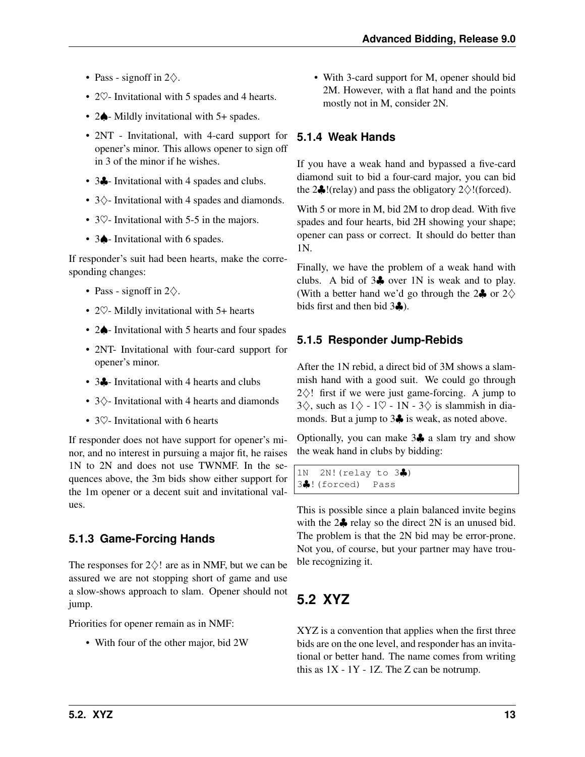- Pass - signoff in 2♢.
- 2♡- Invitational with 5 spades and 4 hearts.
- 2♠- Mildly invitational with 5+ spades.
- 2NT - Invitational, with 4-card support for opener's minor. This allows opener to sign off in 3 of the minor if he wishes.
- 3♣- Invitational with 4 spades and clubs.
- 3♢- Invitational with 4 spades and diamonds.
- 3♡- Invitational with 5-5 in the majors.
- 3♠- Invitational with 6 spades.

If responder's suit had been hearts, make the corresponding changes:

- Pass - signoff in 2♢.
- 2♡- Mildly invitational with 5+ hearts
- 2♠- Invitational with 5 hearts and four spades
- 2NT- Invitational with four-card support for opener's minor.
- 3♣- Invitational with 4 hearts and clubs
- 3♢- Invitational with 4 hearts and diamonds
- 3♡- Invitational with 6 hearts

If responder does not have support for opener's minor, and no interest in pursuing a major fit, he raises 1N to 2N and does not use TWNMF. In the sequences above, the 3m bids show either support for the 1m opener or a decent suit and invitational values.

### 5.1.3 Game-Forcing Hands

The responses for 2♢! are as in NMF, but we can be assured we are not stopping short of game and use a slow-shows approach to slam. Opener should not jump.

Priorities for opener remain as in NMF:

- With four of the other major, bid 2W
- With 3-card support for M, opener should bid 2M. However, with a flat hand and the points mostly not in M, consider 2N.

### 5.1.4 Weak Hands

If you have a weak hand and bypassed a five-card diamond suit to bid a four-card major, you can bid the 2♣!(relay) and pass the obligatory 2♢!(forced).

With 5 or more in M, bid 2M to drop dead. With five spades and four hearts, bid 2H showing your shape; opener can pass or correct. It should do better than 1N.

Finally, we have the problem of a weak hand with clubs. A bid of 3♣ over 1N is weak and to play. (With a better hand we'd go through the 2♣ or 2♢ bids first and then bid 3♣).

### 5.1.5 Responder Jump-Rebids

After the 1N rebid, a direct bid of 3M shows a slam-mish hand with a good suit. We could go through 2♢! first if we were just game-forcing. A jump to 3♢, such as 1♢ - 1♡ - 1N - 3♢ is slammish in diamonds. But a jump to 3♣ is weak, as noted above.

Optionally, you can make 3♣ a slam try and show the weak hand in clubs by bidding:

```
1N  2N!(relay to 3♣)
3♣!(forced)  Pass
```

This is possible since a plain balanced invite begins with the 2♣ relay so the direct 2N is an unused bid. The problem is that the 2N bid may be error-prone. Not you, of course, but your partner may have trouble recognizing it.

## 5.2 XYZ

XYZ is a convention that applies when the first three bids are on the one level, and responder has an invitational or better hand. The name comes from writing this as 1X - 1Y - 1Z. The Z can be notrump.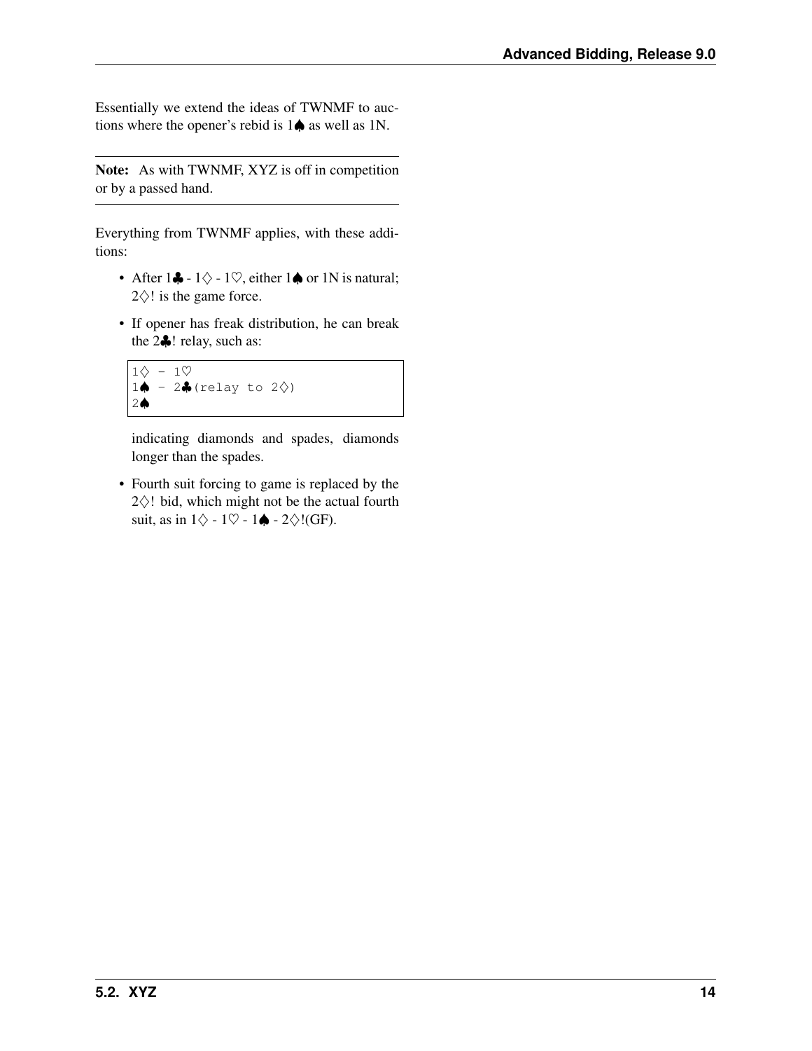Essentially we extend the ideas of TWNMF to auctions where the opener's rebid is 1♠ as well as 1N.

---

**Note:** As with TWNMF, XYZ is off in competition or by a passed hand.

---

Everything from TWNMF applies, with these additions:

- After 1♣ - 1♢ - 1♡, either 1♠ or 1N is natural; 2♢! is the game force.
- If opener has freak distribution, he can break the 2♣! relay, such as:

  ```
  1♢ - 1♡
  1♠ - 2♣(relay to 2♢)
  2♠
  ```

  indicating diamonds and spades, diamonds longer than the spades.

- Fourth suit forcing to game is replaced by the 2♢! bid, which might not be the actual fourth suit, as in 1♢ - 1♡ - 1♠ - 2♢!(GF).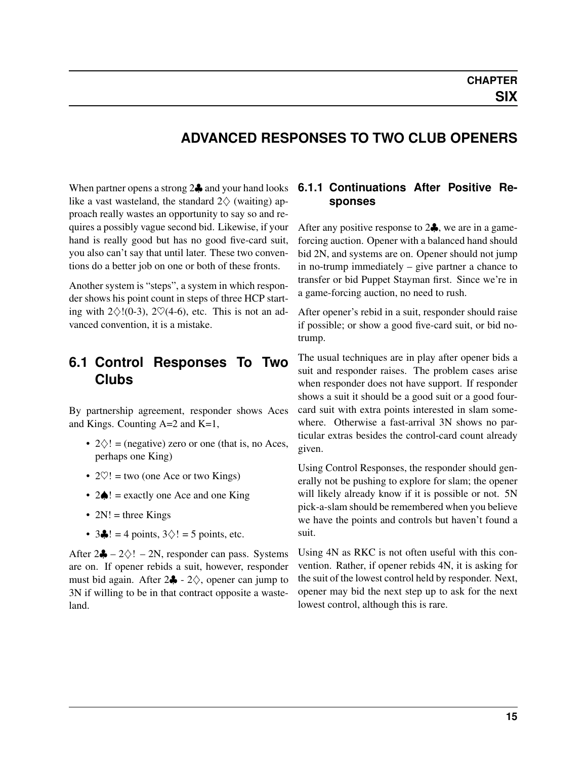# CHAPTER SIX

# ADVANCED RESPONSES TO TWO CLUB OPENERS

When partner opens a strong 2♣ and your hand looks like a vast wasteland, the standard 2♢ (waiting) approach really wastes an opportunity to say so and requires a possibly vague second bid. Likewise, if your hand is really good but has no good five-card suit, you also can't say that until later. These two conventions do a better job on one or both of these fronts.

Another system is "steps", a system in which responder shows his point count in steps of three HCP starting with 2♢!(0-3), 2♡(4-6), etc. This is not an advanced convention, it is a mistake.

## 6.1 Control Responses To Two Clubs

By partnership agreement, responder shows Aces and Kings. Counting A=2 and K=1,

- 2♢! = (negative) zero or one (that is, no Aces, perhaps one King)
- 2♡! = two (one Ace or two Kings)
- 2♠! = exactly one Ace and one King
- 2N! = three Kings
- 3♣! = 4 points, 3♢! = 5 points, etc.

After 2♣ – 2♢! – 2N, responder can pass. Systems are on. If opener rebids a suit, however, responder must bid again. After 2♣ - 2♢, opener can jump to 3N if willing to be in that contract opposite a wasteland.

### 6.1.1 Continuations After Positive Responses

After any positive response to 2♣, we are in a game-forcing auction. Opener with a balanced hand should bid 2N, and systems are on. Opener should not jump in no-trump immediately – give partner a chance to transfer or bid Puppet Stayman first. Since we're in a game-forcing auction, no need to rush.

After opener's rebid in a suit, responder should raise if possible; or show a good five-card suit, or bid no-trump.

The usual techniques are in play after opener bids a suit and responder raises. The problem cases arise when responder does not have support. If responder shows a suit it should be a good suit or a good four-card suit with extra points interested in slam somewhere. Otherwise a fast-arrival 3N shows no particular extras besides the control-card count already given.

Using Control Responses, the responder should generally not be pushing to explore for slam; the opener will likely already know if it is possible or not. 5N pick-a-slam should be remembered when you believe we have the points and controls but haven't found a suit.

Using 4N as RKC is not often useful with this convention. Rather, if opener rebids 4N, it is asking for the suit of the lowest control held by responder. Next, opener may bid the next step up to ask for the next lowest control, although this is rare.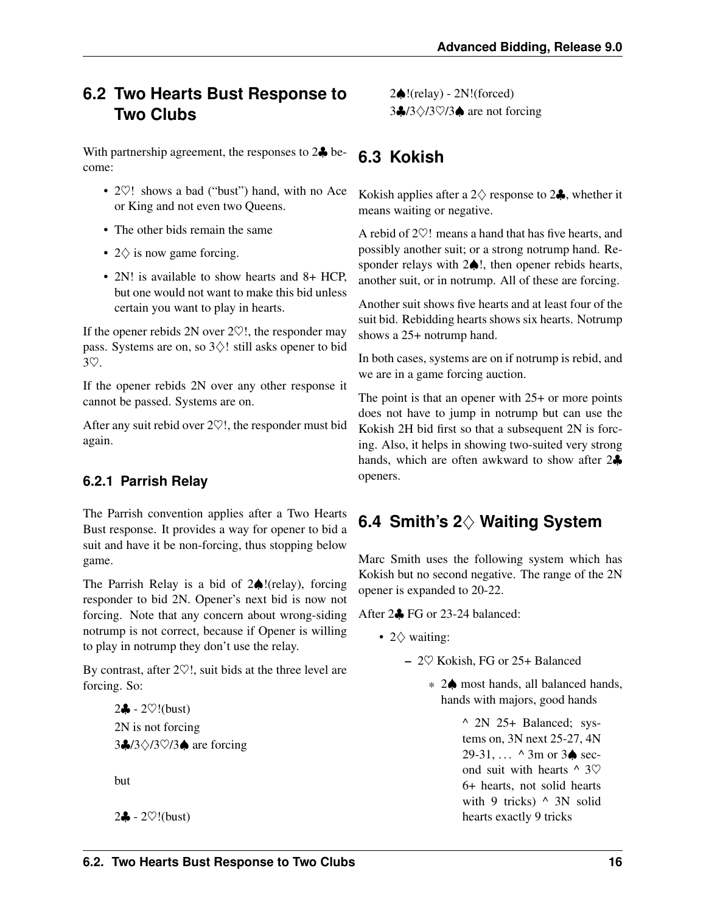## 6.2 Two Hearts Bust Response to Two Clubs

With partnership agreement, the responses to 2♣ become:

- 2♡! shows a bad ("bust") hand, with no Ace or King and not even two Queens.
- The other bids remain the same
- 2◇ is now game forcing.
- 2N! is available to show hearts and 8+ HCP, but one would not want to make this bid unless certain you want to play in hearts.

If the opener rebids 2N over 2♡!, the responder may pass. Systems are on, so 3◇! still asks opener to bid 3♡.

If the opener rebids 2N over any other response it cannot be passed. Systems are on.

After any suit rebid over 2♡!, the responder must bid again.

### 6.2.1 Parrish Relay

The Parrish convention applies after a Two Hearts Bust response. It provides a way for opener to bid a suit and have it be non-forcing, thus stopping below game.

The Parrish Relay is a bid of 2♠!(relay), forcing responder to bid 2N. Opener's next bid is now not forcing. Note that any concern about wrong-siding notrump is not correct, because if Opener is willing to play in notrump they don't use the relay.

By contrast, after 2♡!, suit bids at the three level are forcing. So:

> 2♣ - 2♡!(bust)
> 2N is not forcing
> 3♣/3◇/3♡/3♠ are forcing
>
> but
>
> 2♣ - 2♡!(bust)
> 2♠!(relay) - 2N!(forced)
> 3♣/3◇/3♡/3♠ are not forcing

## 6.3 Kokish

Kokish applies after a 2◇ response to 2♣, whether it means waiting or negative.

A rebid of 2♡! means a hand that has five hearts, and possibly another suit; or a strong notrump hand. Responder relays with 2♠!, then opener rebids hearts, another suit, or in notrump. All of these are forcing.

Another suit shows five hearts and at least four of the suit bid. Rebidding hearts shows six hearts. Notrump shows a 25+ notrump hand.

In both cases, systems are on if notrump is rebid, and we are in a game forcing auction.

The point is that an opener with 25+ or more points does not have to jump in notrump but can use the Kokish 2H bid first so that a subsequent 2N is forcing. Also, it helps in showing two-suited very strong hands, which are often awkward to show after 2♣ openers.

## 6.4 Smith's 2◇ Waiting System

Marc Smith uses the following system which has Kokish but no second negative. The range of the 2N opener is expanded to 20-22.

After 2♣ FG or 23-24 balanced:

- 2◇ waiting:
  - 2♡ Kokish, FG or 25+ Balanced
    - 2♠ most hands, all balanced hands, hands with majors, good hands
      > ^ 2N 25+ Balanced; systems on, 3N next 25-27, 4N 29-31, … ^ 3m or 3♠ second suit with hearts ^ 3♡ 6+ hearts, not solid hearts with 9 tricks) ^ 3N solid hearts exactly 9 tricks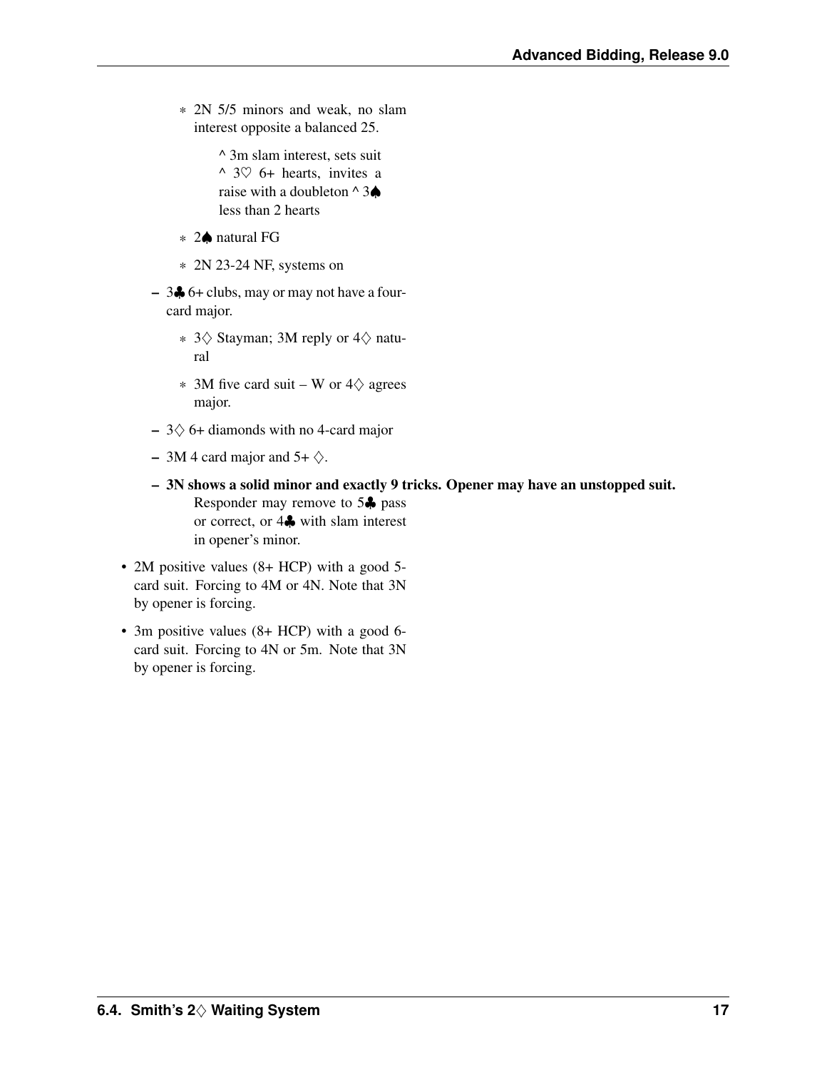- 2N 5/5 minors and weak, no slam interest opposite a balanced 25.

          ^ 3m slam interest, sets suit ^ 3♡ 6+ hearts, invites a raise with a doubleton ^ 3♠ less than 2 hearts

        - 2♠ natural FG

        - 2N 23-24 NF, systems on

    - 3♣ 6+ clubs, may or may not have a four-card major.

        - 3♢ Stayman; 3M reply or 4♢ natural

        - 3M five card suit – W or 4♢ agrees major.

    - 3♢ 6+ diamonds with no 4-card major

    - 3M 4 card major and 5+ ♢.

    - **3N shows a solid minor and exactly 9 tricks. Opener may have an unstopped suit.**

      Responder may remove to 5♣ pass or correct, or 4♣ with slam interest in opener's minor.

- 2M positive values (8+ HCP) with a good 5-card suit. Forcing to 4M or 4N. Note that 3N by opener is forcing.

- 3m positive values (8+ HCP) with a good 6-card suit. Forcing to 4N or 5m. Note that 3N by opener is forcing.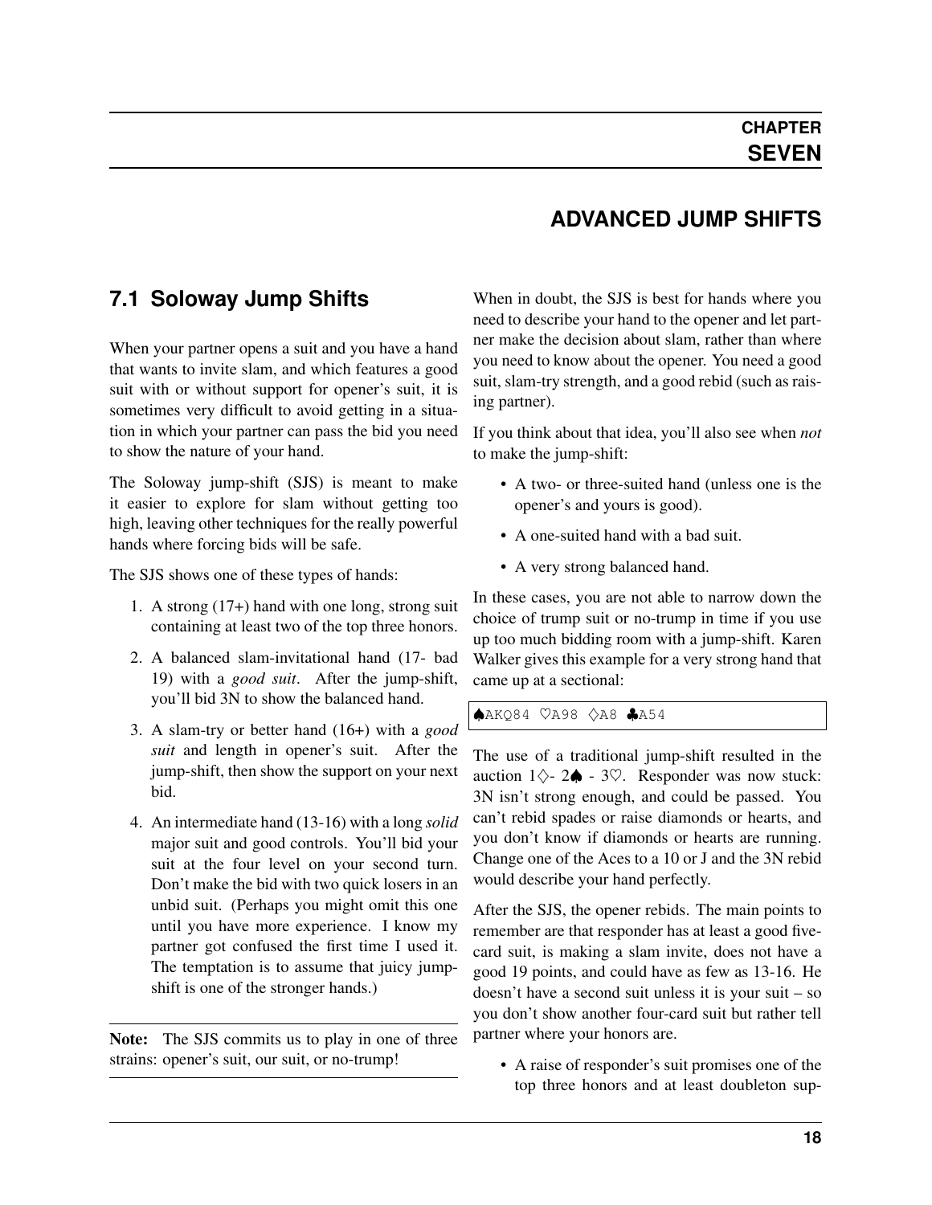# CHAPTER SEVEN

# ADVANCED JUMP SHIFTS

## 7.1 Soloway Jump Shifts

When your partner opens a suit and you have a hand that wants to invite slam, and which features a good suit with or without support for opener's suit, it is sometimes very difficult to avoid getting in a situation in which your partner can pass the bid you need to show the nature of your hand.

The Soloway jump-shift (SJS) is meant to make it easier to explore for slam without getting too high, leaving other techniques for the really powerful hands where forcing bids will be safe.

The SJS shows one of these types of hands:

1. A strong (17+) hand with one long, strong suit containing at least two of the top three honors.
2. A balanced slam-invitational hand (17- bad 19) with a *good suit*. After the jump-shift, you'll bid 3N to show the balanced hand.
3. A slam-try or better hand (16+) with a *good suit* and length in opener's suit. After the jump-shift, then show the support on your next bid.
4. An intermediate hand (13-16) with a long *solid* major suit and good controls. You'll bid your suit at the four level on your second turn. Don't make the bid with two quick losers in an unbid suit. (Perhaps you might omit this one until you have more experience. I know my partner got confused the first time I used it. The temptation is to assume that juicy jump-shift is one of the stronger hands.)

---

**Note:** The SJS commits us to play in one of three strains: opener's suit, our suit, or no-trump!

---

When in doubt, the SJS is best for hands where you need to describe your hand to the opener and let partner make the decision about slam, rather than where you need to know about the opener. You need a good suit, slam-try strength, and a good rebid (such as raising partner).

If you think about that idea, you'll also see when *not* to make the jump-shift:

- A two- or three-suited hand (unless one is the opener's and yours is good).
- A one-suited hand with a bad suit.
- A very strong balanced hand.

In these cases, you are not able to narrow down the choice of trump suit or no-trump in time if you use up too much bidding room with a jump-shift. Karen Walker gives this example for a very strong hand that came up at a sectional:

```
♠AKQ84 ♡A98 ◇A8 ♣A54
```

The use of a traditional jump-shift resulted in the auction 1◇- 2♠ - 3♡. Responder was now stuck: 3N isn't strong enough, and could be passed. You can't rebid spades or raise diamonds or hearts, and you don't know if diamonds or hearts are running. Change one of the Aces to a 10 or J and the 3N rebid would describe your hand perfectly.

After the SJS, the opener rebids. The main points to remember are that responder has at least a good five-card suit, is making a slam invite, does not have a good 19 points, and could have as few as 13-16. He doesn't have a second suit unless it is your suit – so you don't show another four-card suit but rather tell partner where your honors are.

- A raise of responder's suit promises one of the top three honors and at least doubleton sup-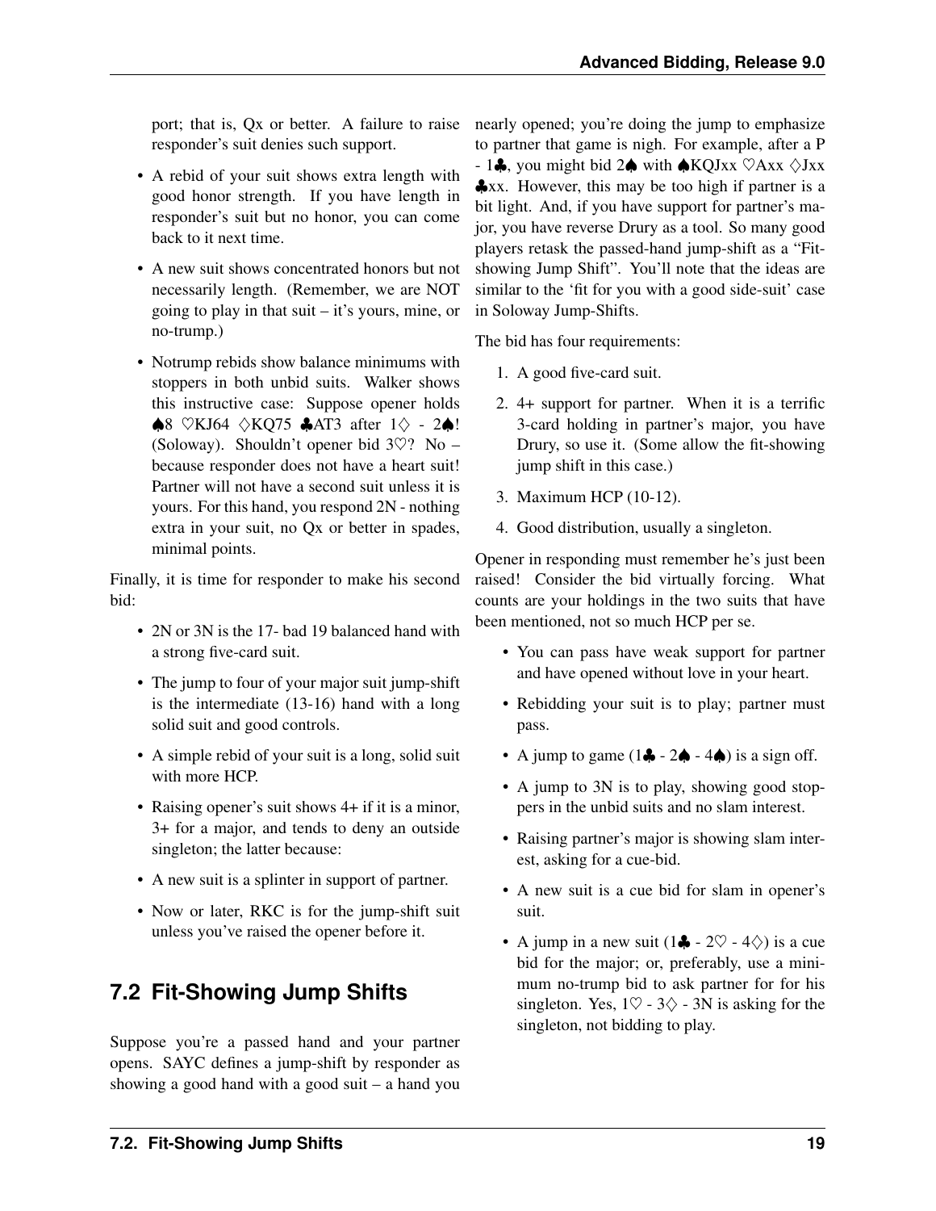port; that is, Qx or better. A failure to raise responder's suit denies such support.

- A rebid of your suit shows extra length with good honor strength. If you have length in responder's suit but no honor, you can come back to it next time.
- A new suit shows concentrated honors but not necessarily length. (Remember, we are NOT going to play in that suit – it's yours, mine, or no-trump.)
- Notrump rebids show balance minimums with stoppers in both unbid suits. Walker shows this instructive case: Suppose opener holds ♠8 ♡KJ64 ♢KQ75 ♣AT3 after 1♢ - 2♠! (Soloway). Shouldn't opener bid 3♡? No – because responder does not have a heart suit! Partner will not have a second suit unless it is yours. For this hand, you respond 2N - nothing extra in your suit, no Qx or better in spades, minimal points.

Finally, it is time for responder to make his second bid:

- 2N or 3N is the 17- bad 19 balanced hand with a strong five-card suit.
- The jump to four of your major suit jump-shift is the intermediate (13-16) hand with a long solid suit and good controls.
- A simple rebid of your suit is a long, solid suit with more HCP.
- Raising opener's suit shows 4+ if it is a minor, 3+ for a major, and tends to deny an outside singleton; the latter because:
- A new suit is a splinter in support of partner.
- Now or later, RKC is for the jump-shift suit unless you've raised the opener before it.

## 7.2 Fit-Showing Jump Shifts

Suppose you're a passed hand and your partner opens. SAYC defines a jump-shift by responder as showing a good hand with a good suit – a hand you nearly opened; you're doing the jump to emphasize to partner that game is nigh. For example, after a P - 1♣, you might bid 2♠ with ♠KQJxx ♡Axx ♢Jxx ♣xx. However, this may be too high if partner is a bit light. And, if you have support for partner's major, you have reverse Drury as a tool. So many good players retask the passed-hand jump-shift as a "Fit-showing Jump Shift". You'll note that the ideas are similar to the 'fit for you with a good side-suit' case in Soloway Jump-Shifts.

The bid has four requirements:

1. A good five-card suit.
2. 4+ support for partner. When it is a terrific 3-card holding in partner's major, you have Drury, so use it. (Some allow the fit-showing jump shift in this case.)
3. Maximum HCP (10-12).
4. Good distribution, usually a singleton.

Opener in responding must remember he's just been raised! Consider the bid virtually forcing. What counts are your holdings in the two suits that have been mentioned, not so much HCP per se.

- You can pass have weak support for partner and have opened without love in your heart.
- Rebidding your suit is to play; partner must pass.
- A jump to game (1♣ - 2♠ - 4♠) is a sign off.
- A jump to 3N is to play, showing good stoppers in the unbid suits and no slam interest.
- Raising partner's major is showing slam interest, asking for a cue-bid.
- A new suit is a cue bid for slam in opener's suit.
- A jump in a new suit (1♣ - 2♡ - 4♢) is a cue bid for the major; or, preferably, use a minimum no-trump bid to ask partner for for his singleton. Yes, 1♡ - 3♢ - 3N is asking for the singleton, not bidding to play.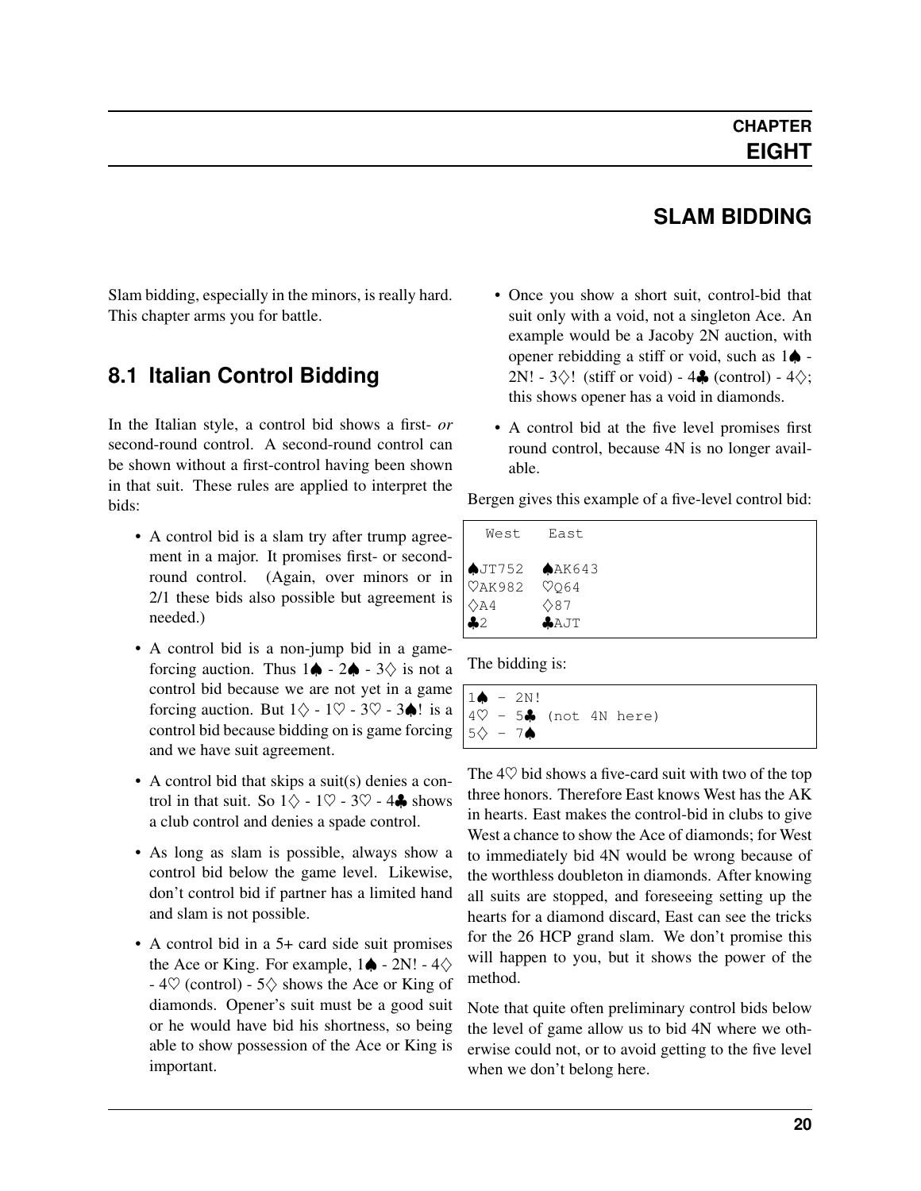# CHAPTER EIGHT

# SLAM BIDDING

Slam bidding, especially in the minors, is really hard. This chapter arms you for battle.

## 8.1 Italian Control Bidding

In the Italian style, a control bid shows a first- *or* second-round control. A second-round control can be shown without a first-control having been shown in that suit. These rules are applied to interpret the bids:

- A control bid is a slam try after trump agreement in a major. It promises first- or second-round control. (Again, over minors or in 2/1 these bids also possible but agreement is needed.)
- A control bid is a non-jump bid in a game-forcing auction. Thus 1♠ - 2♠ - 3♢ is not a control bid because we are not yet in a game forcing auction. But 1♢ - 1♡ - 3♡ - 3♠! is a control bid because bidding on is game forcing and we have suit agreement.
- A control bid that skips a suit(s) denies a control in that suit. So 1♢ - 1♡ - 3♡ - 4♣ shows a club control and denies a spade control.
- As long as slam is possible, always show a control bid below the game level. Likewise, don't control bid if partner has a limited hand and slam is not possible.
- A control bid in a 5+ card side suit promises the Ace or King. For example, 1♠ - 2N! - 4♢ - 4♡ (control) - 5♢ shows the Ace or King of diamonds. Opener's suit must be a good suit or he would have bid his shortness, so being able to show possession of the Ace or King is important.
- Once you show a short suit, control-bid that suit only with a void, not a singleton Ace. An example would be a Jacoby 2N auction, with opener rebidding a stiff or void, such as 1♠ - 2N! - 3♢! (stiff or void) - 4♣ (control) - 4♢; this shows opener has a void in diamonds.
- A control bid at the five level promises first round control, because 4N is no longer available.

Bergen gives this example of a five-level control bid:

```
  West    East

♠JT752   ♠AK643
♡AK982   ♡Q64
♢A4      ♢87
♣2       ♣AJT
```

The bidding is:

```
1♠ - 2N!
4♡ - 5♣ (not 4N here)
5♢ - 7♠
```

The 4♡ bid shows a five-card suit with two of the top three honors. Therefore East knows West has the AK in hearts. East makes the control-bid in clubs to give West a chance to show the Ace of diamonds; for West to immediately bid 4N would be wrong because of the worthless doubleton in diamonds. After knowing all suits are stopped, and foreseeing setting up the hearts for a diamond discard, East can see the tricks for the 26 HCP grand slam. We don't promise this will happen to you, but it shows the power of the method.

Note that quite often preliminary control bids below the level of game allow us to bid 4N where we otherwise could not, or to avoid getting to the five level when we don't belong here.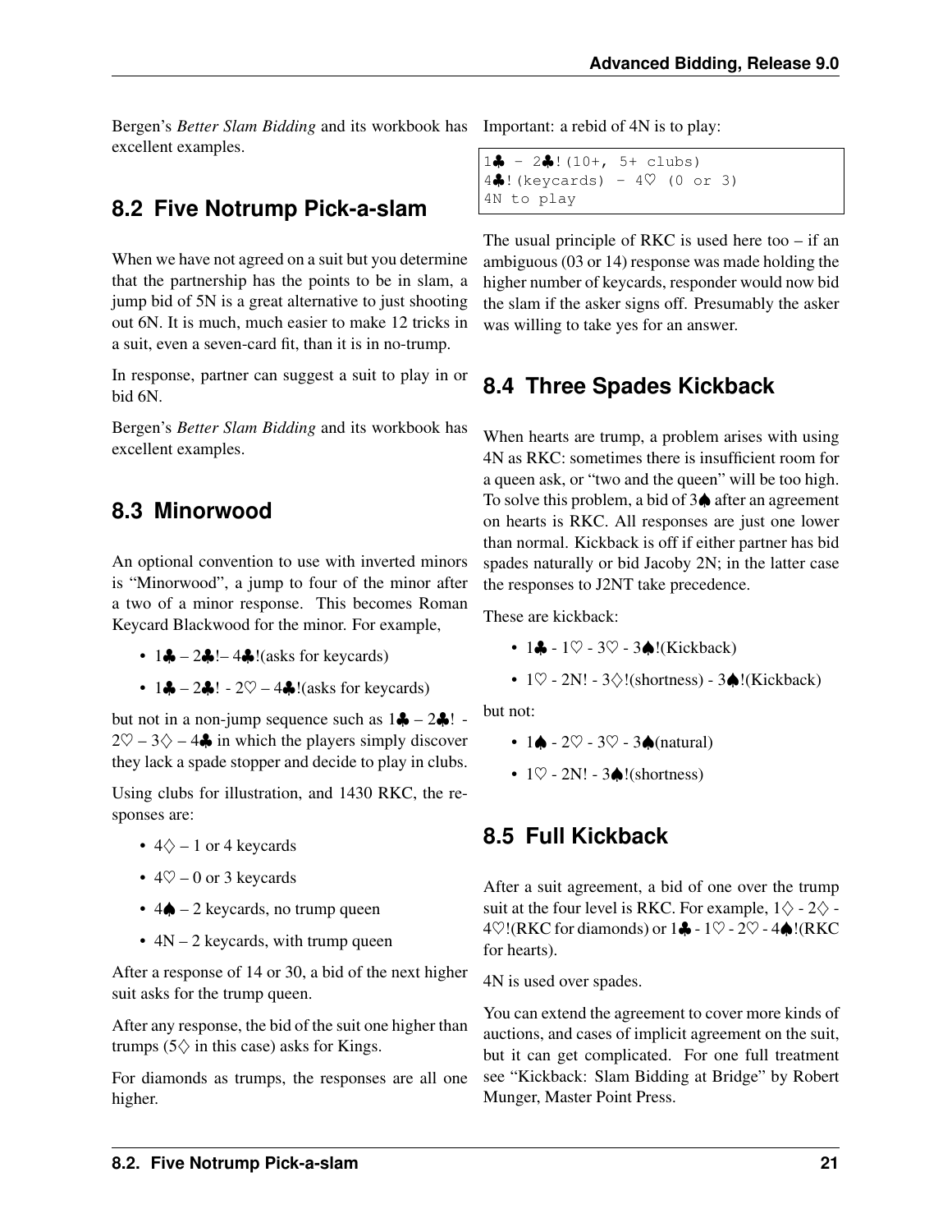Bergen's *Better Slam Bidding* and its workbook has excellent examples.

## 8.2 Five Notrump Pick-a-slam

When we have not agreed on a suit but you determine that the partnership has the points to be in slam, a jump bid of 5N is a great alternative to just shooting out 6N. It is much, much easier to make 12 tricks in a suit, even a seven-card fit, than it is in no-trump.

In response, partner can suggest a suit to play in or bid 6N.

Bergen's *Better Slam Bidding* and its workbook has excellent examples.

## 8.3 Minorwood

An optional convention to use with inverted minors is "Minorwood", a jump to four of the minor after a two of a minor response. This becomes Roman Keycard Blackwood for the minor. For example,

- 1♣ – 2♣!– 4♣!(asks for keycards)
- 1♣ – 2♣! - 2♡ – 4♣!(asks for keycards)

but not in a non-jump sequence such as 1♣ – 2♣! - 2♡ – 3♢ – 4♣ in which the players simply discover they lack a spade stopper and decide to play in clubs.

Using clubs for illustration, and 1430 RKC, the responses are:

- 4♢ – 1 or 4 keycards
- 4♡ – 0 or 3 keycards
- 4♠ – 2 keycards, no trump queen
- 4N – 2 keycards, with trump queen

After a response of 14 or 30, a bid of the next higher suit asks for the trump queen.

After any response, the bid of the suit one higher than trumps (5♢ in this case) asks for Kings.

For diamonds as trumps, the responses are all one higher.

Important: a rebid of 4N is to play:

```
1♣ - 2♣!(10+, 5+ clubs)
4♣!(keycards) - 4♡ (0 or 3)
4N to play
```

The usual principle of RKC is used here too – if an ambiguous (03 or 14) response was made holding the higher number of keycards, responder would now bid the slam if the asker signs off. Presumably the asker was willing to take yes for an answer.

## 8.4 Three Spades Kickback

When hearts are trump, a problem arises with using 4N as RKC: sometimes there is insufficient room for a queen ask, or "two and the queen" will be too high. To solve this problem, a bid of 3♠ after an agreement on hearts is RKC. All responses are just one lower than normal. Kickback is off if either partner has bid spades naturally or bid Jacoby 2N; in the latter case the responses to J2NT take precedence.

These are kickback:

- 1♣ - 1♡ - 3♡ - 3♠!(Kickback)
- 1♡ - 2N! - 3♢!(shortness) - 3♠!(Kickback)

but not:

- 1♠ - 2♡ - 3♡ - 3♠(natural)
- 1♡ - 2N! - 3♠!(shortness)

## 8.5 Full Kickback

After a suit agreement, a bid of one over the trump suit at the four level is RKC. For example, 1♢ - 2♢ - 4♡!(RKC for diamonds) or 1♣ - 1♡ - 2♡ - 4♠!(RKC for hearts).

4N is used over spades.

You can extend the agreement to cover more kinds of auctions, and cases of implicit agreement on the suit, but it can get complicated. For one full treatment see "Kickback: Slam Bidding at Bridge" by Robert Munger, Master Point Press.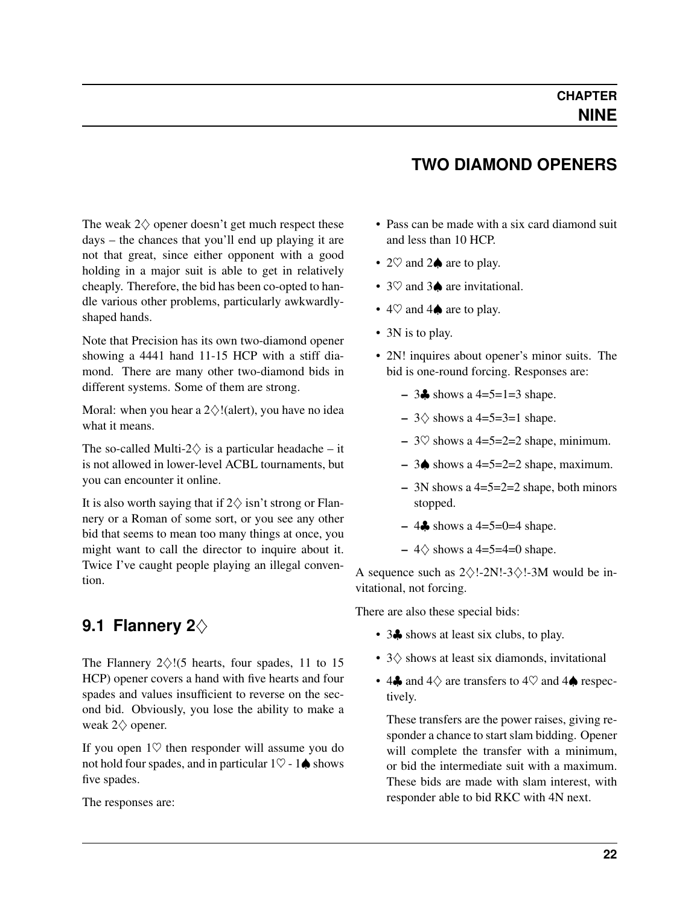# CHAPTER NINE

# TWO DIAMOND OPENERS

The weak 2♢ opener doesn't get much respect these days – the chances that you'll end up playing it are not that great, since either opponent with a good holding in a major suit is able to get in relatively cheaply. Therefore, the bid has been co-opted to handle various other problems, particularly awkwardly-shaped hands.

Note that Precision has its own two-diamond opener showing a 4441 hand 11-15 HCP with a stiff diamond. There are many other two-diamond bids in different systems. Some of them are strong.

Moral: when you hear a 2♢!(alert), you have no idea what it means.

The so-called Multi-2♢ is a particular headache – it is not allowed in lower-level ACBL tournaments, but you can encounter it online.

It is also worth saying that if 2♢ isn't strong or Flannery or a Roman of some sort, or you see any other bid that seems to mean too many things at once, you might want to call the director to inquire about it. Twice I've caught people playing an illegal convention.

## 9.1 Flannery 2♢

The Flannery 2♢!(5 hearts, four spades, 11 to 15 HCP) opener covers a hand with five hearts and four spades and values insufficient to reverse on the second bid. Obviously, you lose the ability to make a weak 2♢ opener.

If you open 1♡ then responder will assume you do not hold four spades, and in particular 1♡ - 1♠ shows five spades.

The responses are:

- Pass can be made with a six card diamond suit and less than 10 HCP.
- 2♡ and 2♠ are to play.
- 3♡ and 3♠ are invitational.
- 4♡ and 4♠ are to play.
- 3N is to play.
- 2N! inquires about opener's minor suits. The bid is one-round forcing. Responses are:
  - 3♣ shows a 4=5=1=3 shape.
  - 3♢ shows a 4=5=3=1 shape.
  - 3♡ shows a 4=5=2=2 shape, minimum.
  - 3♠ shows a 4=5=2=2 shape, maximum.
  - 3N shows a 4=5=2=2 shape, both minors stopped.
  - 4♣ shows a 4=5=0=4 shape.
  - 4♢ shows a 4=5=4=0 shape.

A sequence such as 2♢!-2N!-3♢!-3M would be invitational, not forcing.

There are also these special bids:

- 3♣ shows at least six clubs, to play.
- 3♢ shows at least six diamonds, invitational
- 4♣ and 4♢ are transfers to 4♡ and 4♠ respectively.

  These transfers are the power raises, giving responder a chance to start slam bidding. Opener will complete the transfer with a minimum, or bid the intermediate suit with a maximum. These bids are made with slam interest, with responder able to bid RKC with 4N next.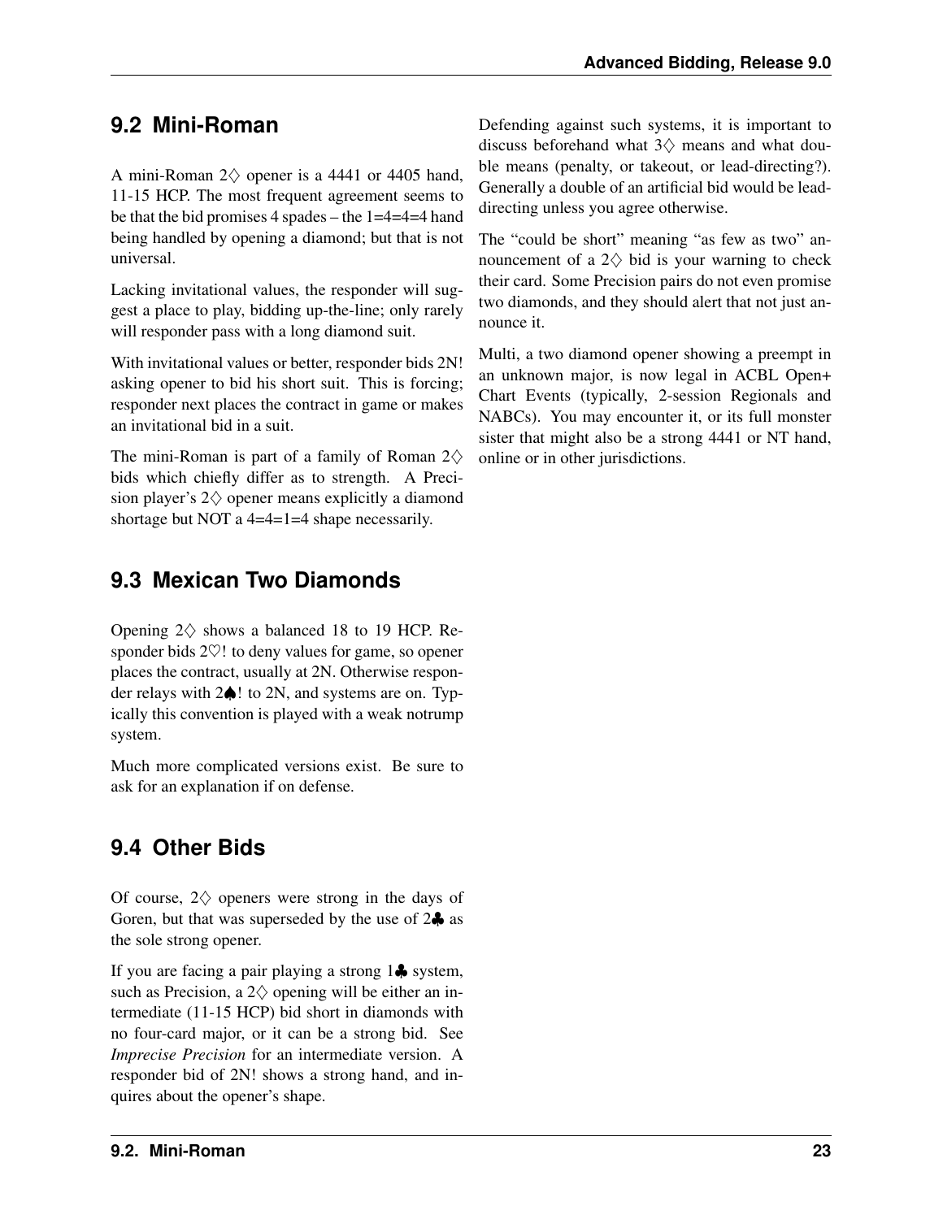## 9.2 Mini-Roman

A mini-Roman 2♢ opener is a 4441 or 4405 hand, 11-15 HCP. The most frequent agreement seems to be that the bid promises 4 spades – the 1=4=4=4 hand being handled by opening a diamond; but that is not universal.

Lacking invitational values, the responder will suggest a place to play, bidding up-the-line; only rarely will responder pass with a long diamond suit.

With invitational values or better, responder bids 2N! asking opener to bid his short suit. This is forcing; responder next places the contract in game or makes an invitational bid in a suit.

The mini-Roman is part of a family of Roman 2♢ bids which chiefly differ as to strength. A Precision player's 2♢ opener means explicitly a diamond shortage but NOT a 4=4=1=4 shape necessarily.

## 9.3 Mexican Two Diamonds

Opening 2♢ shows a balanced 18 to 19 HCP. Responder bids 2♡! to deny values for game, so opener places the contract, usually at 2N. Otherwise responder relays with 2♠! to 2N, and systems are on. Typically this convention is played with a weak notrump system.

Much more complicated versions exist. Be sure to ask for an explanation if on defense.

## 9.4 Other Bids

Of course, 2♢ openers were strong in the days of Goren, but that was superseded by the use of 2♣ as the sole strong opener.

If you are facing a pair playing a strong 1♣ system, such as Precision, a 2♢ opening will be either an intermediate (11-15 HCP) bid short in diamonds with no four-card major, or it can be a strong bid. See *Imprecise Precision* for an intermediate version. A responder bid of 2N! shows a strong hand, and inquires about the opener's shape.

Defending against such systems, it is important to discuss beforehand what 3♢ means and what double means (penalty, or takeout, or lead-directing?). Generally a double of an artificial bid would be lead-directing unless you agree otherwise.

The "could be short" meaning "as few as two" announcement of a 2♢ bid is your warning to check their card. Some Precision pairs do not even promise two diamonds, and they should alert that not just announce it.

Multi, a two diamond opener showing a preempt in an unknown major, is now legal in ACBL Open+ Chart Events (typically, 2-session Regionals and NABCs). You may encounter it, or its full monster sister that might also be a strong 4441 or NT hand, online or in other jurisdictions.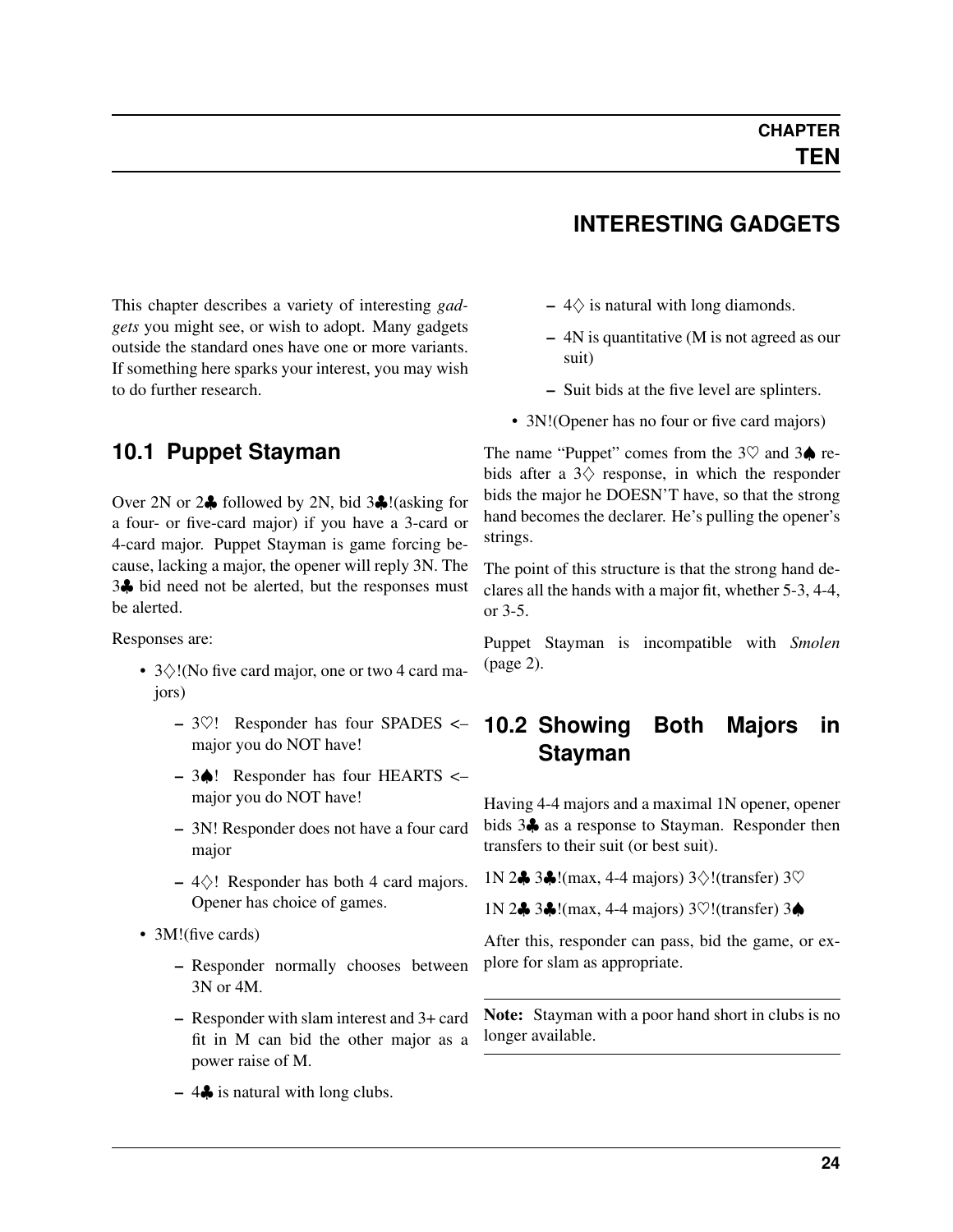# CHAPTER TEN

# INTERESTING GADGETS

This chapter describes a variety of interesting *gadgets* you might see, or wish to adopt. Many gadgets outside the standard ones have one or more variants. If something here sparks your interest, you may wish to do further research.

## 10.1 Puppet Stayman

Over 2N or 2♣ followed by 2N, bid 3♣!(asking for a four- or five-card major) if you have a 3-card or 4-card major. Puppet Stayman is game forcing because, lacking a major, the opener will reply 3N. The 3♣ bid need not be alerted, but the responses must be alerted.

Responses are:

- 3♢!(No five card major, one or two 4 card majors)
  - 3♡! Responder has four SPADES <– major you do NOT have!
  - 3♠! Responder has four HEARTS <– major you do NOT have!
  - 3N! Responder does not have a four card major
  - 4♢! Responder has both 4 card majors. Opener has choice of games.
- 3M!(five cards)
  - Responder normally chooses between 3N or 4M.
  - Responder with slam interest and 3+ card fit in M can bid the other major as a power raise of M.
  - 4♣ is natural with long clubs.
  - 4♢ is natural with long diamonds.
  - 4N is quantitative (M is not agreed as our suit)
  - Suit bids at the five level are splinters.
- 3N!(Opener has no four or five card majors)

The name "Puppet" comes from the 3♡ and 3♠ rebids after a 3♢ response, in which the responder bids the major he DOESN'T have, so that the strong hand becomes the declarer. He's pulling the opener's strings.

The point of this structure is that the strong hand declares all the hands with a major fit, whether 5-3, 4-4, or 3-5.

Puppet Stayman is incompatible with *Smolen* (page 2).

## 10.2 Showing Both Majors in Stayman

Having 4-4 majors and a maximal 1N opener, opener bids 3♣ as a response to Stayman. Responder then transfers to their suit (or best suit).

1N 2♣ 3♣!(max, 4-4 majors) 3♢!(transfer) 3♡

1N 2♣ 3♣!(max, 4-4 majors) 3♡!(transfer) 3♠

After this, responder can pass, bid the game, or explore for slam as appropriate.

**Note:** Stayman with a poor hand short in clubs is no longer available.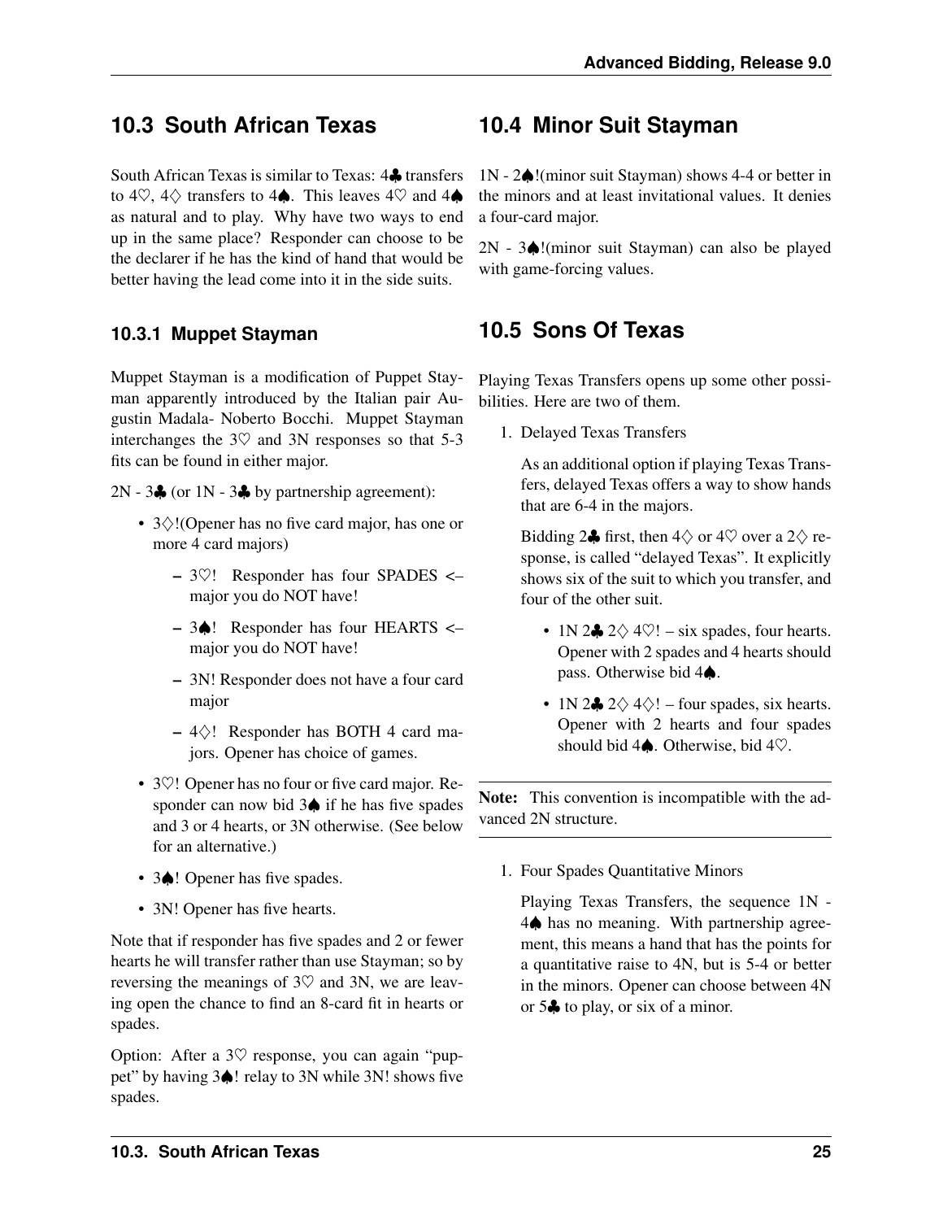## 10.3 South African Texas

South African Texas is similar to Texas: 4♣ transfers to 4♡, 4♢ transfers to 4♠. This leaves 4♡ and 4♠ as natural and to play. Why have two ways to end up in the same place? Responder can choose to be the declarer if he has the kind of hand that would be better having the lead come into it in the side suits.

### 10.3.1 Muppet Stayman

Muppet Stayman is a modification of Puppet Stayman apparently introduced by the Italian pair Augustin Madala- Noberto Bocchi. Muppet Stayman interchanges the 3♡ and 3N responses so that 5-3 fits can be found in either major.

2N - 3♣ (or 1N - 3♣ by partnership agreement):

- 3♢!(Opener has no five card major, has one or more 4 card majors)
  - 3♡! Responder has four SPADES <– major you do NOT have!
  - 3♠! Responder has four HEARTS <– major you do NOT have!
  - 3N! Responder does not have a four card major
  - 4♢! Responder has BOTH 4 card majors. Opener has choice of games.
- 3♡! Opener has no four or five card major. Responder can now bid 3♠ if he has five spades and 3 or 4 hearts, or 3N otherwise. (See below for an alternative.)
- 3♠! Opener has five spades.
- 3N! Opener has five hearts.

Note that if responder has five spades and 2 or fewer hearts he will transfer rather than use Stayman; so by reversing the meanings of 3♡ and 3N, we are leaving open the chance to find an 8-card fit in hearts or spades.

Option: After a 3♡ response, you can again "puppet" by having 3♠! relay to 3N while 3N! shows five spades.

## 10.4 Minor Suit Stayman

1N - 2♠!(minor suit Stayman) shows 4-4 or better in the minors and at least invitational values. It denies a four-card major.

2N - 3♠!(minor suit Stayman) can also be played with game-forcing values.

## 10.5 Sons Of Texas

Playing Texas Transfers opens up some other possibilities. Here are two of them.

1. Delayed Texas Transfers

   As an additional option if playing Texas Transfers, delayed Texas offers a way to show hands that are 6-4 in the majors.

   Bidding 2♣ first, then 4♢ or 4♡ over a 2♢ response, is called "delayed Texas". It explicitly shows six of the suit to which you transfer, and four of the other suit.

   - 1N 2♣ 2♢ 4♡! – six spades, four hearts. Opener with 2 spades and 4 hearts should pass. Otherwise bid 4♠.
   - 1N 2♣ 2♢ 4♢! – four spades, six hearts. Opener with 2 hearts and four spades should bid 4♠. Otherwise, bid 4♡.

**Note:** This convention is incompatible with the advanced 2N structure.

1. Four Spades Quantitative Minors

   Playing Texas Transfers, the sequence 1N - 4♠ has no meaning. With partnership agreement, this means a hand that has the points for a quantitative raise to 4N, but is 5-4 or better in the minors. Opener can choose between 4N or 5♣ to play, or six of a minor.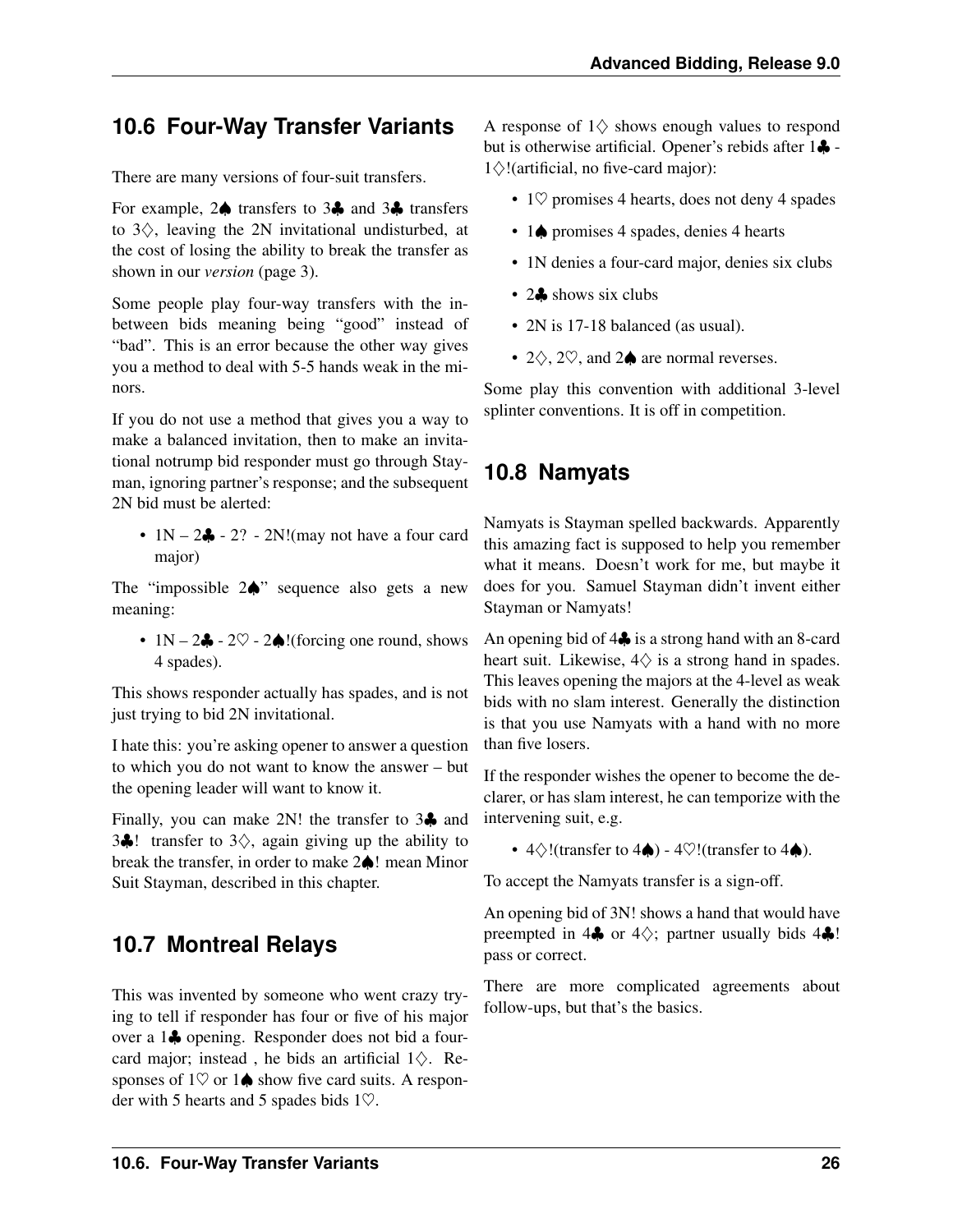## 10.6 Four-Way Transfer Variants

There are many versions of four-suit transfers.

For example, 2♠ transfers to 3♣ and 3♣ transfers to 3♢, leaving the 2N invitational undisturbed, at the cost of losing the ability to break the transfer as shown in our *version* (page 3).

Some people play four-way transfers with the in-between bids meaning being "good" instead of "bad". This is an error because the other way gives you a method to deal with 5-5 hands weak in the minors.

If you do not use a method that gives you a way to make a balanced invitation, then to make an invitational notrump bid responder must go through Stayman, ignoring partner's response; and the subsequent 2N bid must be alerted:

- 1N – 2♣ - 2? - 2N!(may not have a four card major)

The "impossible 2♠" sequence also gets a new meaning:

- 1N – 2♣ - 2♡ - 2♠!(forcing one round, shows 4 spades).

This shows responder actually has spades, and is not just trying to bid 2N invitational.

I hate this: you're asking opener to answer a question to which you do not want to know the answer – but the opening leader will want to know it.

Finally, you can make 2N! the transfer to 3♣ and 3♣! transfer to 3♢, again giving up the ability to break the transfer, in order to make 2♠! mean Minor Suit Stayman, described in this chapter.

## 10.7 Montreal Relays

This was invented by someone who went crazy trying to tell if responder has four or five of his major over a 1♣ opening. Responder does not bid a four-card major; instead , he bids an artificial 1♢. Responses of 1♡ or 1♠ show five card suits. A responder with 5 hearts and 5 spades bids 1♡.

A response of 1♢ shows enough values to respond but is otherwise artificial. Opener's rebids after 1♣ - 1♢!(artificial, no five-card major):

- 1♡ promises 4 hearts, does not deny 4 spades
- 1♠ promises 4 spades, denies 4 hearts
- 1N denies a four-card major, denies six clubs
- 2♣ shows six clubs
- 2N is 17-18 balanced (as usual).
- 2♢, 2♡, and 2♠ are normal reverses.

Some play this convention with additional 3-level splinter conventions. It is off in competition.

## 10.8 Namyats

Namyats is Stayman spelled backwards. Apparently this amazing fact is supposed to help you remember what it means. Doesn't work for me, but maybe it does for you. Samuel Stayman didn't invent either Stayman or Namyats!

An opening bid of 4♣ is a strong hand with an 8-card heart suit. Likewise, 4♢ is a strong hand in spades. This leaves opening the majors at the 4-level as weak bids with no slam interest. Generally the distinction is that you use Namyats with a hand with no more than five losers.

If the responder wishes the opener to become the declarer, or has slam interest, he can temporize with the intervening suit, e.g.

- 4♢!(transfer to 4♠) - 4♡!(transfer to 4♠).

To accept the Namyats transfer is a sign-off.

An opening bid of 3N! shows a hand that would have preempted in 4♣ or 4♢; partner usually bids 4♣! pass or correct.

There are more complicated agreements about follow-ups, but that's the basics.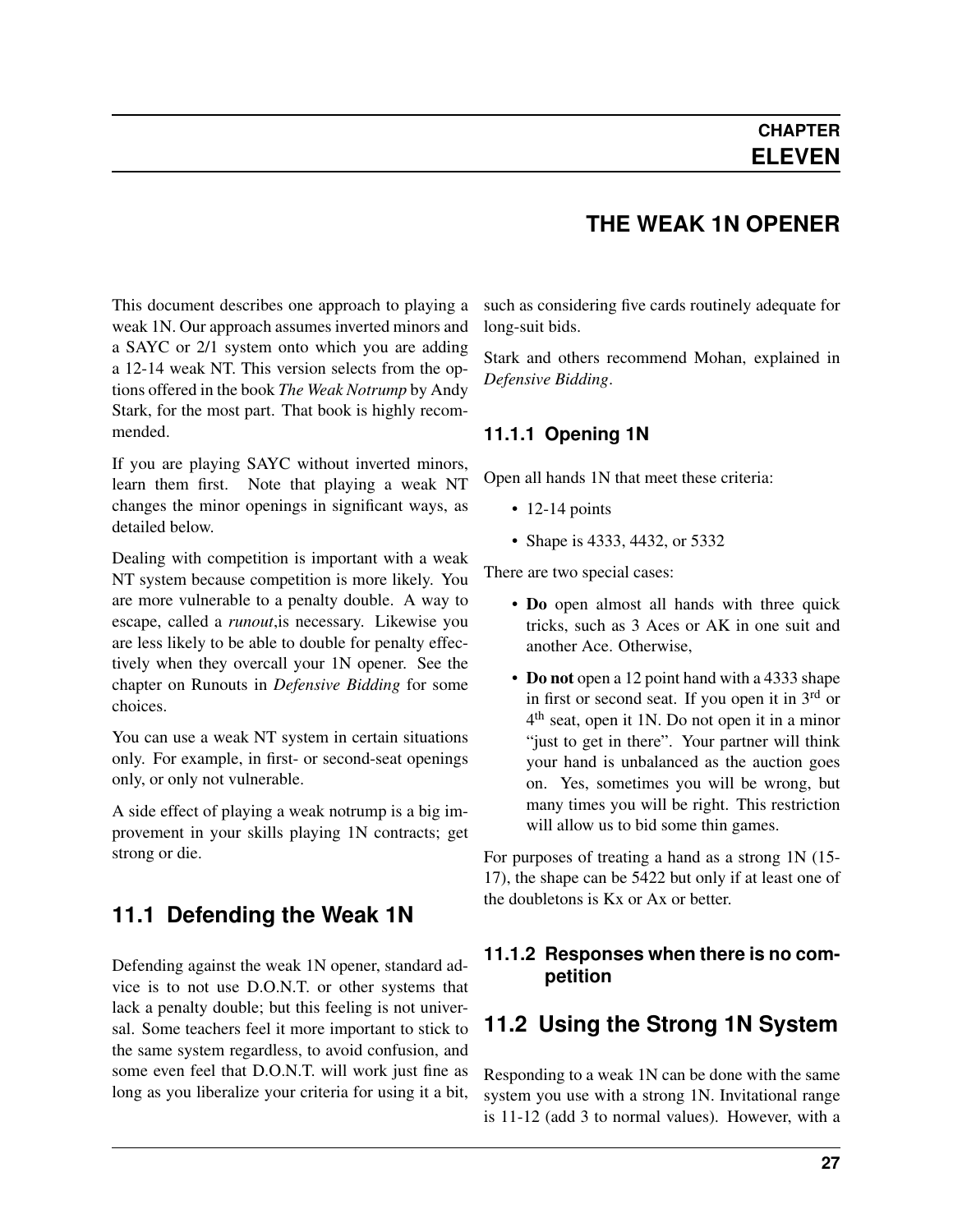CHAPTER

# ELEVEN

# THE WEAK 1N OPENER

This document describes one approach to playing a weak 1N. Our approach assumes inverted minors and a SAYC or 2/1 system onto which you are adding a 12-14 weak NT. This version selects from the options offered in the book *The Weak Notrump* by Andy Stark, for the most part. That book is highly recommended.

If you are playing SAYC without inverted minors, learn them first. Note that playing a weak NT changes the minor openings in significant ways, as detailed below.

Dealing with competition is important with a weak NT system because competition is more likely. You are more vulnerable to a penalty double. A way to escape, called a *runout*,is necessary. Likewise you are less likely to be able to double for penalty effectively when they overcall your 1N opener. See the chapter on Runouts in *Defensive Bidding* for some choices.

You can use a weak NT system in certain situations only. For example, in first- or second-seat openings only, or only not vulnerable.

A side effect of playing a weak notrump is a big improvement in your skills playing 1N contracts; get strong or die.

## 11.1 Defending the Weak 1N

Defending against the weak 1N opener, standard advice is to not use D.O.N.T. or other systems that lack a penalty double; but this feeling is not universal. Some teachers feel it more important to stick to the same system regardless, to avoid confusion, and some even feel that D.O.N.T. will work just fine as long as you liberalize your criteria for using it a bit, such as considering five cards routinely adequate for long-suit bids.

Stark and others recommend Mohan, explained in *Defensive Bidding*.

### 11.1.1 Opening 1N

Open all hands 1N that meet these criteria:

- 12-14 points
- Shape is 4333, 4432, or 5332

There are two special cases:

- **Do** open almost all hands with three quick tricks, such as 3 Aces or AK in one suit and another Ace. Otherwise,
- **Do not** open a 12 point hand with a 4333 shape in first or second seat. If you open it in 3rd or 4th seat, open it 1N. Do not open it in a minor "just to get in there". Your partner will think your hand is unbalanced as the auction goes on. Yes, sometimes you will be wrong, but many times you will be right. This restriction will allow us to bid some thin games.

For purposes of treating a hand as a strong 1N (15-17), the shape can be 5422 but only if at least one of the doubletons is Kx or Ax or better.

### 11.1.2 Responses when there is no competition

## 11.2 Using the Strong 1N System

Responding to a weak 1N can be done with the same system you use with a strong 1N. Invitational range is 11-12 (add 3 to normal values). However, with a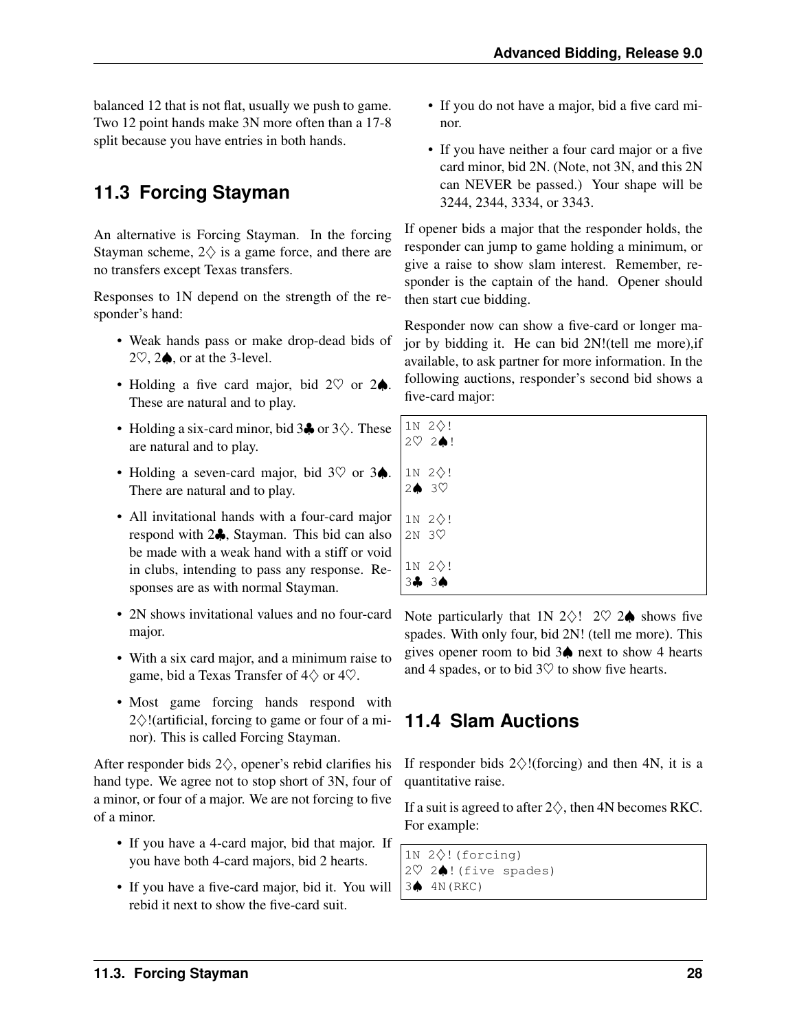balanced 12 that is not flat, usually we push to game. Two 12 point hands make 3N more often than a 17-8 split because you have entries in both hands.

## 11.3 Forcing Stayman

An alternative is Forcing Stayman. In the forcing Stayman scheme, 2♢ is a game force, and there are no transfers except Texas transfers.

Responses to 1N depend on the strength of the responder's hand:

- Weak hands pass or make drop-dead bids of 2♡, 2♠, or at the 3-level.
- Holding a five card major, bid 2♡ or 2♠. These are natural and to play.
- Holding a six-card minor, bid 3♣ or 3♢. These are natural and to play.
- Holding a seven-card major, bid 3♡ or 3♠. There are natural and to play.
- All invitational hands with a four-card major respond with 2♣, Stayman. This bid can also be made with a weak hand with a stiff or void in clubs, intending to pass any response. Responses are as with normal Stayman.
- 2N shows invitational values and no four-card major.
- With a six card major, and a minimum raise to game, bid a Texas Transfer of 4♢ or 4♡.
- Most game forcing hands respond with 2♢!(artificial, forcing to game or four of a minor). This is called Forcing Stayman.

After responder bids 2♢, opener's rebid clarifies his hand type. We agree not to stop short of 3N, four of a minor, or four of a major. We are not forcing to five of a minor.

- If you have a 4-card major, bid that major. If you have both 4-card majors, bid 2 hearts.
- If you have a five-card major, bid it. You will rebid it next to show the five-card suit.
- If you do not have a major, bid a five card minor.
- If you have neither a four card major or a five card minor, bid 2N. (Note, not 3N, and this 2N can NEVER be passed.) Your shape will be 3244, 2344, 3334, or 3343.

If opener bids a major that the responder holds, the responder can jump to game holding a minimum, or give a raise to show slam interest. Remember, responder is the captain of the hand. Opener should then start cue bidding.

Responder now can show a five-card or longer major by bidding it. He can bid 2N!(tell me more),if available, to ask partner for more information. In the following auctions, responder's second bid shows a five-card major:

```
1N 2♢!
2♡ 2♠!

1N 2♢!
2♠ 3♡

1N 2♢!
2N 3♡

1N 2♢!
3♣ 3♠
```

Note particularly that 1N 2♢! 2♡ 2♠ shows five spades. With only four, bid 2N! (tell me more). This gives opener room to bid 3♠ next to show 4 hearts and 4 spades, or to bid 3♡ to show five hearts.

## 11.4 Slam Auctions

If responder bids 2♢!(forcing) and then 4N, it is a quantitative raise.

If a suit is agreed to after 2♢, then 4N becomes RKC. For example:

```
1N 2♢!(forcing)
2♡ 2♠!(five spades)
3♠ 4N(RKC)
```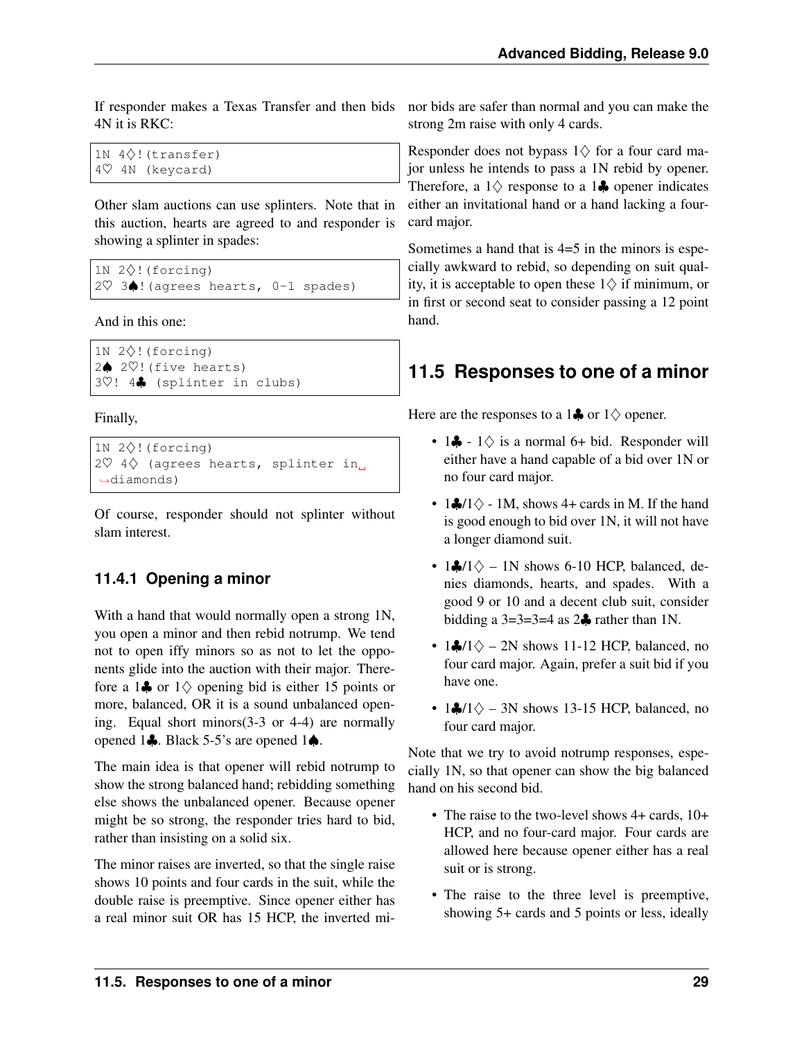If responder makes a Texas Transfer and then bids 4N it is RKC:

```
1N 4♢!(transfer)
4♡ 4N (keycard)
```

Other slam auctions can use splinters. Note that in this auction, hearts are agreed to and responder is showing a splinter in spades:

```
1N 2♢!(forcing)
2♡ 3♠!(agrees hearts, 0-1 spades)
```

And in this one:

```
1N 2♢!(forcing)
2♠ 2♡!(five hearts)
3♡! 4♣ (splinter in clubs)
```

Finally,

```
1N 2♢!(forcing)
2♡ 4♢ (agrees hearts, splinter in diamonds)
```

Of course, responder should not splinter without slam interest.

### 11.4.1 Opening a minor

With a hand that would normally open a strong 1N, you open a minor and then rebid notrump. We tend not to open iffy minors so as not to let the opponents glide into the auction with their major. Therefore a 1♣ or 1♢ opening bid is either 15 points or more, balanced, OR it is a sound unbalanced opening. Equal short minors(3-3 or 4-4) are normally opened 1♣. Black 5-5's are opened 1♠.

The main idea is that opener will rebid notrump to show the strong balanced hand; rebidding something else shows the unbalanced opener. Because opener might be so strong, the responder tries hard to bid, rather than insisting on a solid six.

The minor raises are inverted, so that the single raise shows 10 points and four cards in the suit, while the double raise is preemptive. Since opener either has a real minor suit OR has 15 HCP, the inverted minor bids are safer than normal and you can make the strong 2m raise with only 4 cards.

Responder does not bypass 1♢ for a four card major unless he intends to pass a 1N rebid by opener. Therefore, a 1♢ response to a 1♣ opener indicates either an invitational hand or a hand lacking a four-card major.

Sometimes a hand that is 4=5 in the minors is especially awkward to rebid, so depending on suit quality, it is acceptable to open these 1♢ if minimum, or in first or second seat to consider passing a 12 point hand.

## 11.5 Responses to one of a minor

Here are the responses to a 1♣ or 1♢ opener.

- 1♣ - 1♢ is a normal 6+ bid. Responder will either have a hand capable of a bid over 1N or no four card major.
- 1♣/1♢ - 1M, shows 4+ cards in M. If the hand is good enough to bid over 1N, it will not have a longer diamond suit.
- 1♣/1♢ – 1N shows 6-10 HCP, balanced, denies diamonds, hearts, and spades. With a good 9 or 10 and a decent club suit, consider bidding a 3=3=3=4 as 2♣ rather than 1N.
- 1♣/1♢ – 2N shows 11-12 HCP, balanced, no four card major. Again, prefer a suit bid if you have one.
- 1♣/1♢ – 3N shows 13-15 HCP, balanced, no four card major.

Note that we try to avoid notrump responses, especially 1N, so that opener can show the big balanced hand on his second bid.

- The raise to the two-level shows 4+ cards, 10+ HCP, and no four-card major. Four cards are allowed here because opener either has a real suit or is strong.
- The raise to the three level is preemptive, showing 5+ cards and 5 points or less, ideally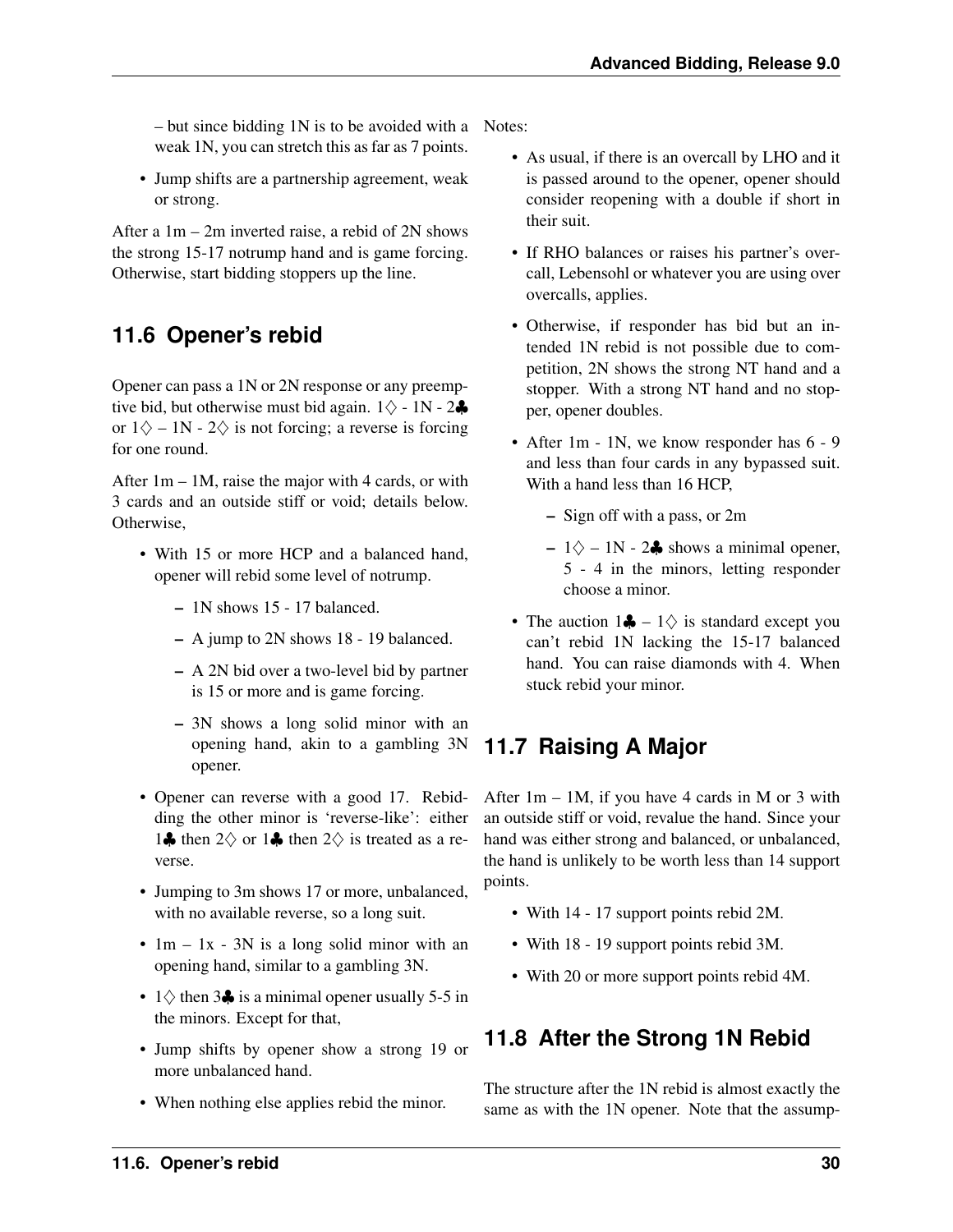– but since bidding 1N is to be avoided with a weak 1N, you can stretch this as far as 7 points.

- Jump shifts are a partnership agreement, weak or strong.

After a 1m – 2m inverted raise, a rebid of 2N shows the strong 15-17 notrump hand and is game forcing. Otherwise, start bidding stoppers up the line.

## 11.6 Opener's rebid

Opener can pass a 1N or 2N response or any preemptive bid, but otherwise must bid again. 1♢ - 1N - 2♣ or 1♢ – 1N - 2♢ is not forcing; a reverse is forcing for one round.

After 1m – 1M, raise the major with 4 cards, or with 3 cards and an outside stiff or void; details below. Otherwise,

- With 15 or more HCP and a balanced hand, opener will rebid some level of notrump.
  - 1N shows 15 - 17 balanced.
  - A jump to 2N shows 18 - 19 balanced.
  - A 2N bid over a two-level bid by partner is 15 or more and is game forcing.
  - 3N shows a long solid minor with an opening hand, akin to a gambling 3N opener.
- Opener can reverse with a good 17. Rebidding the other minor is 'reverse-like': either 1♣ then 2♢ or 1♣ then 2♢ is treated as a reverse.
- Jumping to 3m shows 17 or more, unbalanced, with no available reverse, so a long suit.
- 1m – 1x - 3N is a long solid minor with an opening hand, similar to a gambling 3N.
- 1♢ then 3♣ is a minimal opener usually 5-5 in the minors. Except for that,
- Jump shifts by opener show a strong 19 or more unbalanced hand.
- When nothing else applies rebid the minor.

Notes:

- As usual, if there is an overcall by LHO and it is passed around to the opener, opener should consider reopening with a double if short in their suit.
- If RHO balances or raises his partner's overcall, Lebensohl or whatever you are using over overcalls, applies.
- Otherwise, if responder has bid but an intended 1N rebid is not possible due to competition, 2N shows the strong NT hand and a stopper. With a strong NT hand and no stopper, opener doubles.
- After 1m - 1N, we know responder has 6 - 9 and less than four cards in any bypassed suit. With a hand less than 16 HCP,
  - Sign off with a pass, or 2m
  - 1♢ – 1N - 2♣ shows a minimal opener, 5 - 4 in the minors, letting responder choose a minor.
- The auction 1♣ – 1♢ is standard except you can't rebid 1N lacking the 15-17 balanced hand. You can raise diamonds with 4. When stuck rebid your minor.

## 11.7 Raising A Major

After 1m – 1M, if you have 4 cards in M or 3 with an outside stiff or void, revalue the hand. Since your hand was either strong and balanced, or unbalanced, the hand is unlikely to be worth less than 14 support points.

- With 14 - 17 support points rebid 2M.
- With 18 - 19 support points rebid 3M.
- With 20 or more support points rebid 4M.

## 11.8 After the Strong 1N Rebid

The structure after the 1N rebid is almost exactly the same as with the 1N opener. Note that the assump-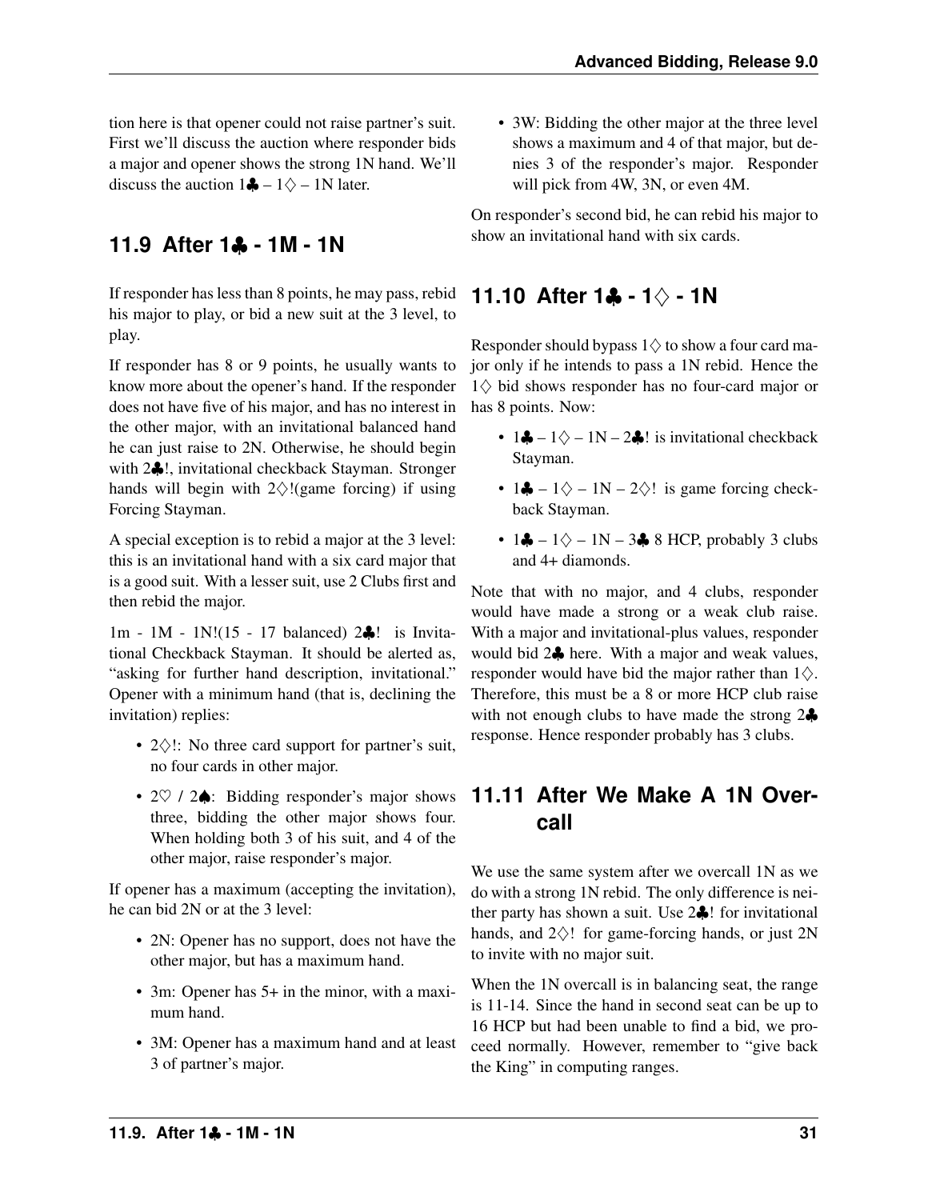tion here is that opener could not raise partner's suit. First we'll discuss the auction where responder bids a major and opener shows the strong 1N hand. We'll discuss the auction 1♣ – 1♢ – 1N later.

## 11.9 After 1♣ - 1M - 1N

If responder has less than 8 points, he may pass, rebid his major to play, or bid a new suit at the 3 level, to play.

If responder has 8 or 9 points, he usually wants to know more about the opener's hand. If the responder does not have five of his major, and has no interest in the other major, with an invitational balanced hand he can just raise to 2N. Otherwise, he should begin with 2♣!, invitational checkback Stayman. Stronger hands will begin with 2♢!(game forcing) if using Forcing Stayman.

A special exception is to rebid a major at the 3 level: this is an invitational hand with a six card major that is a good suit. With a lesser suit, use 2 Clubs first and then rebid the major.

1m - 1M - 1N!(15 - 17 balanced) 2♣! is Invitational Checkback Stayman. It should be alerted as, "asking for further hand description, invitational." Opener with a minimum hand (that is, declining the invitation) replies:

- 2♢!: No three card support for partner's suit, no four cards in other major.
- 2♡ / 2♠: Bidding responder's major shows three, bidding the other major shows four. When holding both 3 of his suit, and 4 of the other major, raise responder's major.

If opener has a maximum (accepting the invitation), he can bid 2N or at the 3 level:

- 2N: Opener has no support, does not have the other major, but has a maximum hand.
- 3m: Opener has 5+ in the minor, with a maximum hand.
- 3M: Opener has a maximum hand and at least 3 of partner's major.
- 3W: Bidding the other major at the three level shows a maximum and 4 of that major, but denies 3 of the responder's major. Responder will pick from 4W, 3N, or even 4M.

On responder's second bid, he can rebid his major to show an invitational hand with six cards.

## 11.10 After 1♣ - 1♢ - 1N

Responder should bypass 1♢ to show a four card major only if he intends to pass a 1N rebid. Hence the 1♢ bid shows responder has no four-card major or has 8 points. Now:

- 1♣ – 1♢ – 1N – 2♣! is invitational checkback Stayman.
- 1♣ – 1♢ – 1N – 2♢! is game forcing checkback Stayman.
- 1♣ – 1♢ – 1N – 3♣ 8 HCP, probably 3 clubs and 4+ diamonds.

Note that with no major, and 4 clubs, responder would have made a strong or a weak club raise. With a major and invitational-plus values, responder would bid 2♣ here. With a major and weak values, responder would have bid the major rather than 1♢. Therefore, this must be a 8 or more HCP club raise with not enough clubs to have made the strong 2♣ response. Hence responder probably has 3 clubs.

## 11.11 After We Make A 1N Overcall

We use the same system after we overcall 1N as we do with a strong 1N rebid. The only difference is neither party has shown a suit. Use 2♣! for invitational hands, and 2♢! for game-forcing hands, or just 2N to invite with no major suit.

When the 1N overcall is in balancing seat, the range is 11-14. Since the hand in second seat can be up to 16 HCP but had been unable to find a bid, we proceed normally. However, remember to "give back the King" in computing ranges.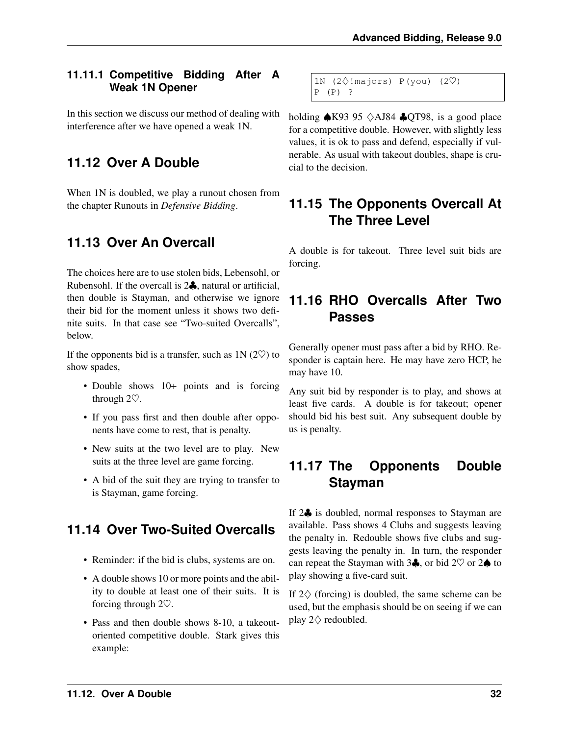### 11.11.1 Competitive Bidding After A Weak 1N Opener

In this section we discuss our method of dealing with interference after we have opened a weak 1N.

## 11.12 Over A Double

When 1N is doubled, we play a runout chosen from the chapter Runouts in *Defensive Bidding*.

## 11.13 Over An Overcall

The choices here are to use stolen bids, Lebensohl, or Rubensohl. If the overcall is 2♣, natural or artificial, then double is Stayman, and otherwise we ignore their bid for the moment unless it shows two definite suits. In that case see "Two-suited Overcalls", below.

If the opponents bid is a transfer, such as 1N (2♡) to show spades,

- Double shows 10+ points and is forcing through 2♡.
- If you pass first and then double after opponents have come to rest, that is penalty.
- New suits at the two level are to play. New suits at the three level are game forcing.
- A bid of the suit they are trying to transfer to is Stayman, game forcing.

## 11.14 Over Two-Suited Overcalls

- Reminder: if the bid is clubs, systems are on.
- A double shows 10 or more points and the ability to double at least one of their suits. It is forcing through 2♡.
- Pass and then double shows 8-10, a takeout-oriented competitive double. Stark gives this example:

```
1N (2♢!majors) P(you) (2♡)
P (P) ?
```

holding ♠K93 95 ♢AJ84 ♣QT98, is a good place for a competitive double. However, with slightly less values, it is ok to pass and defend, especially if vulnerable. As usual with takeout doubles, shape is crucial to the decision.

## 11.15 The Opponents Overcall At The Three Level

A double is for takeout. Three level suit bids are forcing.

## 11.16 RHO Overcalls After Two Passes

Generally opener must pass after a bid by RHO. Responder is captain here. He may have zero HCP, he may have 10.

Any suit bid by responder is to play, and shows at least five cards. A double is for takeout; opener should bid his best suit. Any subsequent double by us is penalty.

## 11.17 The Opponents Double Stayman

If 2♣ is doubled, normal responses to Stayman are available. Pass shows 4 Clubs and suggests leaving the penalty in. Redouble shows five clubs and suggests leaving the penalty in. In turn, the responder can repeat the Stayman with 3♣, or bid 2♡ or 2♠ to play showing a five-card suit.

If 2♢ (forcing) is doubled, the same scheme can be used, but the emphasis should be on seeing if we can play 2♢ redoubled.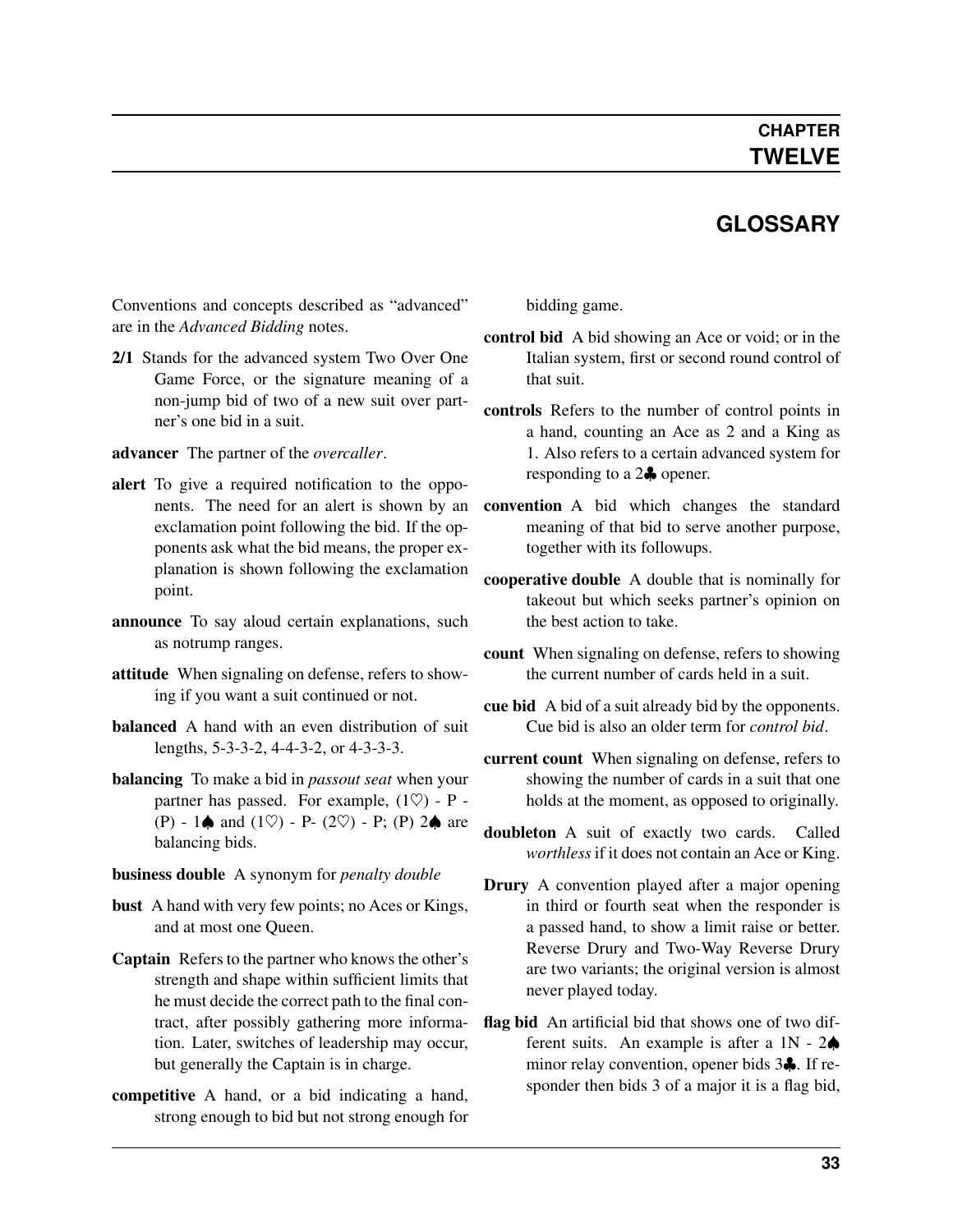# CHAPTER TWELVE

## GLOSSARY

Conventions and concepts described as "advanced" are in the *Advanced Bidding* notes.

**2/1** Stands for the advanced system Two Over One Game Force, or the signature meaning of a non-jump bid of two of a new suit over partner's one bid in a suit.

**advancer** The partner of the *overcaller*.

**alert** To give a required notification to the opponents. The need for an alert is shown by an exclamation point following the bid. If the opponents ask what the bid means, the proper explanation is shown following the exclamation point.

**announce** To say aloud certain explanations, such as notrump ranges.

**attitude** When signaling on defense, refers to showing if you want a suit continued or not.

**balanced** A hand with an even distribution of suit lengths, 5-3-3-2, 4-4-3-2, or 4-3-3-3.

**balancing** To make a bid in *passout seat* when your partner has passed. For example, (1♡) - P - (P) - 1♠ and (1♡) - P- (2♡) - P; (P) 2♠ are balancing bids.

**business double** A synonym for *penalty double*

**bust** A hand with very few points; no Aces or Kings, and at most one Queen.

**Captain** Refers to the partner who knows the other's strength and shape within sufficient limits that he must decide the correct path to the final contract, after possibly gathering more information. Later, switches of leadership may occur, but generally the Captain is in charge.

**competitive** A hand, or a bid indicating a hand, strong enough to bid but not strong enough for bidding game.

**control bid** A bid showing an Ace or void; or in the Italian system, first or second round control of that suit.

**controls** Refers to the number of control points in a hand, counting an Ace as 2 and a King as 1. Also refers to a certain advanced system for responding to a 2♣ opener.

**convention** A bid which changes the standard meaning of that bid to serve another purpose, together with its followups.

**cooperative double** A double that is nominally for takeout but which seeks partner's opinion on the best action to take.

**count** When signaling on defense, refers to showing the current number of cards held in a suit.

**cue bid** A bid of a suit already bid by the opponents. Cue bid is also an older term for *control bid*.

**current count** When signaling on defense, refers to showing the number of cards in a suit that one holds at the moment, as opposed to originally.

**doubleton** A suit of exactly two cards. Called *worthless* if it does not contain an Ace or King.

**Drury** A convention played after a major opening in third or fourth seat when the responder is a passed hand, to show a limit raise or better. Reverse Drury and Two-Way Reverse Drury are two variants; the original version is almost never played today.

**flag bid** An artificial bid that shows one of two different suits. An example is after a 1N - 2♠ minor relay convention, opener bids 3♣. If responder then bids 3 of a major it is a flag bid,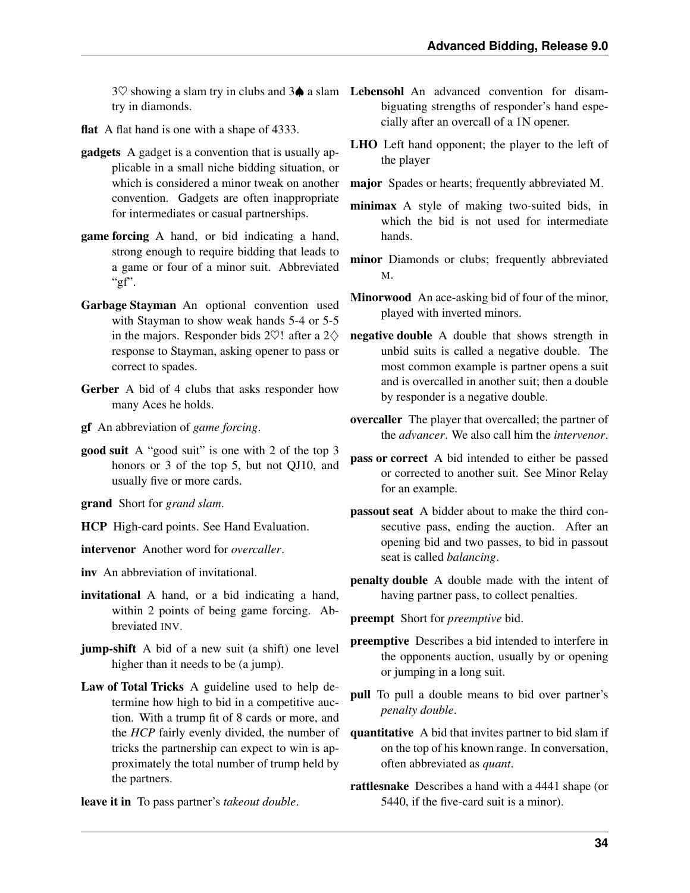3♡ showing a slam try in clubs and 3♠ a slam try in diamonds.

**flat** A flat hand is one with a shape of 4333.

**gadgets** A gadget is a convention that is usually applicable in a small niche bidding situation, or which is considered a minor tweak on another convention. Gadgets are often inappropriate for intermediates or casual partnerships.

**game forcing** A hand, or bid indicating a hand, strong enough to require bidding that leads to a game or four of a minor suit. Abbreviated "gf".

**Garbage Stayman** An optional convention used with Stayman to show weak hands 5-4 or 5-5 in the majors. Responder bids 2♡! after a 2♢ response to Stayman, asking opener to pass or correct to spades.

**Gerber** A bid of 4 clubs that asks responder how many Aces he holds.

**gf** An abbreviation of *game forcing*.

**good suit** A "good suit" is one with 2 of the top 3 honors or 3 of the top 5, but not QJ10, and usually five or more cards.

**grand** Short for *grand slam*.

**HCP** High-card points. See Hand Evaluation.

**intervenor** Another word for *overcaller*.

**inv** An abbreviation of invitational.

**invitational** A hand, or a bid indicating a hand, within 2 points of being game forcing. Abbreviated INV.

**jump-shift** A bid of a new suit (a shift) one level higher than it needs to be (a jump).

**Law of Total Tricks** A guideline used to help determine how high to bid in a competitive auction. With a trump fit of 8 cards or more, and the *HCP* fairly evenly divided, the number of tricks the partnership can expect to win is approximately the total number of trump held by the partners.

**leave it in** To pass partner's *takeout double*.

**Lebensohl** An advanced convention for disambiguating strengths of responder's hand especially after an overcall of a 1N opener.

**LHO** Left hand opponent; the player to the left of the player

**major** Spades or hearts; frequently abbreviated M.

**minimax** A style of making two-suited bids, in which the bid is not used for intermediate hands.

**minor** Diamonds or clubs; frequently abbreviated M.

**Minorwood** An ace-asking bid of four of the minor, played with inverted minors.

**negative double** A double that shows strength in unbid suits is called a negative double. The most common example is partner opens a suit and is overcalled in another suit; then a double by responder is a negative double.

**overcaller** The player that overcalled; the partner of the *advancer*. We also call him the *intervenor*.

**pass or correct** A bid intended to either be passed or corrected to another suit. See Minor Relay for an example.

**passout seat** A bidder about to make the third consecutive pass, ending the auction. After an opening bid and two passes, to bid in passout seat is called *balancing*.

**penalty double** A double made with the intent of having partner pass, to collect penalties.

**preempt** Short for *preemptive* bid.

**preemptive** Describes a bid intended to interfere in the opponents auction, usually by or opening or jumping in a long suit.

**pull** To pull a double means to bid over partner's *penalty double*.

**quantitative** A bid that invites partner to bid slam if on the top of his known range. In conversation, often abbreviated as *quant*.

**rattlesnake** Describes a hand with a 4441 shape (or 5440, if the five-card suit is a minor).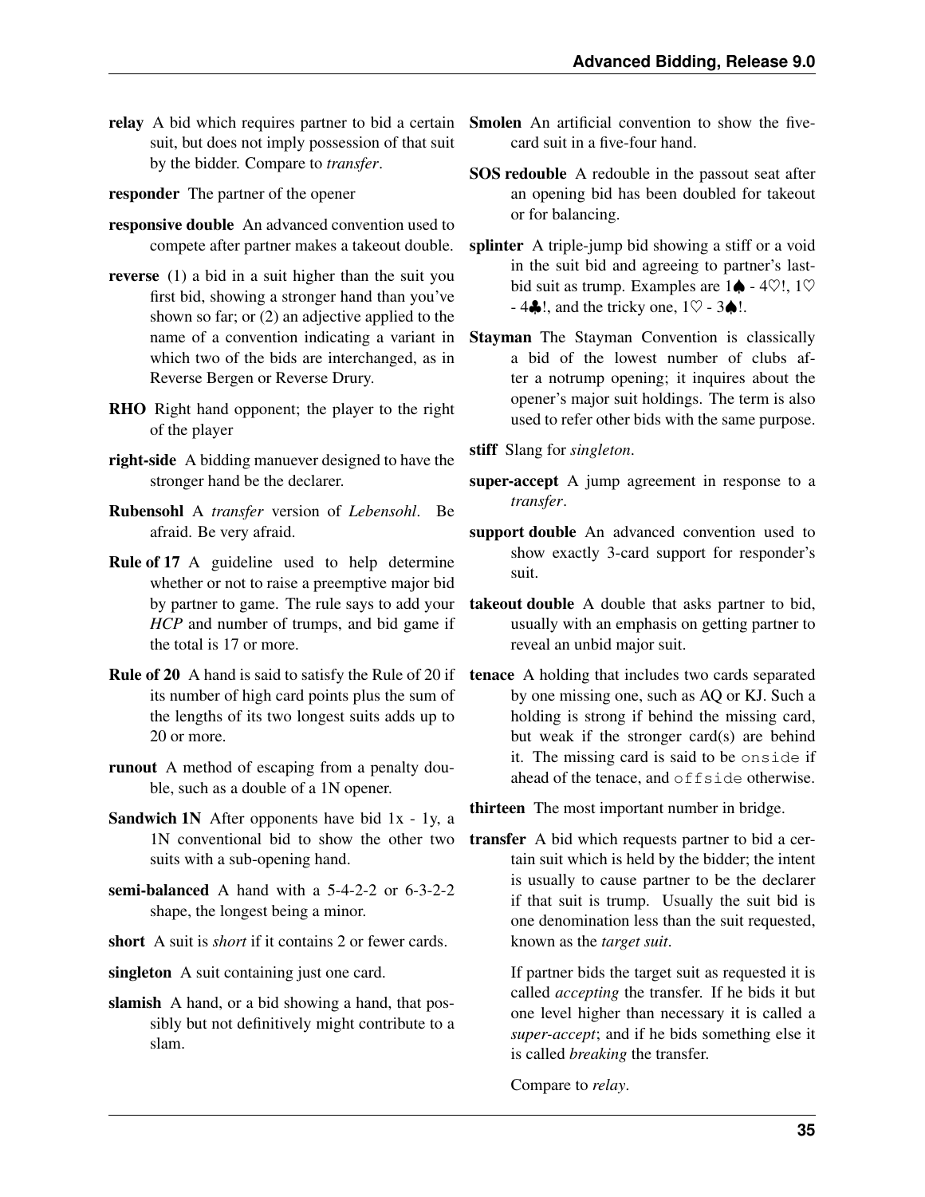**relay** A bid which requires partner to bid a certain suit, but does not imply possession of that suit by the bidder. Compare to *transfer*.

**responder** The partner of the opener

**responsive double** An advanced convention used to compete after partner makes a takeout double.

**reverse** (1) a bid in a suit higher than the suit you first bid, showing a stronger hand than you've shown so far; or (2) an adjective applied to the name of a convention indicating a variant in which two of the bids are interchanged, as in Reverse Bergen or Reverse Drury.

**RHO** Right hand opponent; the player to the right of the player

**right-side** A bidding manuever designed to have the stronger hand be the declarer.

**Rubensohl** A *transfer* version of *Lebensohl*. Be afraid. Be very afraid.

**Rule of 17** A guideline used to help determine whether or not to raise a preemptive major bid by partner to game. The rule says to add your *HCP* and number of trumps, and bid game if the total is 17 or more.

**Rule of 20** A hand is said to satisfy the Rule of 20 if its number of high card points plus the sum of the lengths of its two longest suits adds up to 20 or more.

**runout** A method of escaping from a penalty double, such as a double of a 1N opener.

**Sandwich 1N** After opponents have bid 1x - 1y, a 1N conventional bid to show the other two suits with a sub-opening hand.

**semi-balanced** A hand with a 5-4-2-2 or 6-3-2-2 shape, the longest being a minor.

**short** A suit is *short* if it contains 2 or fewer cards.

**singleton** A suit containing just one card.

**slamish** A hand, or a bid showing a hand, that possibly but not definitively might contribute to a slam.

**Smolen** An artificial convention to show the five-card suit in a five-four hand.

**SOS redouble** A redouble in the passout seat after an opening bid has been doubled for takeout or for balancing.

**splinter** A triple-jump bid showing a stiff or a void in the suit bid and agreeing to partner's last-bid suit as trump. Examples are 1♠ - 4♡!, 1♡ - 4♣!, and the tricky one, 1♡ - 3♠!.

**Stayman** The Stayman Convention is classically a bid of the lowest number of clubs after a notrump opening; it inquires about the opener's major suit holdings. The term is also used to refer other bids with the same purpose.

**stiff** Slang for *singleton*.

**super-accept** A jump agreement in response to a *transfer*.

**support double** An advanced convention used to show exactly 3-card support for responder's suit.

**takeout double** A double that asks partner to bid, usually with an emphasis on getting partner to reveal an unbid major suit.

**tenace** A holding that includes two cards separated by one missing one, such as AQ or KJ. Such a holding is strong if behind the missing card, but weak if the stronger card(s) are behind it. The missing card is said to be `onside` if ahead of the tenace, and `offside` otherwise.

**thirteen** The most important number in bridge.

**transfer** A bid which requests partner to bid a certain suit which is held by the bidder; the intent is usually to cause partner to be the declarer if that suit is trump. Usually the suit bid is one denomination less than the suit requested, known as the *target suit*.

If partner bids the target suit as requested it is called *accepting* the transfer. If he bids it but one level higher than necessary it is called a *super-accept*; and if he bids something else it is called *breaking* the transfer.

Compare to *relay*.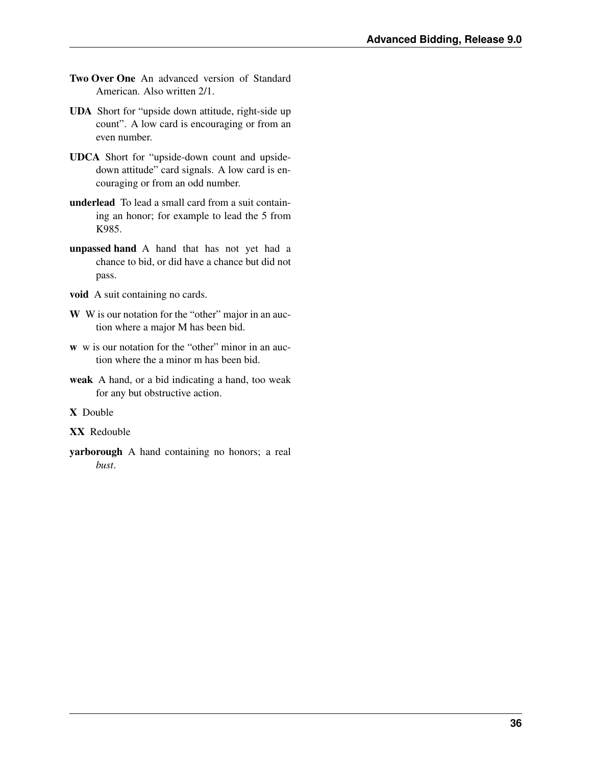**Two Over One** An advanced version of Standard American. Also written 2/1.

**UDA** Short for "upside down attitude, right-side up count". A low card is encouraging or from an even number.

**UDCA** Short for "upside-down count and upside-down attitude" card signals. A low card is encouraging or from an odd number.

**underlead** To lead a small card from a suit containing an honor; for example to lead the 5 from K985.

**unpassed hand** A hand that has not yet had a chance to bid, or did have a chance but did not pass.

**void** A suit containing no cards.

**W** W is our notation for the "other" major in an auction where a major M has been bid.

**w** w is our notation for the "other" minor in an auction where the a minor m has been bid.

**weak** A hand, or a bid indicating a hand, too weak for any but obstructive action.

**X** Double

**XX** Redouble

**yarborough** A hand containing no honors; a real *bust*.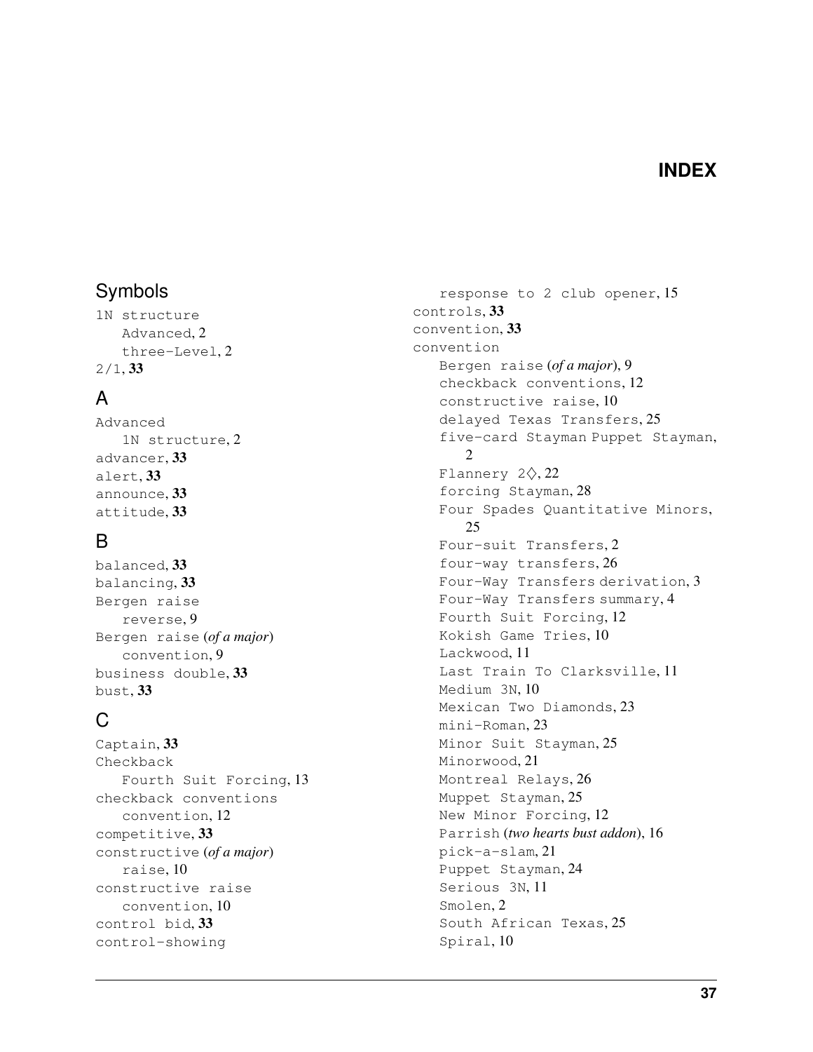# INDEX

## Symbols

1N structure
- Advanced, 2
- three-Level, 2

2/1, **33**

## A

Advanced
- 1N structure, 2

advancer, **33**

alert, **33**

announce, **33**

attitude, **33**

## B

balanced, **33**

balancing, **33**

Bergen raise
- reverse, 9

Bergen raise (*of a major*)
- convention, 9

business double, **33**

bust, **33**

## C

Captain, **33**

Checkback
- Fourth Suit Forcing, 13

checkback conventions
- convention, 12

competitive, **33**

constructive (*of a major*)
- raise, 10

constructive raise
- convention, 10

control bid, **33**

control-showing
- response to 2 club opener, 15

controls, **33**

convention, **33**

convention
- Bergen raise (*of a major*), 9
- checkback conventions, 12
- constructive raise, 10
- delayed Texas Transfers, 25
- five-card Stayman Puppet Stayman, 2
- Flannery 2♢, 22
- forcing Stayman, 28
- Four Spades Quantitative Minors, 25
- Four-suit Transfers, 2
- four-way transfers, 26
- Four-Way Transfers derivation, 3
- Four-Way Transfers summary, 4
- Fourth Suit Forcing, 12
- Kokish Game Tries, 10
- Lackwood, 11
- Last Train To Clarksville, 11
- Medium 3N, 10
- Mexican Two Diamonds, 23
- mini-Roman, 23
- Minor Suit Stayman, 25
- Minorwood, 21
- Montreal Relays, 26
- Muppet Stayman, 25
- New Minor Forcing, 12
- Parrish (*two hearts bust addon*), 16
- pick-a-slam, 21
- Puppet Stayman, 24
- Serious 3N, 11
- Smolen, 2
- South African Texas, 25
- Spiral, 10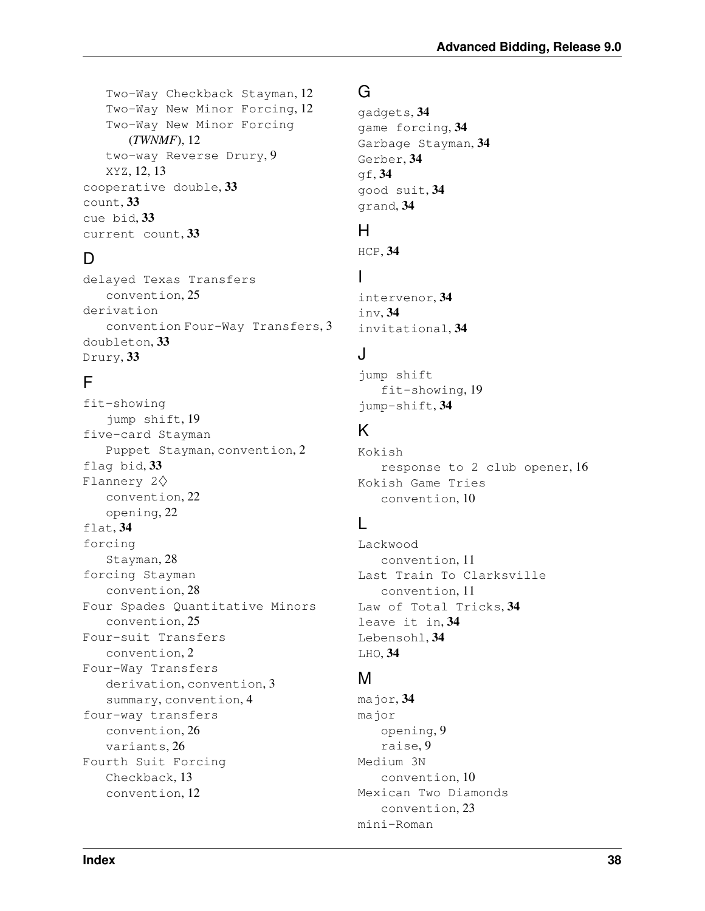- Two-Way Checkback Stayman, 12
- Two-Way New Minor Forcing, 12
- Two-Way New Minor Forcing (*TWNMF*), 12
- two-way Reverse Drury, 9
- XYZ, 12, 13

cooperative double, **33**
count, **33**
cue bid, **33**
current count, **33**

## D

delayed Texas Transfers
- convention, 25

derivation
- convention Four-Way Transfers, 3

doubleton, **33**
Drury, **33**

## F

fit-showing
- jump shift, 19

five-card Stayman
- Puppet Stayman, convention, 2

flag bid, **33**
Flannery 2♢
- convention, 22
- opening, 22

flat, **34**
forcing
- Stayman, 28

forcing Stayman
- convention, 28

Four Spades Quantitative Minors
- convention, 25

Four-suit Transfers
- convention, 2

Four-Way Transfers
- derivation, convention, 3
- summary, convention, 4

four-way transfers
- convention, 26
- variants, 26

Fourth Suit Forcing
- Checkback, 13
- convention, 12

## G

gadgets, **34**
game forcing, **34**
Garbage Stayman, **34**
Gerber, **34**
gf, **34**
good suit, **34**
grand, **34**

## H

HCP, **34**

## I

intervenor, **34**
inv, **34**
invitational, **34**

## J

jump shift
- fit-showing, 19

jump-shift, **34**

## K

Kokish
- response to 2 club opener, 16

Kokish Game Tries
- convention, 10

## L

Lackwood
- convention, 11

Last Train To Clarksville
- convention, 11

Law of Total Tricks, **34**
leave it in, **34**
Lebensohl, **34**
LHO, **34**

## M

major, **34**
major
- opening, 9
- raise, 9

Medium 3N
- convention, 10

Mexican Two Diamonds
- convention, 23

mini-Roman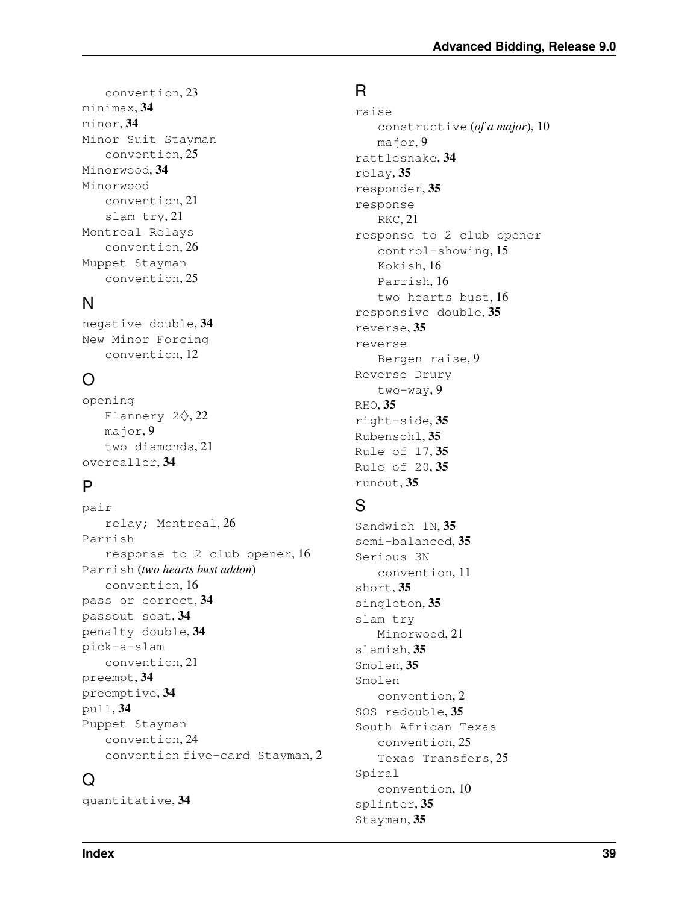convention, 23

minimax, **34**

minor, **34**

Minor Suit Stayman
  convention, 25

Minorwood, **34**

Minorwood
  convention, 21
  slam try, 21

Montreal Relays
  convention, 26

Muppet Stayman
  convention, 25

## N

negative double, **34**

New Minor Forcing
  convention, 12

## O

opening
  Flannery 2♢, 22
  major, 9
  two diamonds, 21

overcaller, **34**

## P

pair
  relay; Montreal, 26

Parrish
  response to 2 club opener, 16

Parrish (*two hearts bust addon*)
  convention, 16

pass or correct, **34**

passout seat, **34**

penalty double, **34**

pick-a-slam
  convention, 21

preempt, **34**

preemptive, **34**

pull, **34**

Puppet Stayman
  convention, 24
  convention five-card Stayman, 2

## Q

quantitative, **34**

## R

raise
  constructive (*of a major*), 10
  major, 9

rattlesnake, **34**

relay, **35**

responder, **35**

response
  RKC, 21

response to 2 club opener
  control-showing, 15
  Kokish, 16
  Parrish, 16
  two hearts bust, 16

responsive double, **35**

reverse, **35**

reverse
  Bergen raise, 9

Reverse Drury
  two-way, 9

RHO, **35**

right-side, **35**

Rubensohl, **35**

Rule of 17, **35**

Rule of 20, **35**

runout, **35**

## S

Sandwich 1N, **35**

semi-balanced, **35**

Serious 3N
  convention, 11

short, **35**

singleton, **35**

slam try
  Minorwood, 21

slamish, **35**

Smolen, **35**

Smolen
  convention, 2

SOS redouble, **35**

South African Texas
  convention, 25
  Texas Transfers, 25

Spiral
  convention, 10

splinter, **35**

Stayman, **35**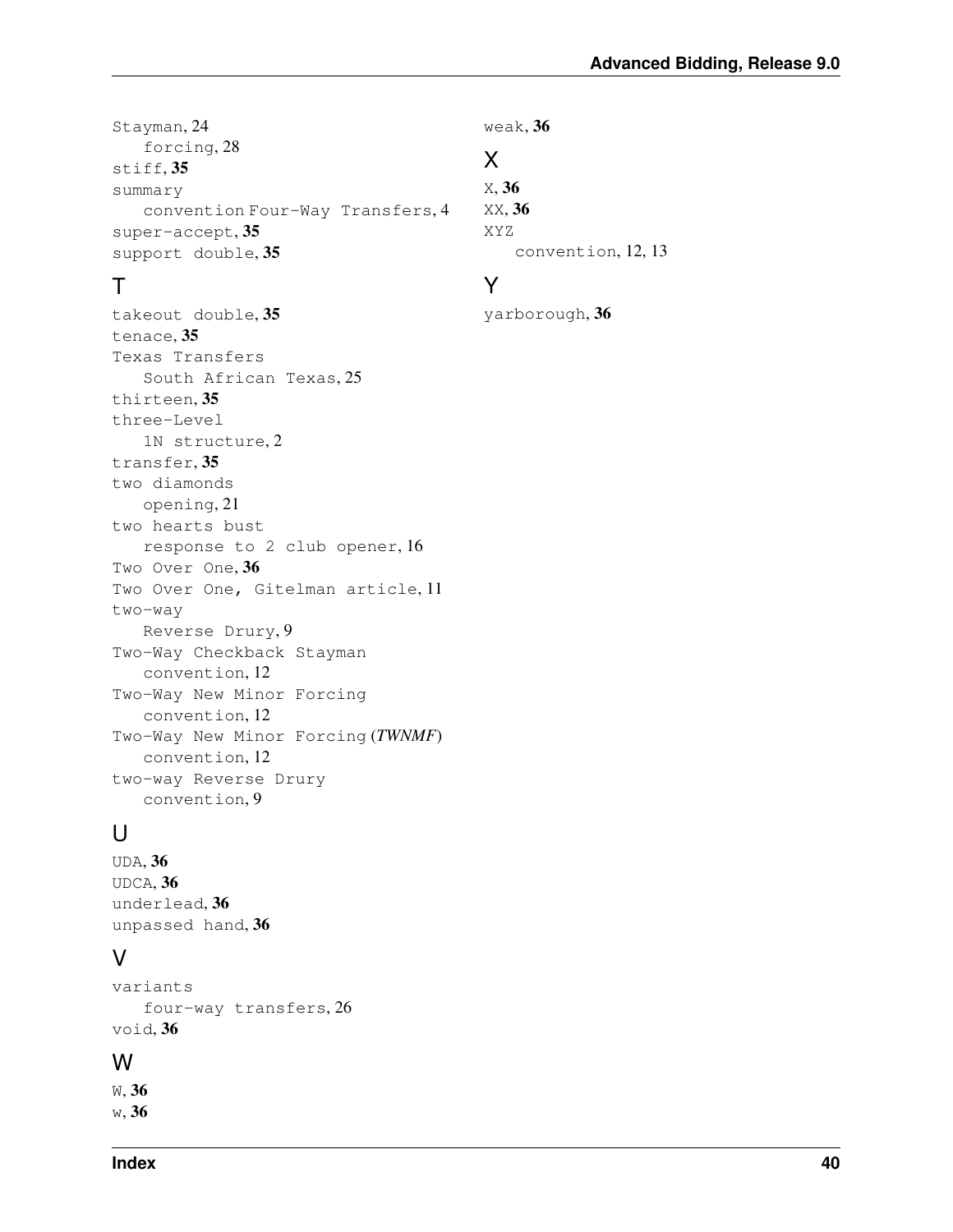Stayman, 24
    forcing, 28
stiff, **35**
summary
    convention Four-Way Transfers, 4
super-accept, **35**
support double, **35**

## T

takeout double, **35**
tenace, **35**
Texas Transfers
    South African Texas, 25
thirteen, **35**
three-Level
    1N structure, 2
transfer, **35**
two diamonds
    opening, 21
two hearts bust
    response to 2 club opener, 16
Two Over One, **36**
Two Over One, Gitelman article, 11
two-way
    Reverse Drury, 9
Two-Way Checkback Stayman
    convention, 12
Two-Way New Minor Forcing
    convention, 12
Two-Way New Minor Forcing (*TWNMF*)
    convention, 12
two-way Reverse Drury
    convention, 9

## U

UDA, **36**
UDCA, **36**
underlead, **36**
unpassed hand, **36**

## V

variants
    four-way transfers, 26
void, **36**

## W

W, **36**
w, **36**
weak, **36**

## X

X, **36**
XX, **36**
XYZ
    convention, 12, 13

## Y

yarborough, **36**